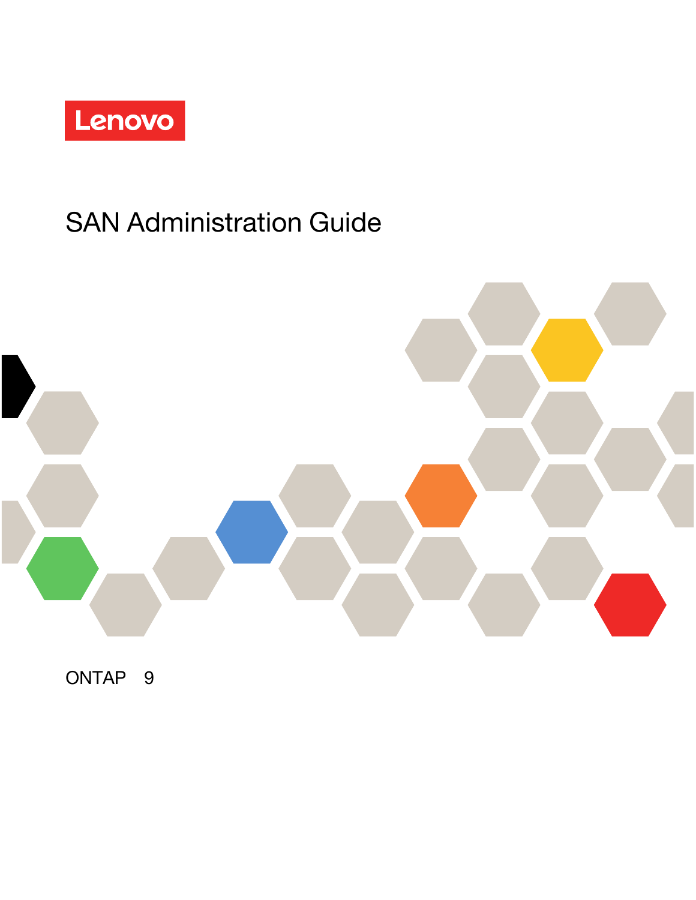Lenovo

# SAN Administration Guide

ONTAP 9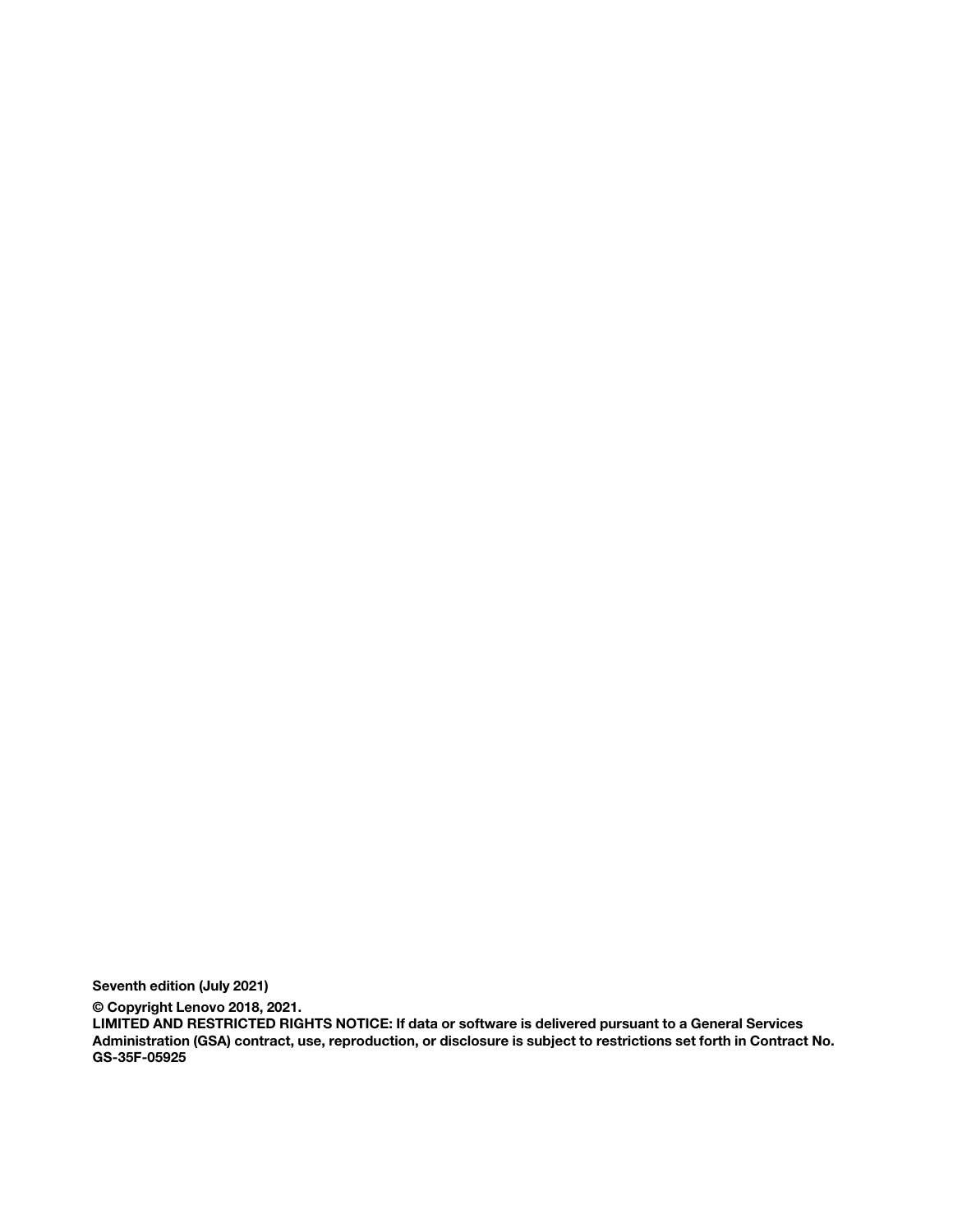**Seventh edition (July 2021)**

**© Copyright Lenovo 2018, 2021.**
**LIMITED AND RESTRICTED RIGHTS NOTICE: If data or software is delivered pursuant to a General Services Administration (GSA) contract, use, reproduction, or disclosure is subject to restrictions set forth in Contract No. GS-35F-05925**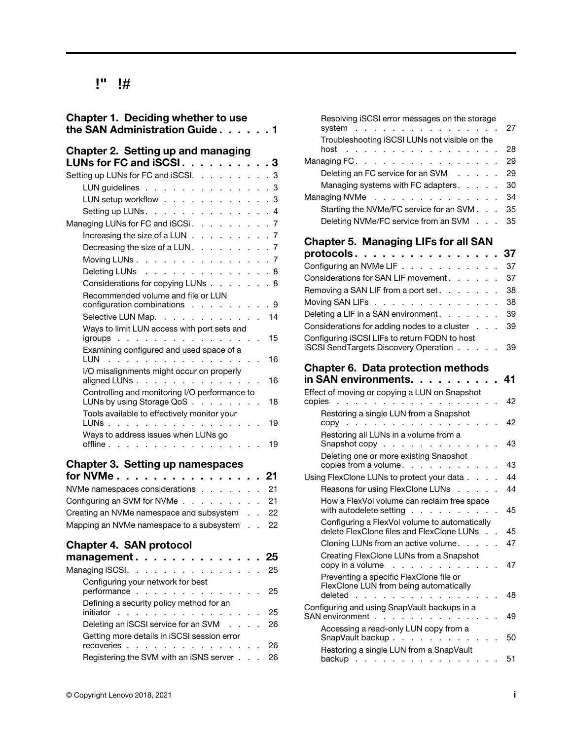# !" !#

**Chapter 1. Deciding whether to use the SAN Administration Guide . . . . . . 1**

**Chapter 2. Setting up and managing LUNs for FC and iSCSI . . . . . . . . . . 3**

Setting up LUNs for FC and iSCSI. . . . . . . . . 3
- LUN guidelines . . . . . . . . . . . . . . 3
- LUN setup workflow . . . . . . . . . . . . 3
- Setting up LUNs. . . . . . . . . . . . . . 4

Managing LUNs for FC and iSCSi . . . . . . . . . 7
- Increasing the size of a LUN . . . . . . . . . 7
- Decreasing the size of a LUN . . . . . . . . . 7
- Moving LUNs . . . . . . . . . . . . . . . 7
- Deleting LUNs . . . . . . . . . . . . . . 8
- Considerations for copying LUNs . . . . . . . 8
- Recommended volume and file or LUN configuration combinations . . . . . . . . . 9
- Selective LUN Map. . . . . . . . . . . . 14
- Ways to limit LUN access with port sets and igroups . . . . . . . . . . . . . . . . 15
- Examining configured and used space of a LUN . . . . . . . . . . . . . . . . . 16
- I/O misalignments might occur on properly aligned LUNs . . . . . . . . . . . . . . 16
- Controlling and monitoring I/O performance to LUNs by using Storage QoS . . . . . . . 18
- Tools available to effectively monitor your LUNs . . . . . . . . . . . . . . . . . 19
- Ways to address issues when LUNs go offline . . . . . . . . . . . . . . . . . 19

**Chapter 3. Setting up namespaces for NVMe . . . . . . . . . . . . . . . . 21**

NVMe namespaces considerations . . . . . . . 21
Configuring an SVM for NVMe . . . . . . . . . 21
Creating an NVMe namespace and subsystem . . 22
Mapping an NVMe namespace to a subsystem . . 22

**Chapter 4. SAN protocol management . . . . . . . . . . . . . 25**

Managing iSCSI. . . . . . . . . . . . . . . 25
- Configuring your network for best performance . . . . . . . . . . . . . . 25
- Defining a security policy method for an initiator . . . . . . . . . . . . . . . . 25
- Deleting an iSCSI service for an SVM . . . . 26
- Getting more details in iSCSI session error recoveries . . . . . . . . . . . . . . . 26
- Registering the SVM with an iSNS server . . . 26
- Resolving iSCSI error messages on the storage system . . . . . . . . . . . . . . . . 27
- Troubleshooting iSCSI LUNs not visible on the host . . . . . . . . . . . . . . . . . 28

Managing FC. . . . . . . . . . . . . . . . 29
- Deleting an FC service for an SVM . . . . . 29
- Managing systems with FC adapters. . . . . 30

Managing NVMe . . . . . . . . . . . . . . 34
- Starting the NVMe/FC service for an SVM . . . 35
- Deleting NVMe/FC service from an SVM . . . 35

**Chapter 5. Managing LIFs for all SAN protocols . . . . . . . . . . . . . . . 37**

Configuring an NVMe LIF . . . . . . . . . . 37
Considerations for SAN LIF movement . . . . . . 37
Removing a SAN LIF from a port set . . . . . . . 38
Moving SAN LIFs . . . . . . . . . . . . . . 38
Deleting a LIF in a SAN environment . . . . . . . 39
Considerations for adding nodes to a cluster . . . 39
Configuring iSCSI LIFs to return FQDN to host iSCSI SendTargets Discovery Operation . . . . . 39

**Chapter 6. Data protection methods in SAN environments. . . . . . . . . . 41**

Effect of moving or copying a LUN on Snapshot copies . . . . . . . . . . . . . . . . . . 42
- Restoring a single LUN from a Snapshot copy . . . . . . . . . . . . . . . . . 42
- Restoring all LUNs in a volume from a Snapshot copy . . . . . . . . . . . . . 43
- Deleting one or more existing Snapshot copies from a volume. . . . . . . . . . . 43

Using FlexClone LUNs to protect your data . . . . 44
- Reasons for using FlexClone LUNs . . . . . 44
- How a FlexVol volume can reclaim free space with autodelete setting . . . . . . . . . . 45
- Configuring a FlexVol volume to automatically delete FlexClone files and FlexClone LUNs . . 45
- Cloning LUNs from an active volume. . . . . 47
- Creating FlexClone LUNs from a Snapshot copy in a volume . . . . . . . . . . . . 47
- Preventing a specific FlexClone file or FlexClone LUN from being automatically deleted . . . . . . . . . . . . . . . . 48

Configuring and using SnapVault backups in a SAN environment . . . . . . . . . . . . . . 49
- Accessing a read-only LUN copy from a SnapVault backup . . . . . . . . . . . . 50
- Restoring a single LUN from a SnapVault backup . . . . . . . . . . . . . . . . 51

© Copyright Lenovo 2018, 2021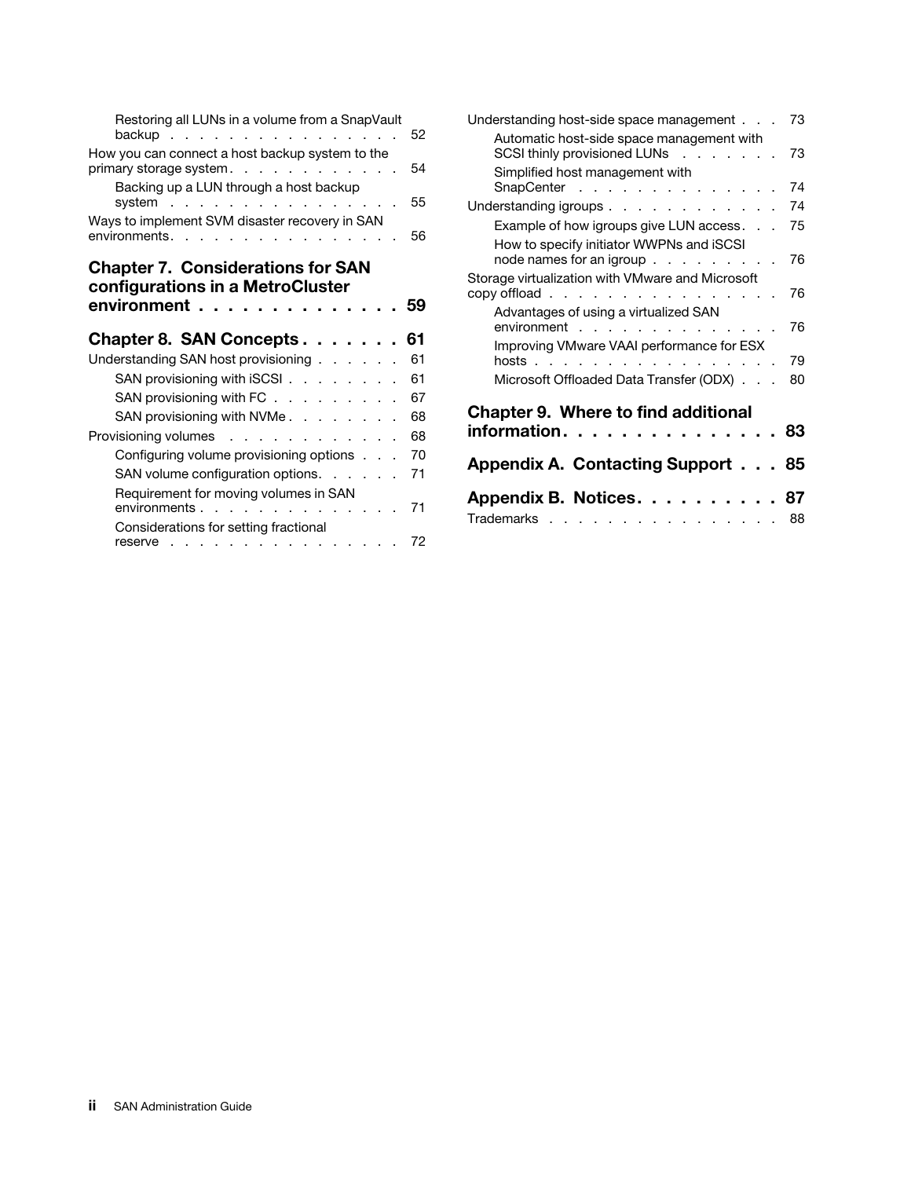Restoring all LUNs in a volume from a SnapVault backup . . . . . . . . . . . . . . . . 52

How you can connect a host backup system to the primary storage system. . . . . . . . . . . . 54

Backing up a LUN through a host backup system . . . . . . . . . . . . . . . . 55

Ways to implement SVM disaster recovery in SAN environments. . . . . . . . . . . . . . . . 56

**Chapter 7. Considerations for SAN configurations in a MetroCluster environment . . . . . . . . . . . . . . 59**

**Chapter 8. SAN Concepts . . . . . . . 61**

Understanding SAN host provisioning . . . . . . 61

SAN provisioning with iSCSI . . . . . . . . 61

SAN provisioning with FC . . . . . . . . . 67

SAN provisioning with NVMe . . . . . . . . 68

Provisioning volumes . . . . . . . . . . . . 68

Configuring volume provisioning options . . . 70

SAN volume configuration options. . . . . . 71

Requirement for moving volumes in SAN environments . . . . . . . . . . . . . . 71

Considerations for setting fractional reserve . . . . . . . . . . . . . . . . 72

Understanding host-side space management . . . 73

Automatic host-side space management with SCSI thinly provisioned LUNs . . . . . . . 73

Simplified host management with SnapCenter . . . . . . . . . . . . . . 74

Understanding igroups . . . . . . . . . . . . 74

Example of how igroups give LUN access. . . . 75

How to specify initiator WWPNs and iSCSI node names for an igroup . . . . . . . . . 76

Storage virtualization with VMware and Microsoft copy offload . . . . . . . . . . . . . . . . 76

Advantages of using a virtualized SAN environment . . . . . . . . . . . . . . 76

Improving VMware VAAI performance for ESX hosts . . . . . . . . . . . . . . . . . 79

Microsoft Offloaded Data Transfer (ODX) . . . 80

**Chapter 9. Where to find additional information. . . . . . . . . . . . . . . 83**

**Appendix A. Contacting Support . . . 85**

**Appendix B. Notices. . . . . . . . . . 87**

Trademarks . . . . . . . . . . . . . . . . 88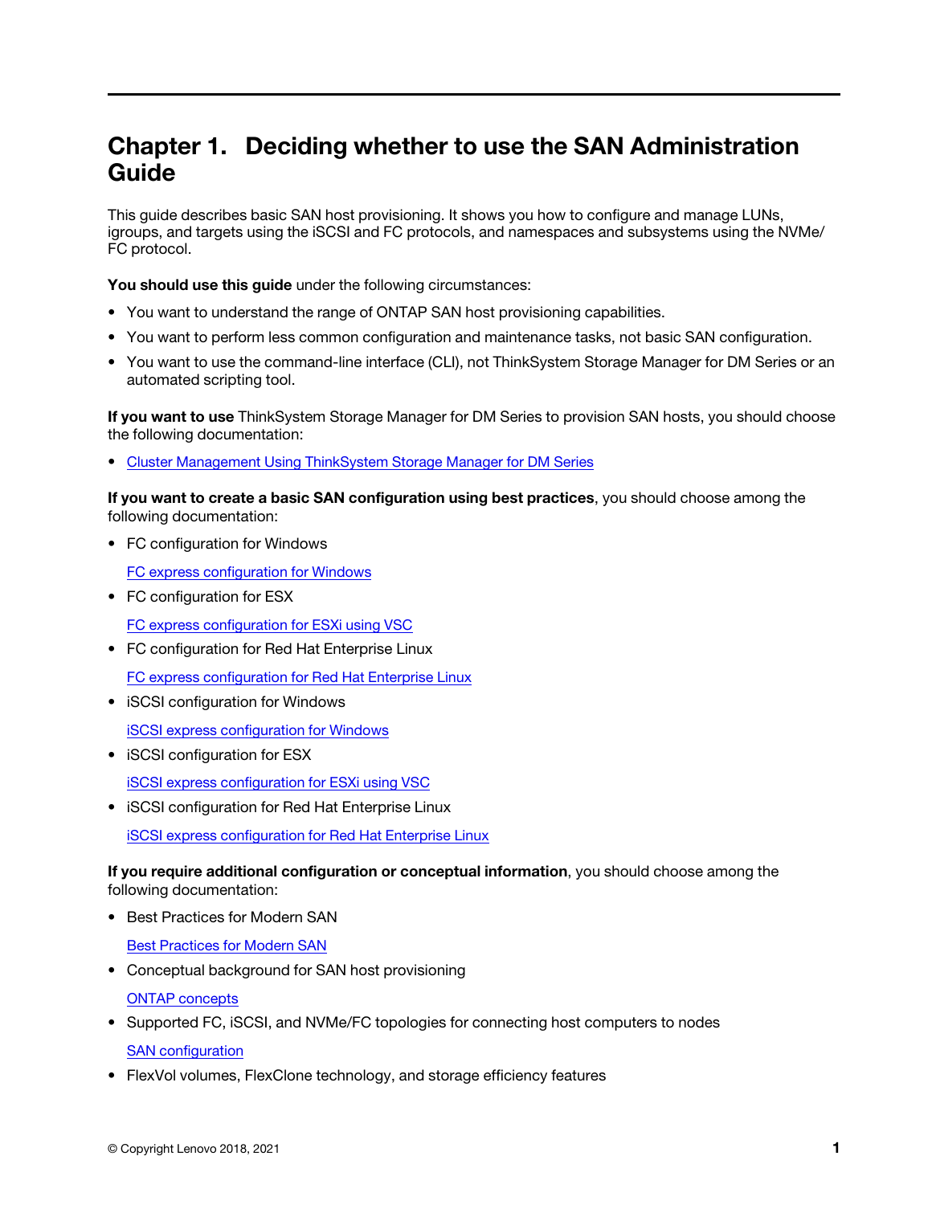# Chapter 1. Deciding whether to use the SAN Administration Guide

This guide describes basic SAN host provisioning. It shows you how to configure and manage LUNs, igroups, and targets using the iSCSI and FC protocols, and namespaces and subsystems using the NVMe/FC protocol.

**You should use this guide** under the following circumstances:

- You want to understand the range of ONTAP SAN host provisioning capabilities.
- You want to perform less common configuration and maintenance tasks, not basic SAN configuration.
- You want to use the command-line interface (CLI), not ThinkSystem Storage Manager for DM Series or an automated scripting tool.

**If you want to use** ThinkSystem Storage Manager for DM Series to provision SAN hosts, you should choose the following documentation:

- Cluster Management Using ThinkSystem Storage Manager for DM Series

**If you want to create a basic SAN configuration using best practices**, you should choose among the following documentation:

- FC configuration for Windows

  FC express configuration for Windows

- FC configuration for ESX

  FC express configuration for ESXi using VSC

- FC configuration for Red Hat Enterprise Linux

  FC express configuration for Red Hat Enterprise Linux

- iSCSI configuration for Windows

  iSCSI express configuration for Windows

- iSCSI configuration for ESX

  iSCSI express configuration for ESXi using VSC

- iSCSI configuration for Red Hat Enterprise Linux

  iSCSI express configuration for Red Hat Enterprise Linux

**If you require additional configuration or conceptual information**, you should choose among the following documentation:

- Best Practices for Modern SAN

  Best Practices for Modern SAN

- Conceptual background for SAN host provisioning

  ONTAP concepts

- Supported FC, iSCSI, and NVMe/FC topologies for connecting host computers to nodes

  SAN configuration

- FlexVol volumes, FlexClone technology, and storage efficiency features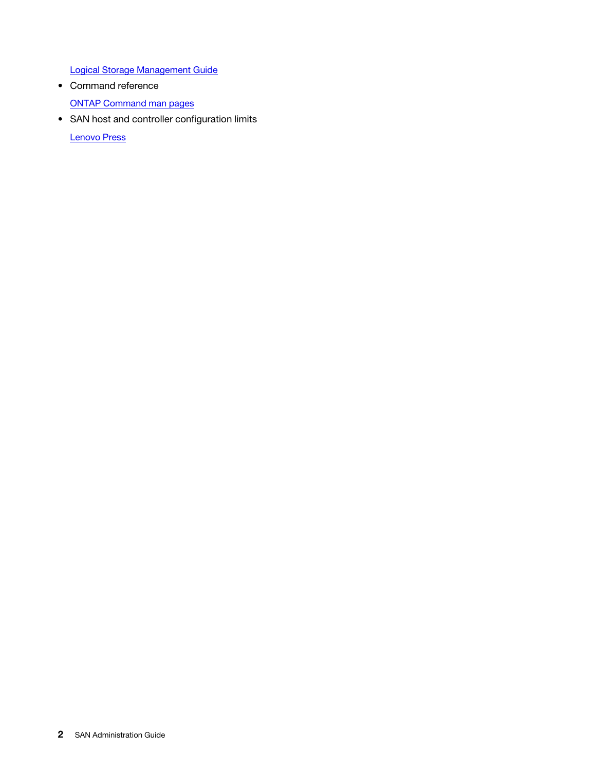Logical Storage Management Guide

- Command reference

  ONTAP Command man pages

- SAN host and controller configuration limits

  Lenovo Press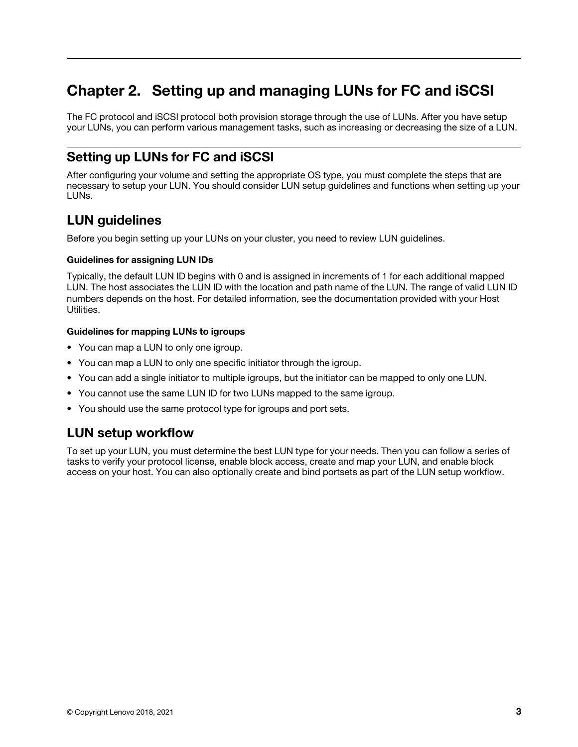# Chapter 2. Setting up and managing LUNs for FC and iSCSI

The FC protocol and iSCSI protocol both provision storage through the use of LUNs. After you have setup your LUNs, you can perform various management tasks, such as increasing or decreasing the size of a LUN.

## Setting up LUNs for FC and iSCSI

After configuring your volume and setting the appropriate OS type, you must complete the steps that are necessary to setup your LUN. You should consider LUN setup guidelines and functions when setting up your LUNs.

## LUN guidelines

Before you begin setting up your LUNs on your cluster, you need to review LUN guidelines.

**Guidelines for assigning LUN IDs**

Typically, the default LUN ID begins with 0 and is assigned in increments of 1 for each additional mapped LUN. The host associates the LUN ID with the location and path name of the LUN. The range of valid LUN ID numbers depends on the host. For detailed information, see the documentation provided with your Host Utilities.

**Guidelines for mapping LUNs to igroups**

- You can map a LUN to only one igroup.
- You can map a LUN to only one specific initiator through the igroup.
- You can add a single initiator to multiple igroups, but the initiator can be mapped to only one LUN.
- You cannot use the same LUN ID for two LUNs mapped to the same igroup.
- You should use the same protocol type for igroups and port sets.

## LUN setup workflow

To set up your LUN, you must determine the best LUN type for your needs. Then you can follow a series of tasks to verify your protocol license, enable block access, create and map your LUN, and enable block access on your host. You can also optionally create and bind portsets as part of the LUN setup workflow.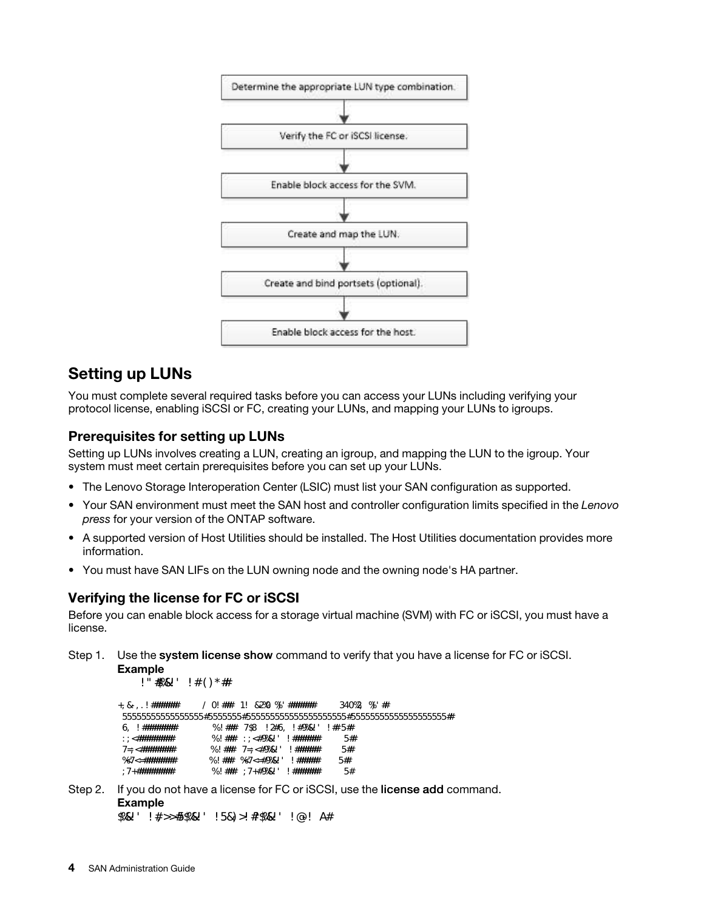Determine the appropriate LUN type combination.

↓

Verify the FC or iSCSI license.

↓

Enable block access for the SVM.

↓

Create and map the LUN.

↓

Create and bind portsets (optional).

↓

Enable block access for the host.

## Setting up LUNs

You must complete several required tasks before you can access your LUNs including verifying your protocol license, enabling iSCSI or FC, creating your LUNs, and mapping your LUNs to igroups.

### Prerequisites for setting up LUNs

Setting up LUNs involves creating a LUN, creating an igroup, and mapping the LUN to the igroup. Your system must meet certain prerequisites before you can set up your LUNs.

- The Lenovo Storage Interoperation Center (LSIC) must list your SAN configuration as supported.
- Your SAN environment must meet the SAN host and controller configuration limits specified in the *Lenovo press* for your version of the ONTAP software.
- A supported version of Host Utilities should be installed. The Host Utilities documentation provides more information.
- You must have SAN LIFs on the LUN owning node and the owning node's HA partner.

### Verifying the license for FC or iSCSI

Before you can enable block access for a storage virtual machine (SVM) with FC or iSCSI, you must have a license.

Step 1. Use the **system license show** command to verify that you have a license for FC or iSCSI.

**Example**

```
!" #$%&' ' !#()*#

+,&,.!######      /0!## 1! &2%0 %,' ######      340%2, %,' #
555555555555555555#5555555#5555555555555555555555#555555555555555555555#
6, !#######         %!## 7$8 !2#6, !#9%&' ' !#5#
:;<########         %!## :;<#9%&' ' !######     5#
7=;<########        %!## 7=;<#9%&' ' !######    5#
%&7<=#######        %!## %&7<=#9%&' ' !#####    5#
;7+########         %!## ;7+#9%&' ' !######     5#
```

Step 2. If you do not have a license for FC or iSCSI, use the **license add** command.

**Example**

```
$%&' ' !#>>#5$%&' ' !5&)>!#$%&' ' !@! A#
```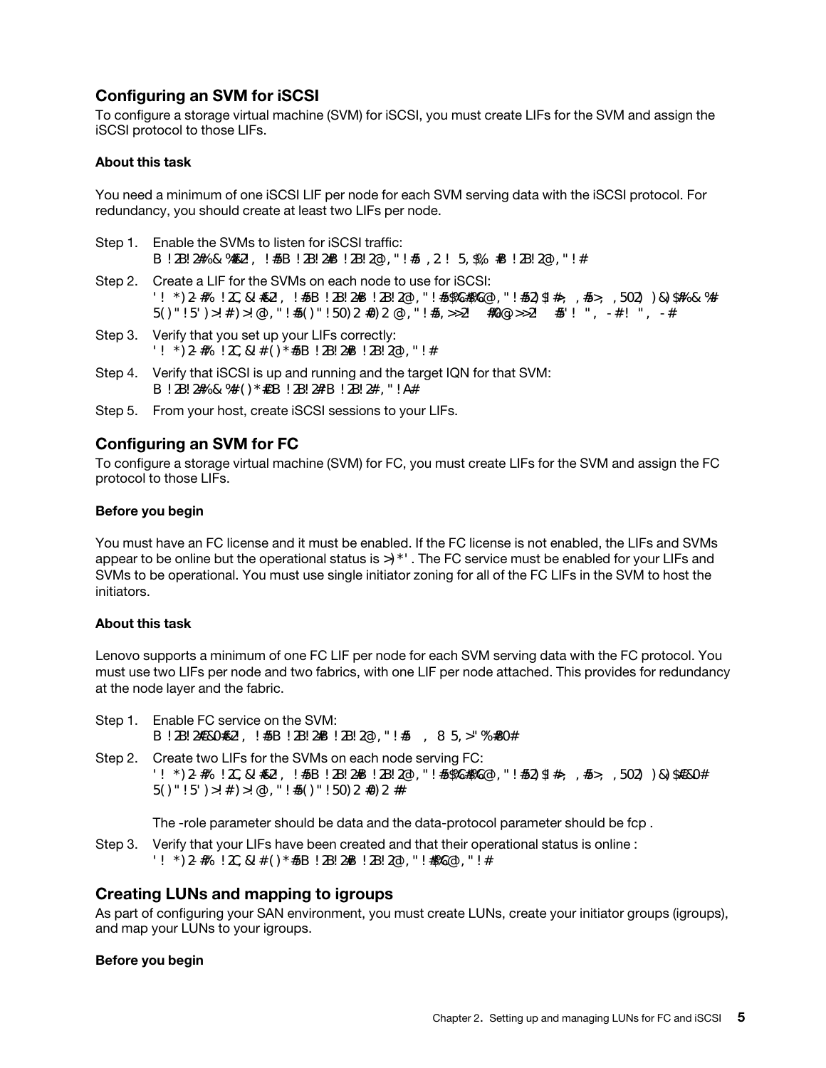## Configuring an SVM for iSCSI

To configure a storage virtual machine (SVM) for iSCSI, you must create LIFs for the SVM and assign the iSCSI protocol to those LIFs.

### About this task

You need a minimum of one iSCSI LIF per node for each SVM serving data with the iSCSI protocol. For redundancy, you should create at least two LIFs per node.

Step 1. Enable the SVMs to listen for iSCSI traffic:

```
B !2B!2#%&%#&2!, !#5B !2B!2#B !2B!2@,"!#5 ,2! 5,$% #B !2B!2@,"!#
```

Step 2. Create a LIF for the SVMs on each node to use for iSCSI:

```
'! *)2-#%!2C,&!#&2!, !#5B !2B!2#B !2B!2@,"!#5$%C#%C@,"!#52)$1#>; ,#5>; ,502) )&)$#%&%#
5()"!5')>!#)>!@,"!#5()"!50)2 #0)2 @,"!#5,>>2!   #0@>>2!   #5'! ", -#! ", -#
```

Step 3. Verify that you set up your LIFs correctly:

```
'! *)2-#%!2C,&!#()*#5B !2B!2#B !2B!2@,"!#
```

Step 4. Verify that iSCSI is up and running and the target IQN for that SVM:

```
B !2B!2#%&%#()*#5B !2B!2#B !2B!2#,"!A#
```

Step 5. From your host, create iSCSI sessions to your LIFs.

## Configuring an SVM for FC

To configure a storage virtual machine (SVM) for FC, you must create LIFs for the SVM and assign the FC protocol to those LIFs.

### Before you begin

You must have an FC license and it must be enabled. If the FC license is not enabled, the LIFs and SVMs appear to be online but the operational status is >)*' . The FC service must be enabled for your LIFs and SVMs to be operational. You must use single initiator zoning for all of the FC LIFs in the SVM to host the initiators.

### About this task

Lenovo supports a minimum of one FC LIF per node for each SVM serving data with the FC protocol. You must use two LIFs per node and two fabrics, with one LIF per node attached. This provides for redundancy at the node layer and the fabric.

Step 1. Enable FC service on the SVM:

```
B !2B!2#&0#&2!, !#5B !2B!2#B !2B!2@,"!#5  , 8 5,>"%#0#
```

Step 2. Create two LIFs for the SVMs on each node serving FC:

```
'! *)2-#%!2C,&!#&2!, !#5B !2B!2#B !2B!2@,"!#5$%C#%C@,"!#52)$1#>; ,#5>; ,502) )&)$#&0#
5()"!5')>!#)>!@,"!#5()"!50)2 #0)2 #
```

The -role parameter should be data and the data-protocol parameter should be fcp .

Step 3. Verify that your LIFs have been created and that their operational status is online :

```
'! *)2-#%!2C,&!#()*#5B !2B!2#B !2B!2@,"!#%C@,"!#
```

## Creating LUNs and mapping to igroups

As part of configuring your SAN environment, you must create LUNs, create your initiator groups (igroups), and map your LUNs to your igroups.

### Before you begin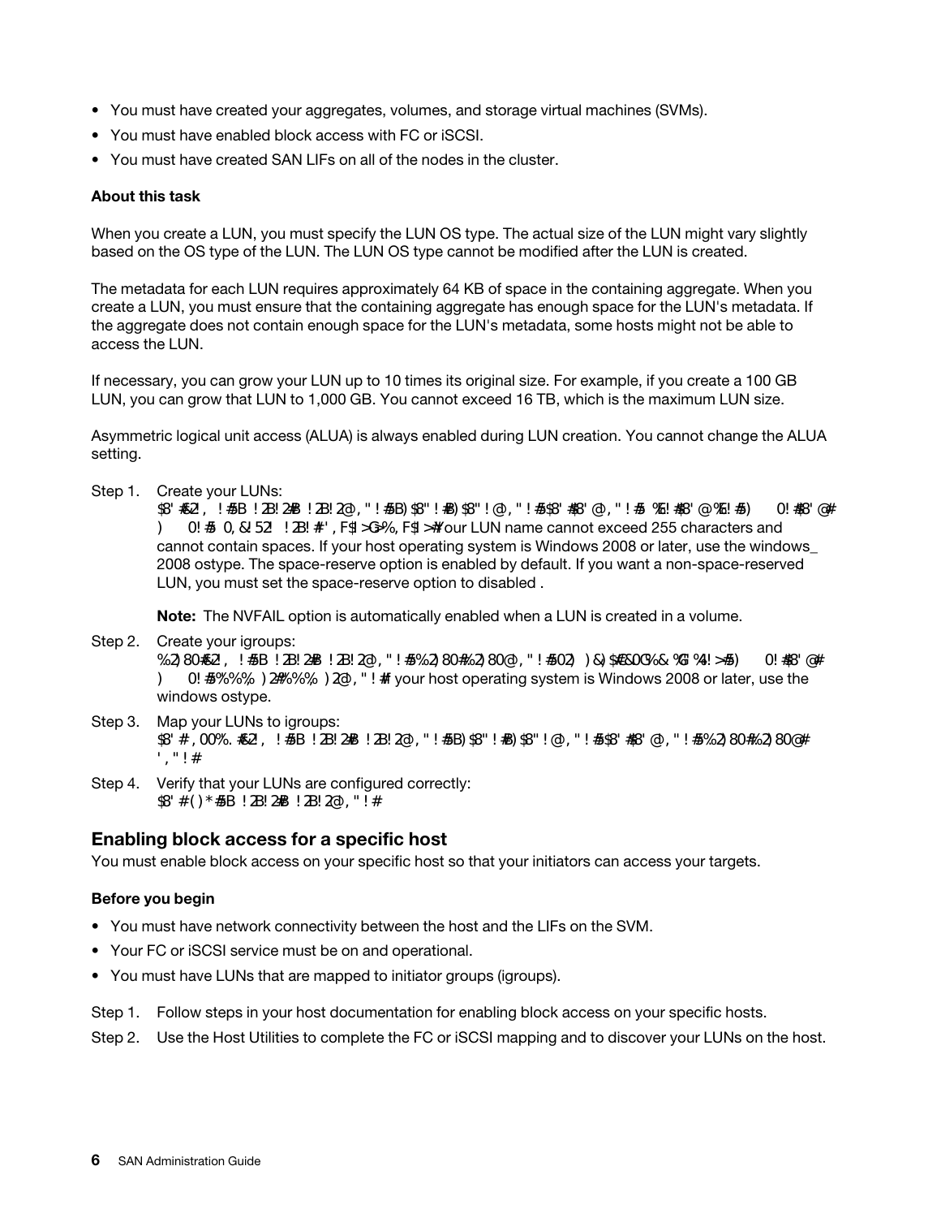- You must have created your aggregates, volumes, and storage virtual machines (SVMs).
- You must have enabled block access with FC or iSCSI.
- You must have created SAN LIFs on all of the nodes in the cluster.

### About this task

When you create a LUN, you must specify the LUN OS type. The actual size of the LUN might vary slightly based on the OS type of the LUN. The LUN OS type cannot be modified after the LUN is created.

The metadata for each LUN requires approximately 64 KB of space in the containing aggregate. When you create a LUN, you must ensure that the containing aggregate has enough space for the LUN's metadata. If the aggregate does not contain enough space for the LUN's metadata, some hosts might not be able to access the LUN.

If necessary, you can grow your LUN up to 10 times its original size. For example, if you create a 100 GB LUN, you can grow that LUN to 1,000 GB. You cannot exceed 16 TB, which is the maximum LUN size.

Asymmetric logical unit access (ALUA) is always enabled during LUN creation. You cannot change the ALUA setting.

Step 1. Create your LUNs:
$8'#&2!, !#5B !2B!2#B !2B!2@,"!#5B)$8"!#B)$8"!@,"!#5$8'#8'@,"!#5 %6!#8'@%6!#5) 0!#8'@# ) 0!#5 0,&52! !2B!#',F$>G%,F$>#Your LUN name cannot exceed 255 characters and cannot contain spaces. If your host operating system is Windows 2008 or later, use the windows_ 2008 ostype. The space-reserve option is enabled by default. If you want a non-space-reserved LUN, you must set the space-reserve option to disabled .

**Note:** The NVFAIL option is automatically enabled when a LUN is created in a volume.

Step 2. Create your igroups:
%2)80#&2!, !#5B !2B!2#B !2B!2@,"!#5%2)80#%2)80@,"!#502) )&)$&0G%&%G%4!>#5) 0!#8'@# ) 0!#5%%%% )2#%%% )2@,"!#If your host operating system is Windows 2008 or later, use the windows ostype.

Step 3. Map your LUNs to igroups:
$8'#,00%.#&2!, !#5B !2B!2#B !2B!2@,"!#5B)$8"!#B)$8"!@,"!#5$8'#8'@,"!#5%2)80#%2)80@# ',"!#

Step 4. Verify that your LUNs are configured correctly:
$8'#()*#5B !2B!2#B !2B!2@,"!#

## Enabling block access for a specific host

You must enable block access on your specific host so that your initiators can access your targets.

### Before you begin

- You must have network connectivity between the host and the LIFs on the SVM.
- Your FC or iSCSI service must be on and operational.
- You must have LUNs that are mapped to initiator groups (igroups).

Step 1. Follow steps in your host documentation for enabling block access on your specific hosts.

Step 2. Use the Host Utilities to complete the FC or iSCSI mapping and to discover your LUNs on the host.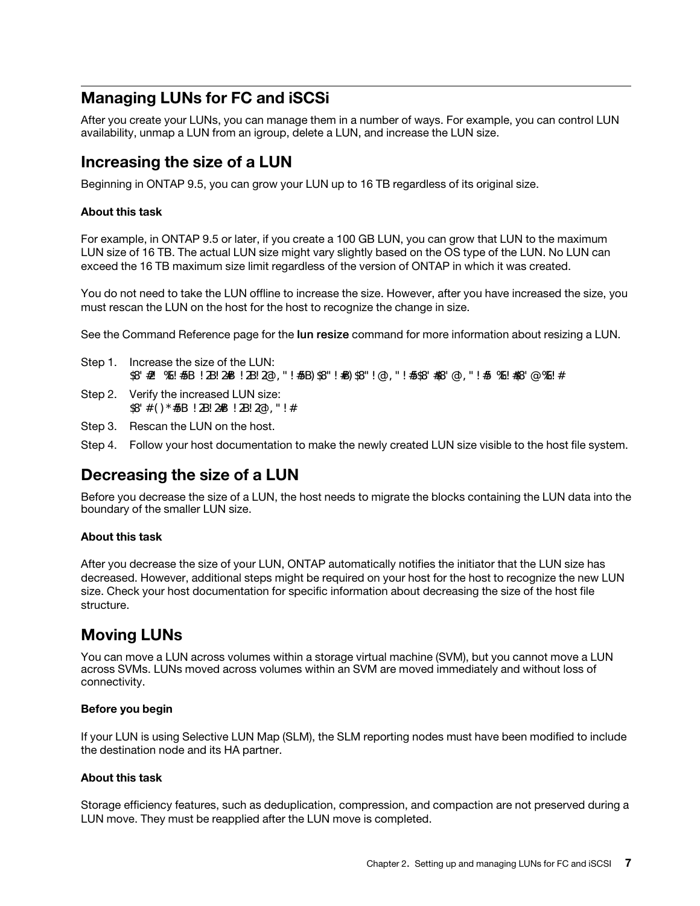## Managing LUNs for FC and iSCSi

After you create your LUNs, you can manage them in a number of ways. For example, you can control LUN availability, unmap a LUN from an igroup, delete a LUN, and increase the LUN size.

## Increasing the size of a LUN

Beginning in ONTAP 9.5, you can grow your LUN up to 16 TB regardless of its original size.

### About this task

For example, in ONTAP 9.5 or later, if you create a 100 GB LUN, you can grow that LUN to the maximum LUN size of 16 TB. The actual LUN size might vary slightly based on the OS type of the LUN. No LUN can exceed the 16 TB maximum size limit regardless of the version of ONTAP in which it was created.

You do not need to take the LUN offline to increase the size. However, after you have increased the size, you must rescan the LUN on the host for the host to recognize the change in size.

See the Command Reference page for the **lun resize** command for more information about resizing a LUN.

Step 1. Increase the size of the LUN:

```
$8' #2! %6!#5B !2B!2#B !2B!2@,"!#5B)$8"!#B)$8"!@,"!#5$8'#8'@,"!#5 %6!#8'@%6!#
```

Step 2. Verify the increased LUN size:

```
$8' #()*#5B !2B!2#B !2B!2@,"!#
```

Step 3. Rescan the LUN on the host.

Step 4. Follow your host documentation to make the newly created LUN size visible to the host file system.

## Decreasing the size of a LUN

Before you decrease the size of a LUN, the host needs to migrate the blocks containing the LUN data into the boundary of the smaller LUN size.

### About this task

After you decrease the size of your LUN, ONTAP automatically notifies the initiator that the LUN size has decreased. However, additional steps might be required on your host for the host to recognize the new LUN size. Check your host documentation for specific information about decreasing the size of the host file structure.

## Moving LUNs

You can move a LUN across volumes within a storage virtual machine (SVM), but you cannot move a LUN across SVMs. LUNs moved across volumes within an SVM are moved immediately and without loss of connectivity.

### Before you begin

If your LUN is using Selective LUN Map (SLM), the SLM reporting nodes must have been modified to include the destination node and its HA partner.

### About this task

Storage efficiency features, such as deduplication, compression, and compaction are not preserved during a LUN move. They must be reapplied after the LUN move is completed.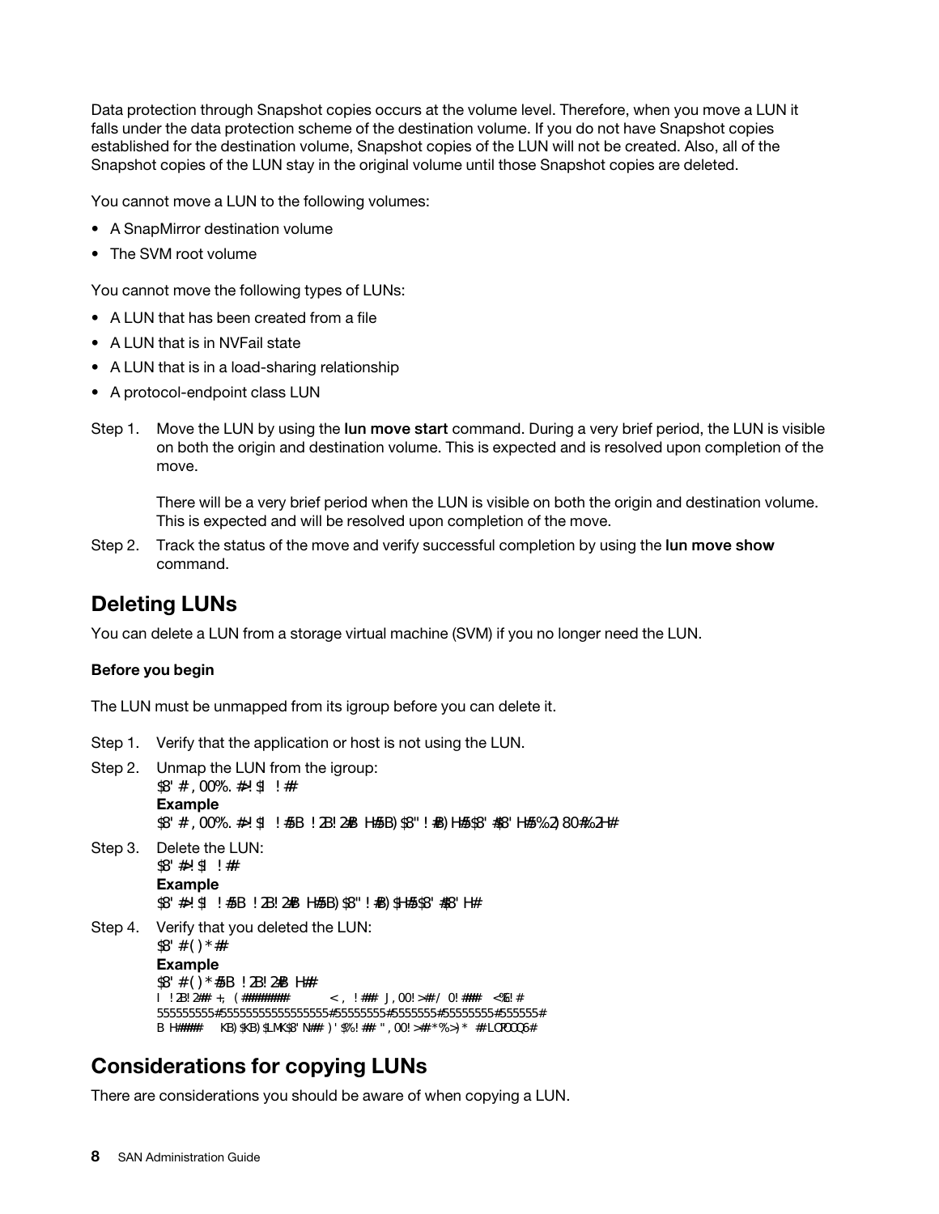Data protection through Snapshot copies occurs at the volume level. Therefore, when you move a LUN it falls under the data protection scheme of the destination volume. If you do not have Snapshot copies established for the destination volume, Snapshot copies of the LUN will not be created. Also, all of the Snapshot copies of the LUN stay in the original volume until those Snapshot copies are deleted.

You cannot move a LUN to the following volumes:

- A SnapMirror destination volume
- The SVM root volume

You cannot move the following types of LUNs:

- A LUN that has been created from a file
- A LUN that is in NVFail state
- A LUN that is in a load-sharing relationship
- A protocol-endpoint class LUN

Step 1. Move the LUN by using the **lun move start** command. During a very brief period, the LUN is visible on both the origin and destination volume. This is expected and is resolved upon completion of the move.

There will be a very brief period when the LUN is visible on both the origin and destination volume. This is expected and will be resolved upon completion of the move.

Step 2. Track the status of the move and verify successful completion by using the **lun move show** command.

## Deleting LUNs

You can delete a LUN from a storage virtual machine (SVM) if you no longer need the LUN.

**Before you begin**

The LUN must be unmapped from its igroup before you can delete it.

Step 1. Verify that the application or host is not using the LUN.

Step 2. Unmap the LUN from the igroup:

```
$8' # , 00%. #>!$l !##
```

**Example**

```
$8' # , 00%. #>!$l !#5B !2B!2#B H#5B)$8"!#B)H#5$8' #$8' H#5%2)80#%2H#
```

Step 3. Delete the LUN:

```
$8' #>!$l !##
```

**Example**

```
$8' #>!$l !#5B !2B!2#B H#5B)$8"!#B)$H#5$8' #$8' H#
```

Step 4. Verify that you deleted the LUN:

```
$8' #()*##
```

**Example**

```
$8' #()*#5B !2B!2#B H##
l !2B!2## +; (########    <, !##  J,00!>##/ 0!###  <%6!#
5555555555#55555555555555555#55555555#5555555#55555555#555555#
B H####    KB)$KB)$LMK$8' N## )'$%!## ",00!>##*%>)* ##LOPOOQ6#
```

## Considerations for copying LUNs

There are considerations you should be aware of when copying a LUN.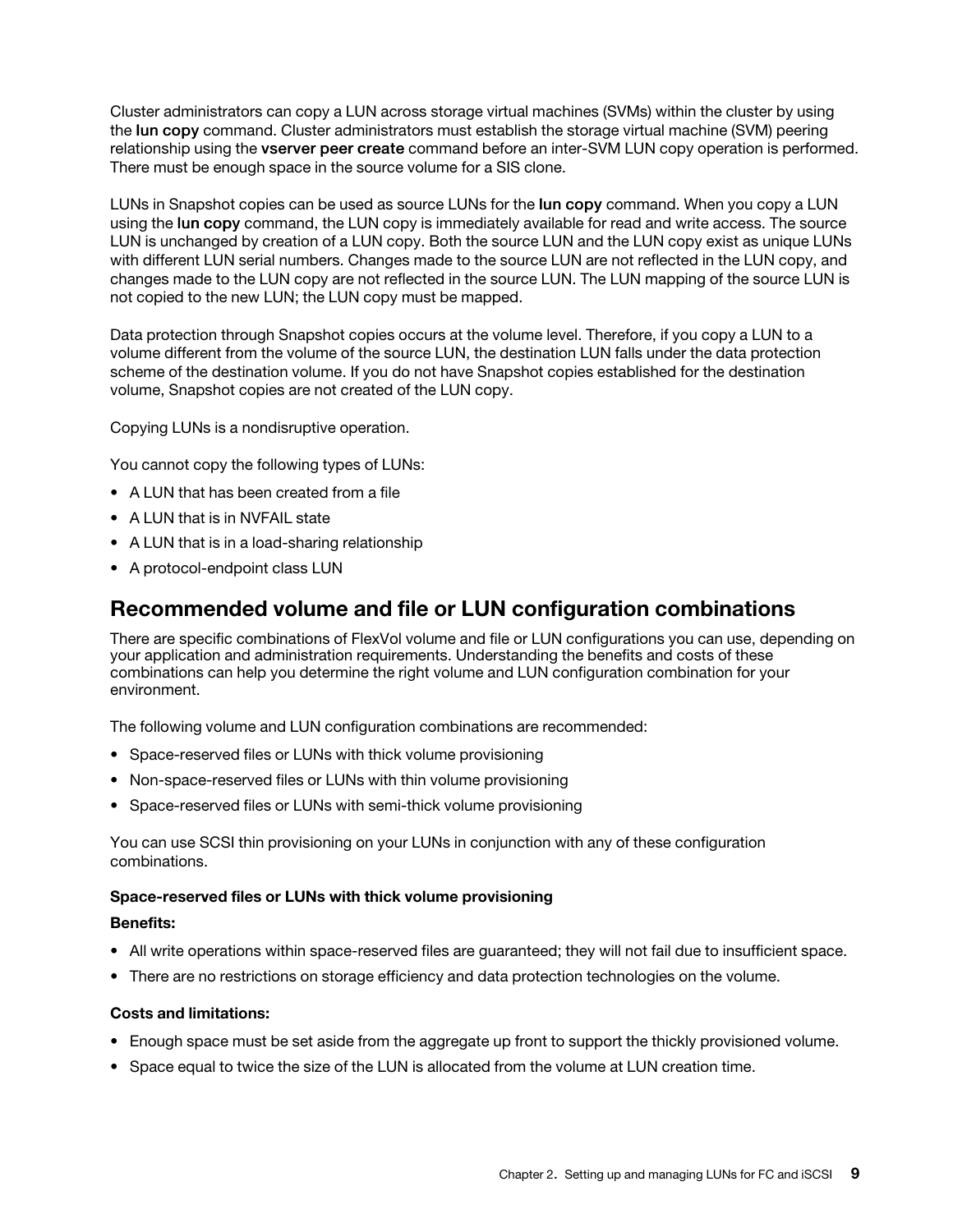Cluster administrators can copy a LUN across storage virtual machines (SVMs) within the cluster by using the **lun copy** command. Cluster administrators must establish the storage virtual machine (SVM) peering relationship using the **vserver peer create** command before an inter-SVM LUN copy operation is performed. There must be enough space in the source volume for a SIS clone.

LUNs in Snapshot copies can be used as source LUNs for the **lun copy** command. When you copy a LUN using the **lun copy** command, the LUN copy is immediately available for read and write access. The source LUN is unchanged by creation of a LUN copy. Both the source LUN and the LUN copy exist as unique LUNs with different LUN serial numbers. Changes made to the source LUN are not reflected in the LUN copy, and changes made to the LUN copy are not reflected in the source LUN. The LUN mapping of the source LUN is not copied to the new LUN; the LUN copy must be mapped.

Data protection through Snapshot copies occurs at the volume level. Therefore, if you copy a LUN to a volume different from the volume of the source LUN, the destination LUN falls under the data protection scheme of the destination volume. If you do not have Snapshot copies established for the destination volume, Snapshot copies are not created of the LUN copy.

Copying LUNs is a nondisruptive operation.

You cannot copy the following types of LUNs:

- A LUN that has been created from a file
- A LUN that is in NVFAIL state
- A LUN that is in a load-sharing relationship
- A protocol-endpoint class LUN

## Recommended volume and file or LUN configuration combinations

There are specific combinations of FlexVol volume and file or LUN configurations you can use, depending on your application and administration requirements. Understanding the benefits and costs of these combinations can help you determine the right volume and LUN configuration combination for your environment.

The following volume and LUN configuration combinations are recommended:

- Space-reserved files or LUNs with thick volume provisioning
- Non-space-reserved files or LUNs with thin volume provisioning
- Space-reserved files or LUNs with semi-thick volume provisioning

You can use SCSI thin provisioning on your LUNs in conjunction with any of these configuration combinations.

#### Space-reserved files or LUNs with thick volume provisioning

**Benefits:**

- All write operations within space-reserved files are guaranteed; they will not fail due to insufficient space.
- There are no restrictions on storage efficiency and data protection technologies on the volume.

**Costs and limitations:**

- Enough space must be set aside from the aggregate up front to support the thickly provisioned volume.
- Space equal to twice the size of the LUN is allocated from the volume at LUN creation time.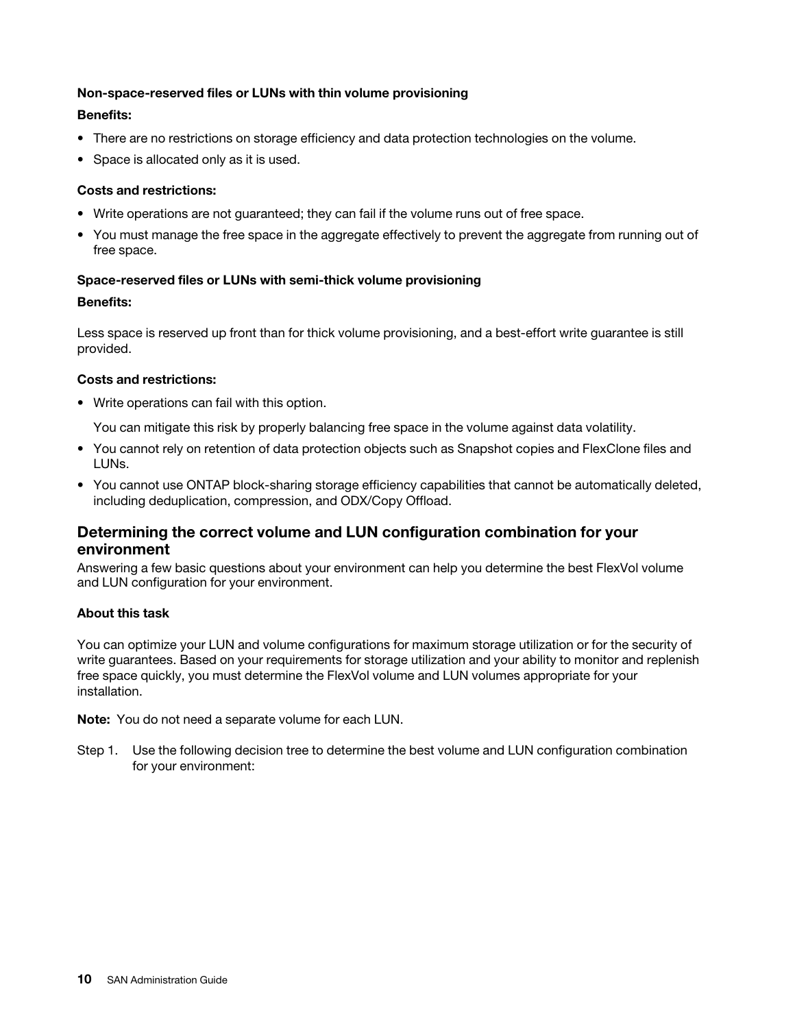**Non-space-reserved files or LUNs with thin volume provisioning**

**Benefits:**

- There are no restrictions on storage efficiency and data protection technologies on the volume.
- Space is allocated only as it is used.

**Costs and restrictions:**

- Write operations are not guaranteed; they can fail if the volume runs out of free space.
- You must manage the free space in the aggregate effectively to prevent the aggregate from running out of free space.

**Space-reserved files or LUNs with semi-thick volume provisioning**

**Benefits:**

Less space is reserved up front than for thick volume provisioning, and a best-effort write guarantee is still provided.

**Costs and restrictions:**

- Write operations can fail with this option.

  You can mitigate this risk by properly balancing free space in the volume against data volatility.

- You cannot rely on retention of data protection objects such as Snapshot copies and FlexClone files and LUNs.
- You cannot use ONTAP block-sharing storage efficiency capabilities that cannot be automatically deleted, including deduplication, compression, and ODX/Copy Offload.

## Determining the correct volume and LUN configuration combination for your environment

Answering a few basic questions about your environment can help you determine the best FlexVol volume and LUN configuration for your environment.

**About this task**

You can optimize your LUN and volume configurations for maximum storage utilization or for the security of write guarantees. Based on your requirements for storage utilization and your ability to monitor and replenish free space quickly, you must determine the FlexVol volume and LUN volumes appropriate for your installation.

**Note:** You do not need a separate volume for each LUN.

Step 1. Use the following decision tree to determine the best volume and LUN configuration combination for your environment: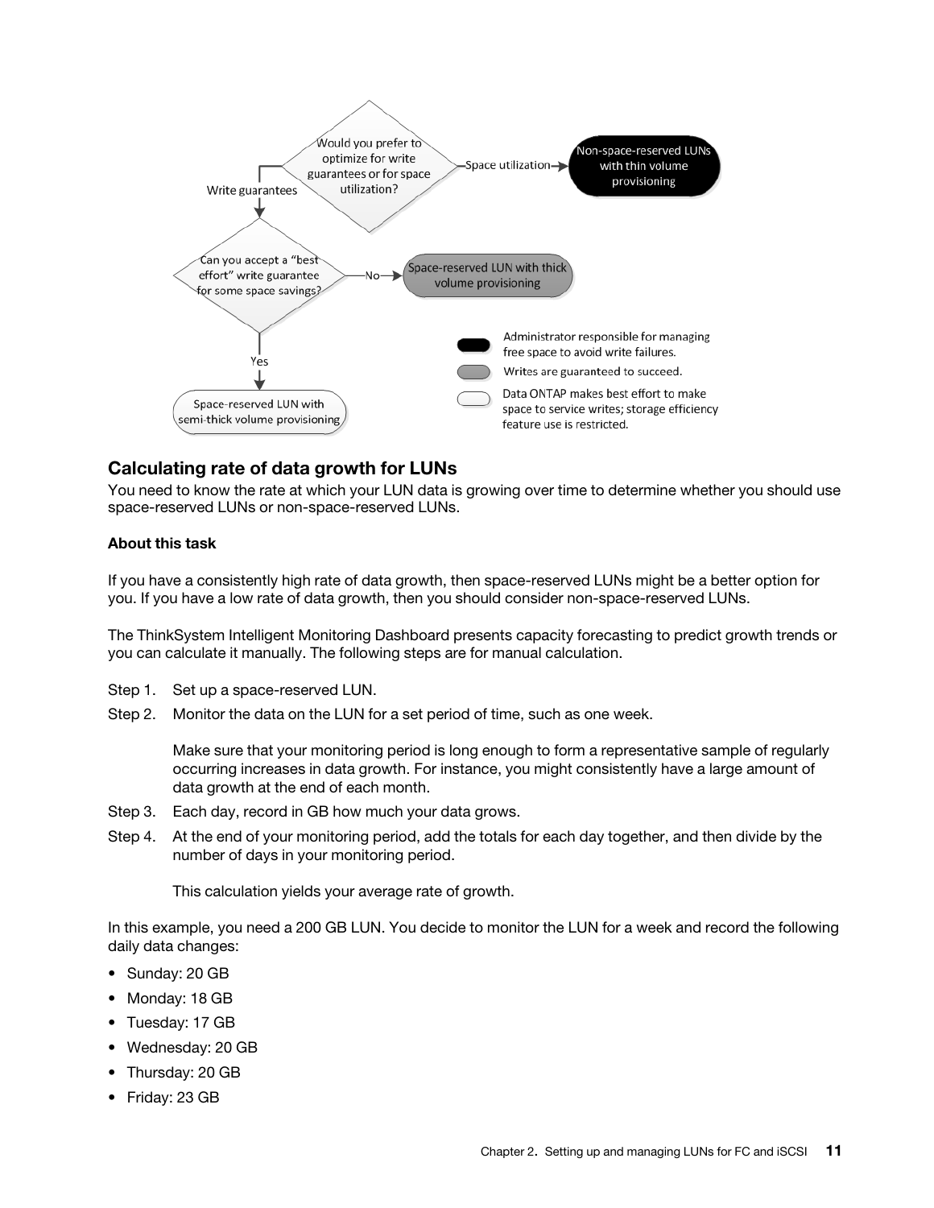## Calculating rate of data growth for LUNs

You need to know the rate at which your LUN data is growing over time to determine whether you should use space-reserved LUNs or non-space-reserved LUNs.

### About this task

If you have a consistently high rate of data growth, then space-reserved LUNs might be a better option for you. If you have a low rate of data growth, then you should consider non-space-reserved LUNs.

The ThinkSystem Intelligent Monitoring Dashboard presents capacity forecasting to predict growth trends or you can calculate it manually. The following steps are for manual calculation.

Step 1. Set up a space-reserved LUN.

Step 2. Monitor the data on the LUN for a set period of time, such as one week.

Make sure that your monitoring period is long enough to form a representative sample of regularly occurring increases in data growth. For instance, you might consistently have a large amount of data growth at the end of each month.

Step 3. Each day, record in GB how much your data grows.

Step 4. At the end of your monitoring period, add the totals for each day together, and then divide by the number of days in your monitoring period.

This calculation yields your average rate of growth.

In this example, you need a 200 GB LUN. You decide to monitor the LUN for a week and record the following daily data changes:

- Sunday: 20 GB
- Monday: 18 GB
- Tuesday: 17 GB
- Wednesday: 20 GB
- Thursday: 20 GB
- Friday: 23 GB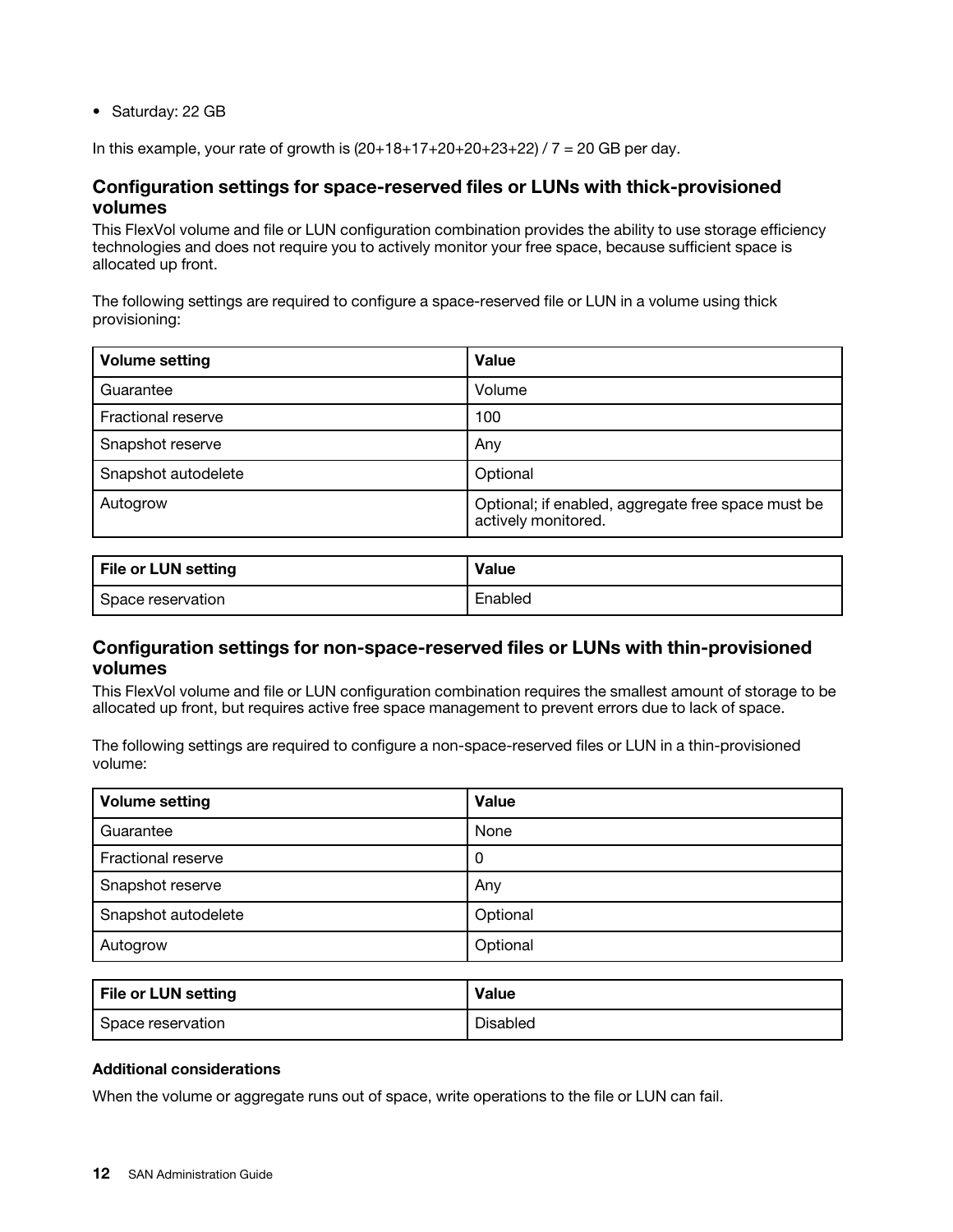- Saturday: 22 GB

In this example, your rate of growth is (20+18+17+20+20+23+22) / 7 = 20 GB per day.

### Configuration settings for space-reserved files or LUNs with thick-provisioned volumes

This FlexVol volume and file or LUN configuration combination provides the ability to use storage efficiency technologies and does not require you to actively monitor your free space, because sufficient space is allocated up front.

The following settings are required to configure a space-reserved file or LUN in a volume using thick provisioning:

| Volume setting | Value |
|---|---|
| Guarantee | Volume |
| Fractional reserve | 100 |
| Snapshot reserve | Any |
| Snapshot autodelete | Optional |
| Autogrow | Optional; if enabled, aggregate free space must be actively monitored. |

| File or LUN setting | Value |
|---|---|
| Space reservation | Enabled |

### Configuration settings for non-space-reserved files or LUNs with thin-provisioned volumes

This FlexVol volume and file or LUN configuration combination requires the smallest amount of storage to be allocated up front, but requires active free space management to prevent errors due to lack of space.

The following settings are required to configure a non-space-reserved files or LUN in a thin-provisioned volume:

| Volume setting | Value |
|---|---|
| Guarantee | None |
| Fractional reserve | 0 |
| Snapshot reserve | Any |
| Snapshot autodelete | Optional |
| Autogrow | Optional |

| File or LUN setting | Value |
|---|---|
| Space reservation | Disabled |

#### Additional considerations

When the volume or aggregate runs out of space, write operations to the file or LUN can fail.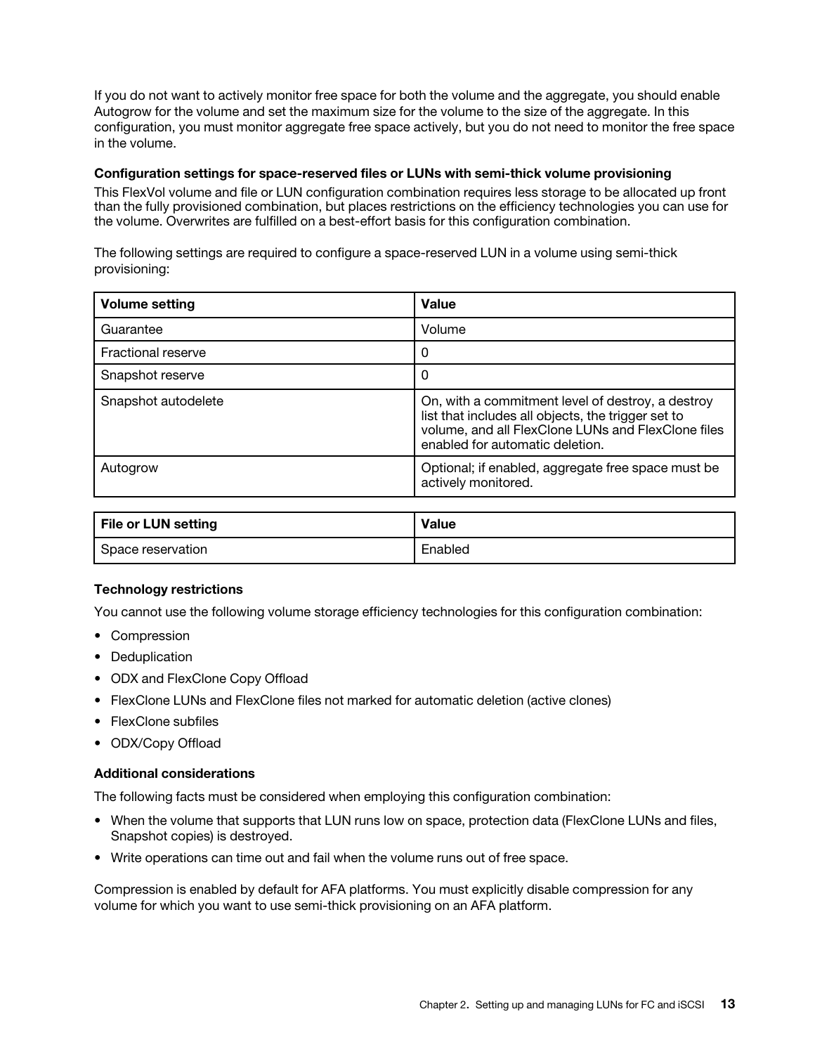If you do not want to actively monitor free space for both the volume and the aggregate, you should enable Autogrow for the volume and set the maximum size for the volume to the size of the aggregate. In this configuration, you must monitor aggregate free space actively, but you do not need to monitor the free space in the volume.

#### Configuration settings for space-reserved files or LUNs with semi-thick volume provisioning

This FlexVol volume and file or LUN configuration combination requires less storage to be allocated up front than the fully provisioned combination, but places restrictions on the efficiency technologies you can use for the volume. Overwrites are fulfilled on a best-effort basis for this configuration combination.

The following settings are required to configure a space-reserved LUN in a volume using semi-thick provisioning:

| Volume setting | Value |
| --- | --- |
| Guarantee | Volume |
| Fractional reserve | 0 |
| Snapshot reserve | 0 |
| Snapshot autodelete | On, with a commitment level of destroy, a destroy list that includes all objects, the trigger set to volume, and all FlexClone LUNs and FlexClone files enabled for automatic deletion. |
| Autogrow | Optional; if enabled, aggregate free space must be actively monitored. |

| File or LUN setting | Value |
| --- | --- |
| Space reservation | Enabled |

#### Technology restrictions

You cannot use the following volume storage efficiency technologies for this configuration combination:

- Compression
- Deduplication
- ODX and FlexClone Copy Offload
- FlexClone LUNs and FlexClone files not marked for automatic deletion (active clones)
- FlexClone subfiles
- ODX/Copy Offload

#### Additional considerations

The following facts must be considered when employing this configuration combination:

- When the volume that supports that LUN runs low on space, protection data (FlexClone LUNs and files, Snapshot copies) is destroyed.
- Write operations can time out and fail when the volume runs out of free space.

Compression is enabled by default for AFA platforms. You must explicitly disable compression for any volume for which you want to use semi-thick provisioning on an AFA platform.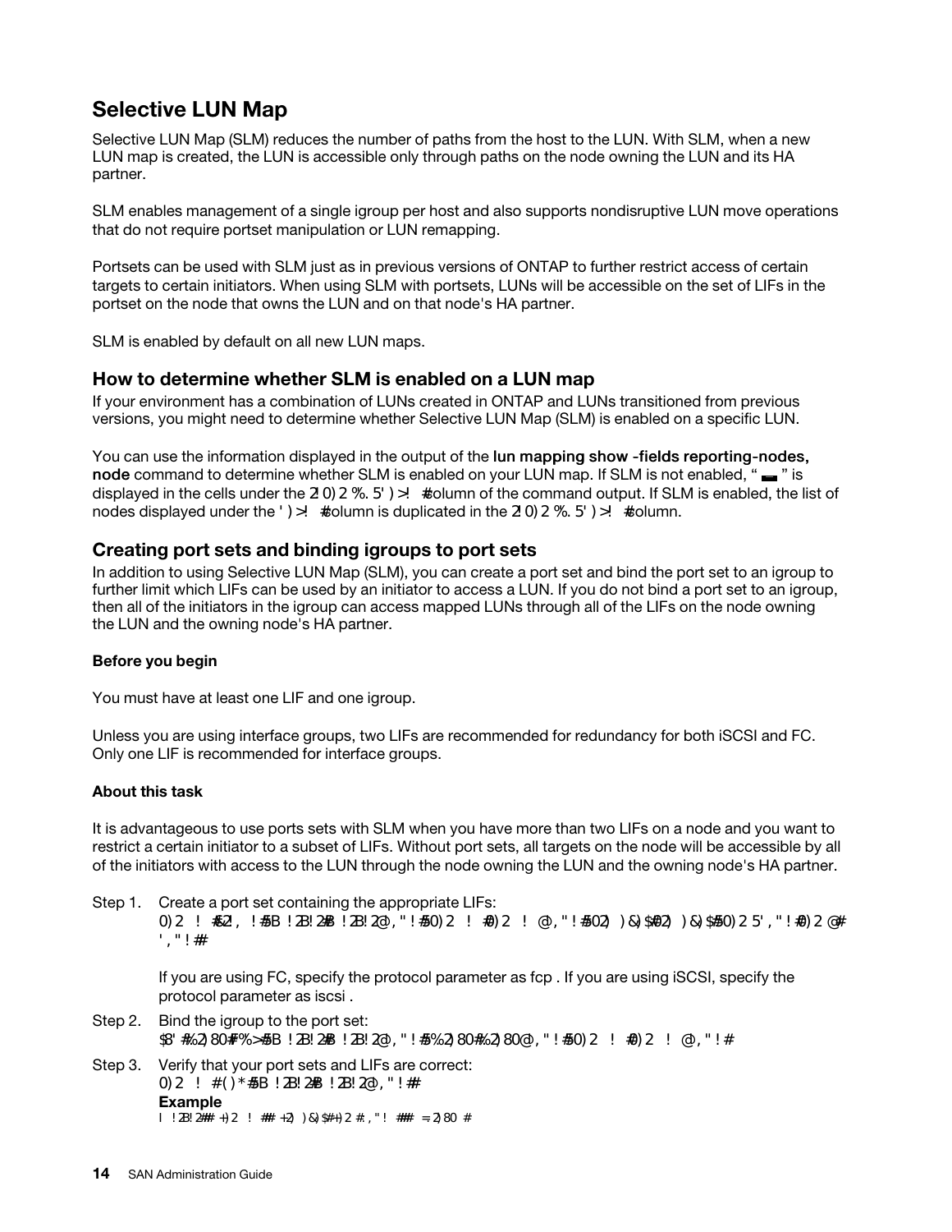# Selective LUN Map

Selective LUN Map (SLM) reduces the number of paths from the host to the LUN. With SLM, when a new LUN map is created, the LUN is accessible only through paths on the node owning the LUN and its HA partner.

SLM enables management of a single igroup per host and also supports nondisruptive LUN move operations that do not require portset manipulation or LUN remapping.

Portsets can be used with SLM just as in previous versions of ONTAP to further restrict access of certain targets to certain initiators. When using SLM with portsets, LUNs will be accessible on the set of LIFs in the portset on the node that owns the LUN and on that node's HA partner.

SLM is enabled by default on all new LUN maps.

## How to determine whether SLM is enabled on a LUN map

If your environment has a combination of LUNs created in ONTAP and LUNs transitioned from previous versions, you might need to determine whether Selective LUN Map (SLM) is enabled on a specific LUN.

You can use the information displayed in the output of the **lun mapping show -fields reporting-nodes, node** command to determine whether SLM is enabled on your LUN map. If SLM is not enabled, " ▬ " is displayed in the cells under the 2I0)2 %. 5' )>! # column of the command output. If SLM is enabled, the list of nodes displayed under the ' )>! # column is duplicated in the 2I0)2 %. 5' )>! # column.

## Creating port sets and binding igroups to port sets

In addition to using Selective LUN Map (SLM), you can create a port set and bind the port set to an igroup to further limit which LIFs can be used by an initiator to access a LUN. If you do not bind a port set to an igroup, then all of the initiators in the igroup can access mapped LUNs through all of the LIFs on the node owning the LUN and the owning node's HA partner.

#### Before you begin

You must have at least one LIF and one igroup.

Unless you are using interface groups, two LIFs are recommended for redundancy for both iSCSI and FC. Only one LIF is recommended for interface groups.

#### About this task

It is advantageous to use ports sets with SLM when you have more than two LIFs on a node and you want to restrict a certain initiator to a subset of LIFs. Without port sets, all targets on the node will be accessible by all of the initiators with access to the LUN through the node owning the LUN and the owning node's HA partner.

Step 1. Create a port set containing the appropriate LIFs:

```
0)2 ! #&2, !#5B !2B!2#B !2B!2@, " ! #50)2 ! #0)2 ! @, " ! #502) )&)$#02) )&)$#50)2 5' , " ! #0)2 @#
' , " ! #
```

If you are using FC, specify the protocol parameter as fcp . If you are using iSCSI, specify the protocol parameter as iscsi .

Step 2. Bind the igroup to the port set:

```
$8' #%2)80#F%>#5B !2B!2#B !2B!2@, " ! #5%2)80#%2)80@, " ! #50)2 ! #0)2 ! @, " ! #
```

Step 3. Verify that your port sets and LIFs are correct:

```
0)2 ! #()*#5B !2B!2#B !2B!2@, " ! #
```

**Example**

```
I !2B!2## +)2 ! ## +2) )&)$#+)2 #.," ! ### =2)80 #
```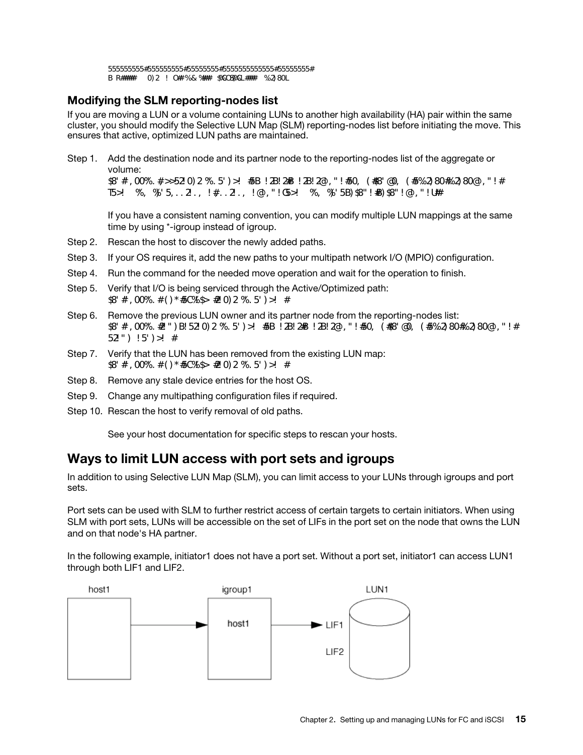```
555555555#555555555#55555555#5555555555555#55555555#
B R####   0)2  !  O## %& %###  $%C0$%L###   %2)80L
```

### Modifying the SLM reporting-nodes list

If you are moving a LUN or a volume containing LUNs to another high availability (HA) pair within the same cluster, you should modify the Selective LUN Map (SLM) reporting-nodes list before initiating the move. This ensures that active, optimized LUN paths are maintained.

Step 1. Add the destination node and its partner node to the reporting-nodes list of the aggregate or volume:

```
$8' # , 00%. # >>52l0) 2 %. 5') >!  #5B ! 2B! 2#B ! 2B! 2@, " ! #50,  (#$8' @0,  (#5%2) 80#%2) 80@, " ! #
T5>!   %,  %' 5, . . 2l . , ! #. . 2l . , ! @, " ! G5>!   %,  %' 5B) $8" ! #B) $8" ! @, " ! U##
```

If you have a consistent naming convention, you can modify multiple LUN mappings at the same time by using *-igroup instead of igroup.

Step 2. Rescan the host to discover the newly added paths.

Step 3. If your OS requires it, add the new paths to your multipath network I/O (MPIO) configuration.

Step 4. Run the command for the needed move operation and wait for the operation to finish.

Step 5. Verify that I/O is being serviced through the Active/Optimized path:

```
$8' # , 00%. # ( ) * #5C%$> #2l0) 2 %. 5') >!  #
```

Step 6. Remove the previous LUN owner and its partner node from the reporting-nodes list:

```
$8' # , 00%. #2 " ) B! 52l0) 2 %. 5') >!  #5B ! 2B! 2#B ! 2B! 2@, " ! #50,  (#$8' @0,  (#5%2) 80#%2) 80@, " ! #
52 " )  ! 5') >!  #
```

Step 7. Verify that the LUN has been removed from the existing LUN map:

```
$8' # , 00%. # ( ) * #5C%$> #2l0) 2 %. 5') >!  #
```

Step 8. Remove any stale device entries for the host OS.

Step 9. Change any multipathing configuration files if required.

Step 10. Rescan the host to verify removal of old paths.

See your host documentation for specific steps to rescan your hosts.

## Ways to limit LUN access with port sets and igroups

In addition to using Selective LUN Map (SLM), you can limit access to your LUNs through igroups and port sets.

Port sets can be used with SLM to further restrict access of certain targets to certain initiators. When using SLM with port sets, LUNs will be accessible on the set of LIFs in the port set on the node that owns the LUN and on that node's HA partner.

In the following example, initiator1 does not have a port set. Without a port set, initiator1 can access LUN1 through both LIF1 and LIF2.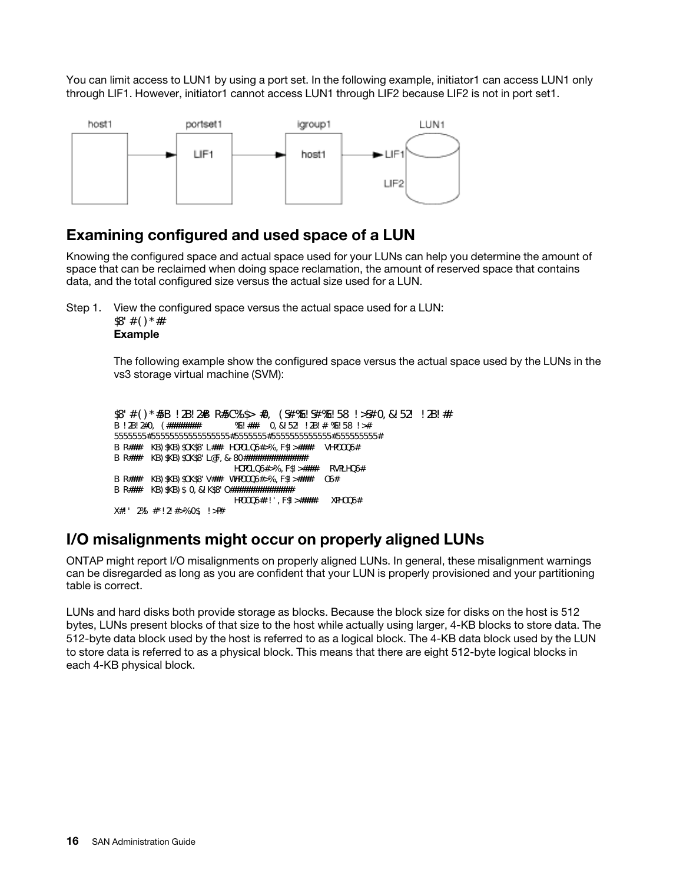You can limit access to LUN1 by using a port set. In the following example, initiator1 can access LUN1 only through LIF1. However, initiator1 cannot access LUN1 through LIF2 because LIF2 is not in port set1.

## Examining configured and used space of a LUN

Knowing the configured space and actual space used for your LUNs can help you determine the amount of space that can be reclaimed when doing space reclamation, the amount of reserved space that contains data, and the total configured size versus the actual size used for a LUN.

Step 1. View the configured space versus the actual space used for a LUN:

$8' #()*##

**Example**

The following example show the configured space versus the actual space used by the LUNs in the vs3 storage virtual machine (SVM):

```
$8' #()*#$B !2B!2#B R#$C%$> #0, (S#%E!S#%E!58 !>S#0,&!52! !2B!##
B !2B!2#0, (########         %E!###   0,&!52! !2B!#%E!58 !>#
5555555#5555555555555555#5555555#555555555555#555555555#
B R###   KB)$KB)$OK$8' L###  HOPOLQ6#>%,F$!>####   VHPOOQ6#
B R###   KB)$KB)$OK$8' L@F,&80###############
                             HOPOLQ6#>%,F$!>####   RVPLHQ6#
B R###   KB)$KB)$OK$8' V###  WHPOOQ6#>%,F$!>####   O6#
B R###   KB)$KB)$0,&!K$8' O##############
                             HPOOQ6## !',F$!>####   XPHOQ6#
X#!' 2%b #*!2!#>%0$ !>R#
```

## I/O misalignments might occur on properly aligned LUNs

ONTAP might report I/O misalignments on properly aligned LUNs. In general, these misalignment warnings can be disregarded as long as you are confident that your LUN is properly provisioned and your partitioning table is correct.

LUNs and hard disks both provide storage as blocks. Because the block size for disks on the host is 512 bytes, LUNs present blocks of that size to the host while actually using larger, 4-KB blocks to store data. The 512-byte data block used by the host is referred to as a logical block. The 4-KB data block used by the LUN to store data is referred to as a physical block. This means that there are eight 512-byte logical blocks in each 4-KB physical block.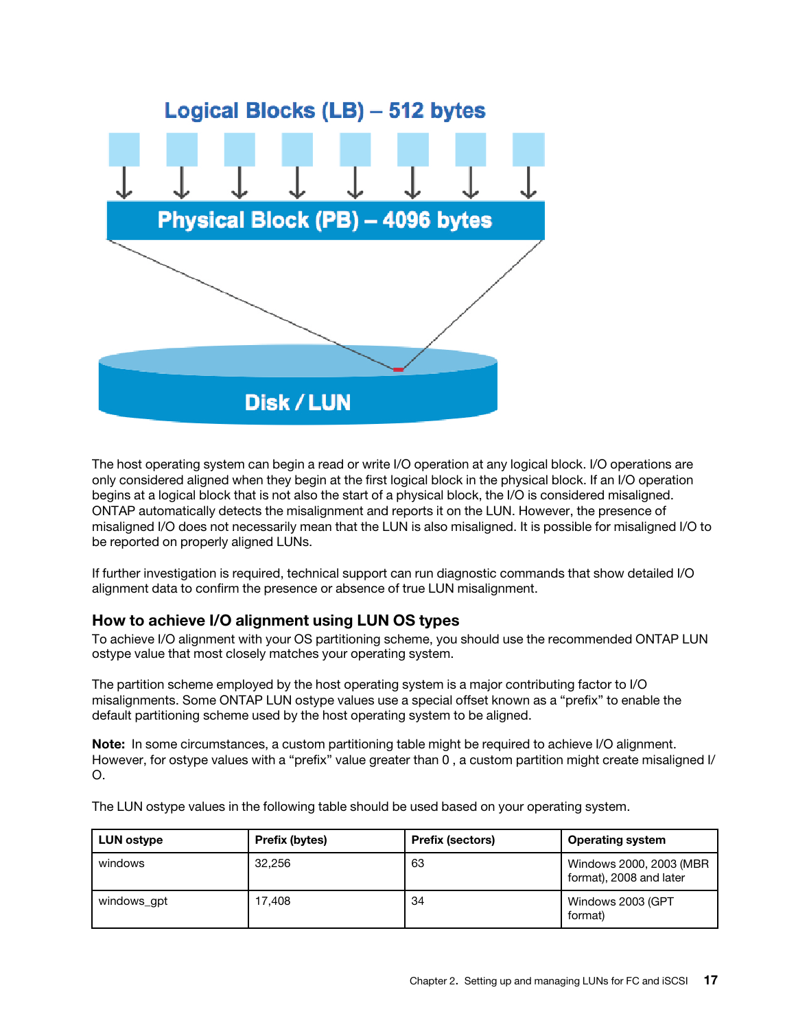The host operating system can begin a read or write I/O operation at any logical block. I/O operations are only considered aligned when they begin at the first logical block in the physical block. If an I/O operation begins at a logical block that is not also the start of a physical block, the I/O is considered misaligned. ONTAP automatically detects the misalignment and reports it on the LUN. However, the presence of misaligned I/O does not necessarily mean that the LUN is also misaligned. It is possible for misaligned I/O to be reported on properly aligned LUNs.

If further investigation is required, technical support can run diagnostic commands that show detailed I/O alignment data to confirm the presence or absence of true LUN misalignment.

### How to achieve I/O alignment using LUN OS types

To achieve I/O alignment with your OS partitioning scheme, you should use the recommended ONTAP LUN ostype value that most closely matches your operating system.

The partition scheme employed by the host operating system is a major contributing factor to I/O misalignments. Some ONTAP LUN ostype values use a special offset known as a “prefix” to enable the default partitioning scheme used by the host operating system to be aligned.

**Note:** In some circumstances, a custom partitioning table might be required to achieve I/O alignment. However, for ostype values with a “prefix” value greater than 0 , a custom partition might create misaligned I/O.

The LUN ostype values in the following table should be used based on your operating system.

| LUN ostype | Prefix (bytes) | Prefix (sectors) | Operating system |
|---|---|---|---|
| windows | 32,256 | 63 | Windows 2000, 2003 (MBR format), 2008 and later |
| windows_gpt | 17,408 | 34 | Windows 2003 (GPT format) |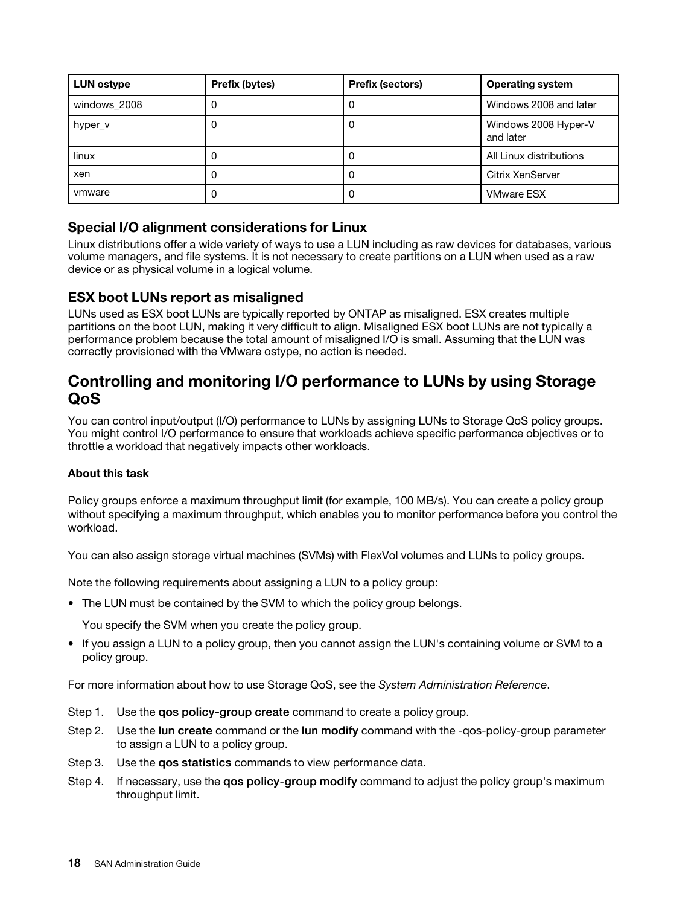| LUN ostype | Prefix (bytes) | Prefix (sectors) | Operating system |
|---|---|---|---|
| windows_2008 | 0 | 0 | Windows 2008 and later |
| hyper_v | 0 | 0 | Windows 2008 Hyper-V and later |
| linux | 0 | 0 | All Linux distributions |
| xen | 0 | 0 | Citrix XenServer |
| vmware | 0 | 0 | VMware ESX |

### Special I/O alignment considerations for Linux

Linux distributions offer a wide variety of ways to use a LUN including as raw devices for databases, various volume managers, and file systems. It is not necessary to create partitions on a LUN when used as a raw device or as physical volume in a logical volume.

### ESX boot LUNs report as misaligned

LUNs used as ESX boot LUNs are typically reported by ONTAP as misaligned. ESX creates multiple partitions on the boot LUN, making it very difficult to align. Misaligned ESX boot LUNs are not typically a performance problem because the total amount of misaligned I/O is small. Assuming that the LUN was correctly provisioned with the VMware ostype, no action is needed.

## Controlling and monitoring I/O performance to LUNs by using Storage QoS

You can control input/output (I/O) performance to LUNs by assigning LUNs to Storage QoS policy groups. You might control I/O performance to ensure that workloads achieve specific performance objectives or to throttle a workload that negatively impacts other workloads.

#### About this task

Policy groups enforce a maximum throughput limit (for example, 100 MB/s). You can create a policy group without specifying a maximum throughput, which enables you to monitor performance before you control the workload.

You can also assign storage virtual machines (SVMs) with FlexVol volumes and LUNs to policy groups.

Note the following requirements about assigning a LUN to a policy group:

- The LUN must be contained by the SVM to which the policy group belongs.

  You specify the SVM when you create the policy group.

- If you assign a LUN to a policy group, then you cannot assign the LUN's containing volume or SVM to a policy group.

For more information about how to use Storage QoS, see the *System Administration Reference*.

Step 1. Use the **qos policy-group create** command to create a policy group.

Step 2. Use the **lun create** command or the **lun modify** command with the -qos-policy-group parameter to assign a LUN to a policy group.

Step 3. Use the **qos statistics** commands to view performance data.

Step 4. If necessary, use the **qos policy-group modify** command to adjust the policy group's maximum throughput limit.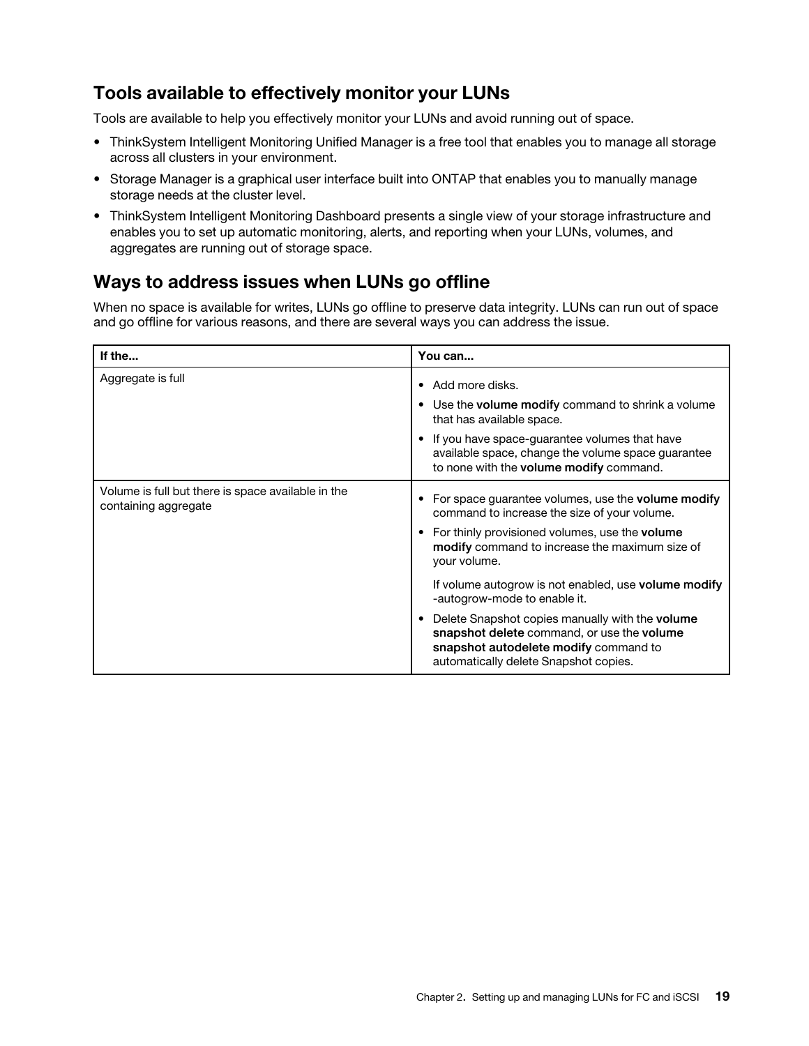## Tools available to effectively monitor your LUNs

Tools are available to help you effectively monitor your LUNs and avoid running out of space.

- ThinkSystem Intelligent Monitoring Unified Manager is a free tool that enables you to manage all storage across all clusters in your environment.
- Storage Manager is a graphical user interface built into ONTAP that enables you to manually manage storage needs at the cluster level.
- ThinkSystem Intelligent Monitoring Dashboard presents a single view of your storage infrastructure and enables you to set up automatic monitoring, alerts, and reporting when your LUNs, volumes, and aggregates are running out of storage space.

## Ways to address issues when LUNs go offline

When no space is available for writes, LUNs go offline to preserve data integrity. LUNs can run out of space and go offline for various reasons, and there are several ways you can address the issue.

| If the... | You can... |
|---|---|
| Aggregate is full | • Add more disks.<br>• Use the **volume modify** command to shrink a volume that has available space.<br>• If you have space-guarantee volumes that have available space, change the volume space guarantee to none with the **volume modify** command. |
| Volume is full but there is space available in the containing aggregate | • For space guarantee volumes, use the **volume modify** command to increase the size of your volume.<br>• For thinly provisioned volumes, use the **volume modify** command to increase the maximum size of your volume.<br><br>If volume autogrow is not enabled, use **volume modify** -autogrow-mode to enable it.<br>• Delete Snapshot copies manually with the **volume snapshot delete** command, or use the **volume snapshot autodelete modify** command to automatically delete Snapshot copies. |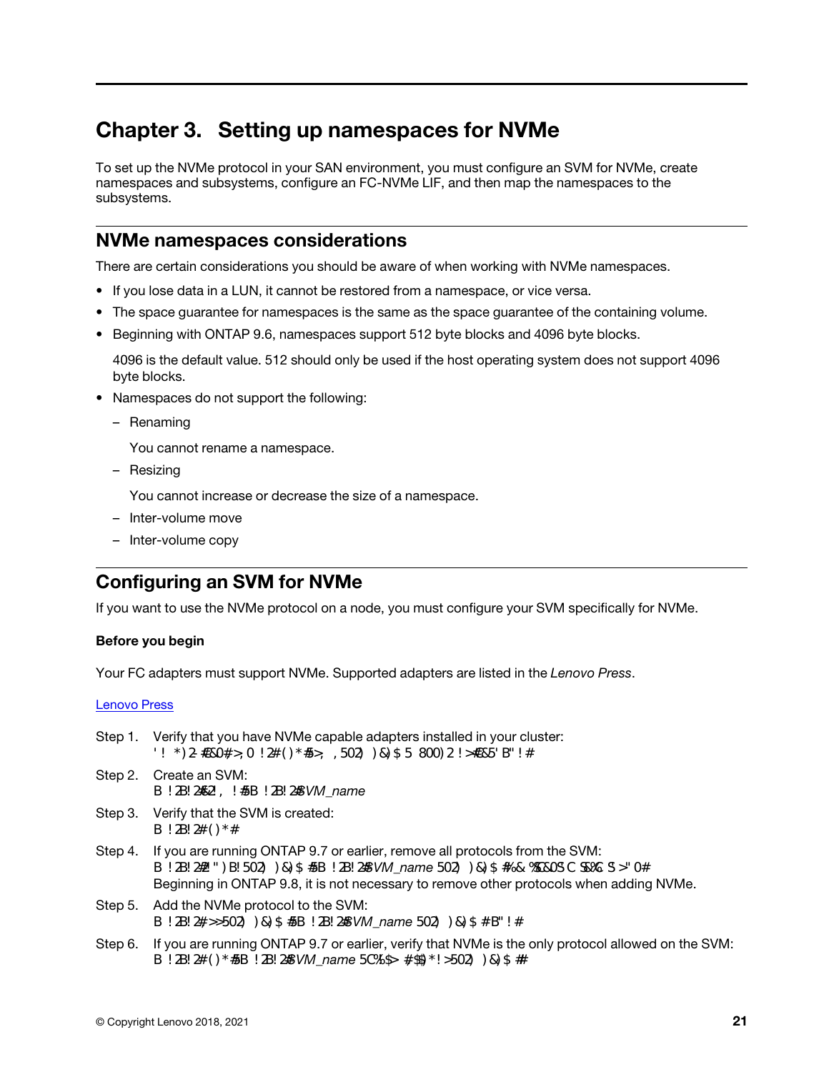# Chapter 3. Setting up namespaces for NVMe

To set up the NVMe protocol in your SAN environment, you must configure an SVM for NVMe, create namespaces and subsystems, configure an FC-NVMe LIF, and then map the namespaces to the subsystems.

## NVMe namespaces considerations

There are certain considerations you should be aware of when working with NVMe namespaces.

- If you lose data in a LUN, it cannot be restored from a namespace, or vice versa.
- The space guarantee for namespaces is the same as the space guarantee of the containing volume.
- Beginning with ONTAP 9.6, namespaces support 512 byte blocks and 4096 byte blocks.

  4096 is the default value. 512 should only be used if the host operating system does not support 4096 byte blocks.
- Namespaces do not support the following:
  - Renaming

    You cannot rename a namespace.
  - Resizing

    You cannot increase or decrease the size of a namespace.
  - Inter-volume move
  - Inter-volume copy

## Configuring an SVM for NVMe

If you want to use the NVMe protocol on a node, you must configure your SVM specifically for NVMe.

### Before you begin

Your FC adapters must support NVMe. Supported adapters are listed in the *Lenovo Press*.

Lenovo Press

Step 1. Verify that you have NVMe capable adapters installed in your cluster:
' ! *)2-#&0#>; 0 !2#()*#5>; ,502) )&)$5 800)2!>#&5'B"!#

Step 2. Create an SVM:
B !2B!2#&2!, !#5B !2B!2#*SVM_name*

Step 3. Verify that the SVM is created:
B !2B!2#()*#

Step 4. If you are running ONTAP 9.7 or earlier, remove all protocols from the SVM:
B !2B!2#2!")B!502) )&)$#5B !2B!2#*SVM_name* 502) )&)$#%&%C&0SC S&%C S>"0#
Beginning in ONTAP 9.8, it is not necessary to remove other protocols when adding NVMe.

Step 5. Add the NVMe protocol to the SVM:
B !2B!2#>>502) )&)$#5B !2B!2#*SVM_name* 502) )&)$#B"!#

Step 6. If you are running ONTAP 9.7 or earlier, verify that NVMe is the only protocol allowed on the SVM:
B !2B!2#()*#5B !2B!2#*SVM_name* 5C%$>#$$)*!>502) )&)$##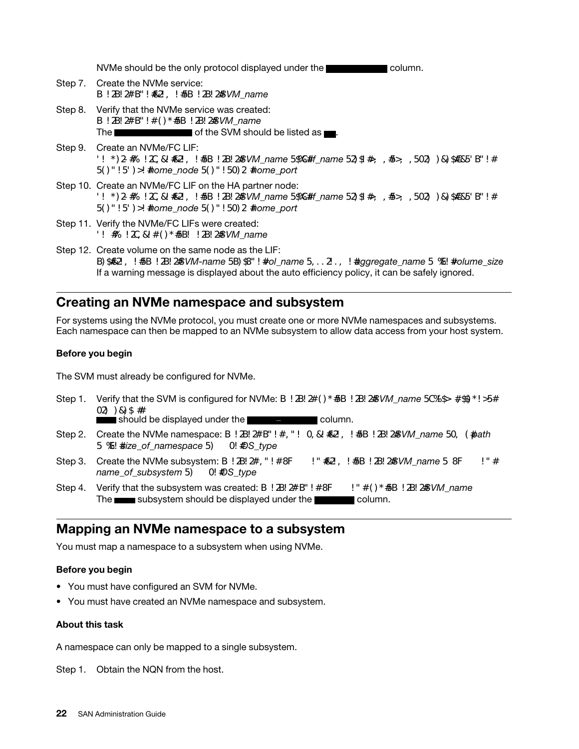NVMe should be the only protocol displayed under the ████████ column.

Step 7. Create the NVMe service:
B !2B!2#B"!#&2!, !#5B !2B!2#$VM_name

Step 8. Verify that the NVMe service was created:
B !2B!2#B"!#()*#5B !2B!2#$VM_name
The ████████████ of the SVM should be listed as ██.

Step 9. Create an NVMe/FC LIF:
'! *)2-#%!2C,&!#&2!, !#5B !2B!2#$VM_name 5$%C#f_name 52)$1#>; ,#5>; ,502) )&)$#&5'B"!# 5()"!5')>!#home_node 5()"!50)2 #home_port

Step 10. Create an NVMe/FC LIF on the HA partner node:
'! *)2-#%!2C,&!#&2!, !#5B !2B!2#$VM_name 5$%C#f_name 52)$1#>; ,#5>; ,502) )&)$#&5'B"!# 5()"!5')>!#home_node 5()"!50)2 #home_port

Step 11. Verify the NVMe/FC LIFs were created:
'! #%!2C,&!#()*#5B! !2B!2#$VM_name

Step 12. Create volume on the same node as the LIF:
B)$#&2!, !#5B !2B!2#$VM-name 5B)$8"!#ol_name 5,..2!., !#ggregate_name 5 %E!#olume_size
If a warning message is displayed about the auto efficiency policy, it can be safely ignored.

## Creating an NVMe namespace and subsystem

For systems using the NVMe protocol, you must create one or more NVMe namespaces and subsystems. Each namespace can then be mapped to an NVMe subsystem to allow data access from your host system.

### Before you begin

The SVM must already be configured for NVMe.

Step 1. Verify that the SVM is configured for NVMe: B !2B!2#()*#5B !2B!2#$VM_name 5C%$> #$$)*!>5# 02) )&)$ ##
███ should be displayed under the ██████ ████ column.

Step 2. Create the NVMe namespace: B !2B!2#B"!#,"! 0,&!#&2!, !#5B !2B!2#$VM_name 50, (#ath 5 %E!#size_of_namespace 5) 0!#OS_type

Step 3. Create the NVMe subsystem: B !2B!2#,"!#8F !"#&2!, !#5B !2B!2#$VM_name 5 8F !"# name_of_subsystem 5) 0!#OS_type

Step 4. Verify that the subsystem was created: B !2B!2#B"!#8F !"#()*#5B !2B!2#$VM_name
The ███ subsystem should be displayed under the █████ column.

## Mapping an NVMe namespace to a subsystem

You must map a namespace to a subsystem when using NVMe.

### Before you begin

- You must have configured an SVM for NVMe.
- You must have created an NVMe namespace and subsystem.

### About this task

A namespace can only be mapped to a single subsystem.

Step 1. Obtain the NQN from the host.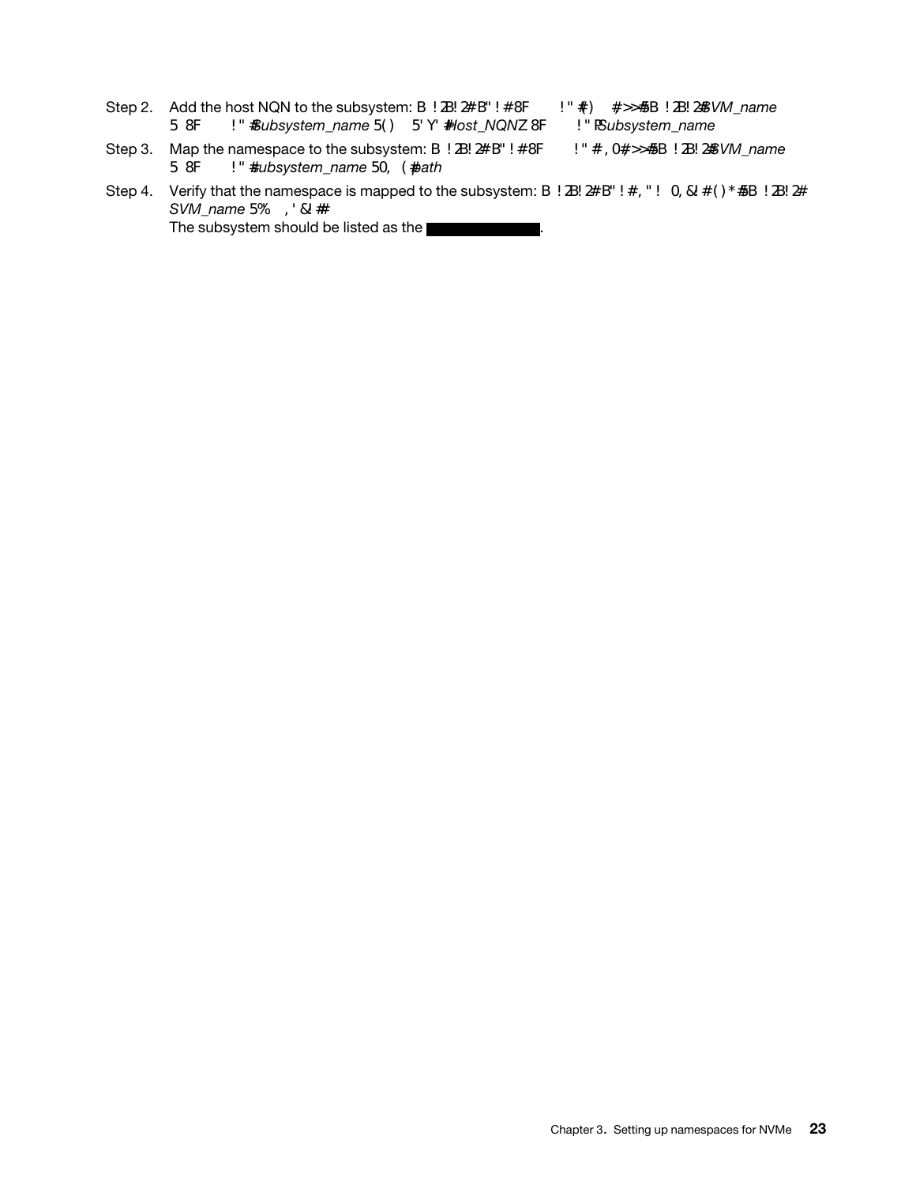Step 2. Add the host NQN to the subsystem: B !2B!2#B"!#8F !"#() #>>#5B !2B!2#*SVM_name* 5 8F !"#*Subsystem_name* 5() 5'Y'#*Host_NQN* Z 8F !"#*Subsystem_name*

Step 3. Map the namespace to the subsystem: B !2B!2#B"!#8F !"#,0#>>#5B !2B!2#*SVM_name* 5 8F !"#*subsystem_name* 50,(#*path*

Step 4. Verify that the namespace is mapped to the subsystem: B !2B!2#B"!#,"! 0,&!#()*#5B !2B!2# *SVM_name* 5% ,'&!##

The subsystem should be listed as the .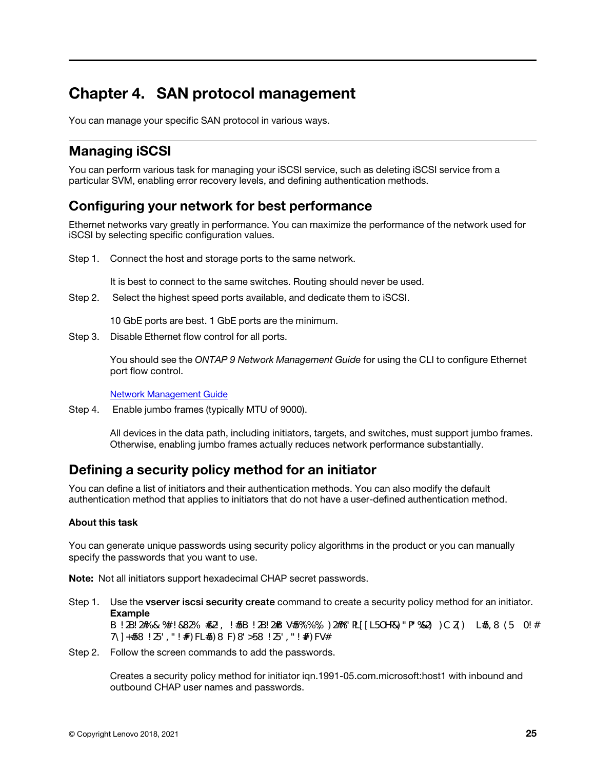# Chapter 4. SAN protocol management

You can manage your specific SAN protocol in various ways.

## Managing iSCSI

You can perform various task for managing your iSCSI service, such as deleting iSCSI service from a particular SVM, enabling error recovery levels, and defining authentication methods.

## Configuring your network for best performance

Ethernet networks vary greatly in performance. You can maximize the performance of the network used for iSCSI by selecting specific configuration values.

Step 1. Connect the host and storage ports to the same network.

It is best to connect to the same switches. Routing should never be used.

Step 2. Select the highest speed ports available, and dedicate them to iSCSI.

10 GbE ports are best. 1 GbE ports are the minimum.

Step 3. Disable Ethernet flow control for all ports.

You should see the *ONTAP 9 Network Management Guide* for using the CLI to configure Ethernet port flow control.

[Network Management Guide]

Step 4. Enable jumbo frames (typically MTU of 9000).

All devices in the data path, including initiators, targets, and switches, must support jumbo frames. Otherwise, enabling jumbo frames actually reduces network performance substantially.

## Defining a security policy method for an initiator

You can define a list of initiators and their authentication methods. You can also modify the default authentication method that applies to initiators that do not have a user-defined authentication method.

### About this task

You can generate unique passwords using security policy algorithms in the product or you can manually specify the passwords that you want to use.

**Note:** Not all initiators support hexadecimal CHAP secret passwords.

Step 1. Use the **vserver iscsi security create** command to create a security policy method for an initiator.

**Example**

```
B !2B!2#%&%#!&82% #&2!, !#5B !2B!2#B V#5%%% )2#%"PL[[L5OHR&)"P*%&2) )C Z() L#5,8 (5 0!#
7\]+#58 !25',"!#F)FL#5)8 F)8'>58 !25',"!#F)FV#
```

Step 2. Follow the screen commands to add the passwords.

Creates a security policy method for initiator iqn.1991-05.com.microsoft:host1 with inbound and outbound CHAP user names and passwords.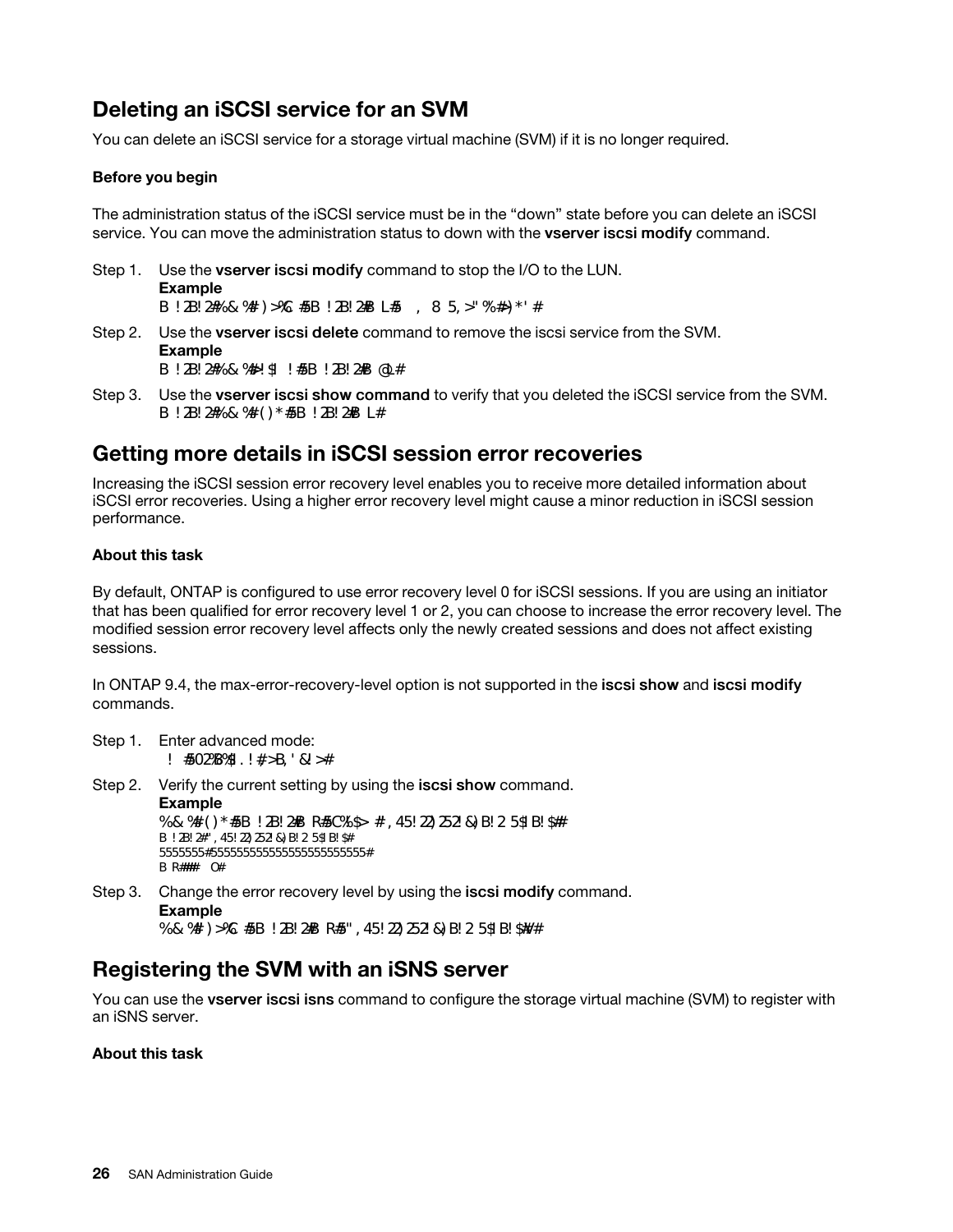## Deleting an iSCSI service for an SVM

You can delete an iSCSI service for a storage virtual machine (SVM) if it is no longer required.

### Before you begin

The administration status of the iSCSI service must be in the "down" state before you can delete an iSCSI service. You can move the administration status to down with the **vserver iscsi modify** command.

Step 1. Use the **vserver iscsi modify** command to stop the I/O to the LUN.

**Example**

```
B !2B!2#%& %# )>%C #5B !2B!2#B L#5   ,  8 5,>"%#)*' #
```

Step 2. Use the **vserver iscsi delete** command to remove the iscsi service from the SVM.

**Example**

```
B !2B!2#%& %#-!$ ! #5B !2B!2#B @L#
```

Step 3. Use the **vserver iscsi show command** to verify that you deleted the iSCSI service from the SVM.

```
B !2B!2#%& %#()* #5B !2B!2#B L#
```

## Getting more details in iSCSI session error recoveries

Increasing the iSCSI session error recovery level enables you to receive more detailed information about iSCSI error recoveries. Using a higher error recovery level might cause a minor reduction in iSCSI session performance.

### About this task

By default, ONTAP is configured to use error recovery level 0 for iSCSI sessions. If you are using an initiator that has been qualified for error recovery level 1 or 2, you can choose to increase the error recovery level. The modified session error recovery level affects only the newly created sessions and does not affect existing sessions.

In ONTAP 9.4, the max-error-recovery-level option is not supported in the **iscsi show** and **iscsi modify** commands.

Step 1. Enter advanced mode:

```
! #50?2B%$.! #>B,'&!>#
```

Step 2. Verify the current setting by using the **iscsi show** command.

**Example**

```
%& %#()* #5B !2B!2#B R#5C%$> # ,45!2)252!&)B!2 5$!B!$#
B !2B!2#",45!2)252!&)B!2 5$!B!$#
5555555#555555555555555555555555#
B R####   O#
```

Step 3. Change the error recovery level by using the **iscsi modify** command.

**Example**

```
%& %# )>%C #5B !2B!2#B R#5",45!2)252!&)B!2 5$!B!$V#
```

## Registering the SVM with an iSNS server

You can use the **vserver iscsi isns** command to configure the storage virtual machine (SVM) to register with an iSNS server.

### About this task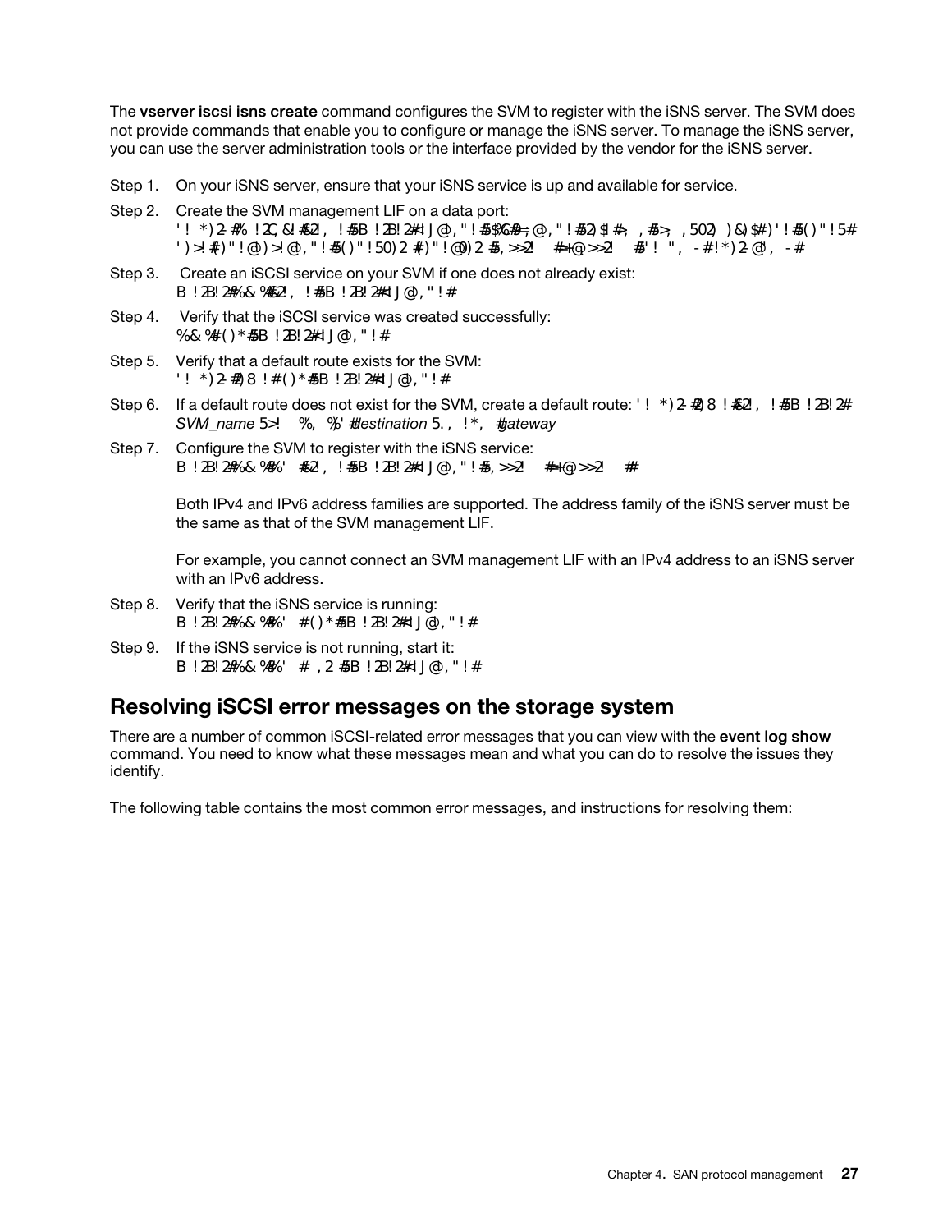The **vserver iscsi isns create** command configures the SVM to register with the iSNS server. The SVM does not provide commands that enable you to configure or manage the iSNS server. To manage the iSNS server, you can use the server administration tools or the interface provided by the vendor for the iSNS server.

Step 1. On your iSNS server, ensure that your iSNS service is up and available for service.

Step 2. Create the SVM management LIF on a data port:
'! *)2-#% !2C,&!#&2!, !#5B !2B!2#1J@,"!#5$%G#=;@,"!#52)$1#>; ,#5>; ,502) )&)$#)'!#5()"!5#
')>!#()"!@)>!@,"!#5()"!50)2 #()"!@0)2#5,>>2! #+@>>2! #5'! ", -#!*)2-@', -#

Step 3. Create an iSCSI service on your SVM if one does not already exist:
B !2B!2#%&%#&2!, !#5B !2B!2#1J@,"!#

Step 4. Verify that the iSCSI service was created successfully:
%&%#()*#5B !2B!2#1J@,"!#

Step 5. Verify that a default route exists for the SVM:
'! *)2-#)8 !#()*#5B !2B!2#1J@,"!#

Step 6. If a default route does not exist for the SVM, create a default route: '! *)2-#)8 !#&2!, !#5B !2B!2# *SVM_name* 5>! %, %'#*destination* 5., !*, #*gateway*

Step 7. Configure the SVM to register with the iSNS service:
B !2B!2#%&%#%' #&2!, !#5B !2B!2#1J@,"!#5,>>2! #+@>>2! #

Both IPv4 and IPv6 address families are supported. The address family of the iSNS server must be the same as that of the SVM management LIF.

For example, you cannot connect an SVM management LIF with an IPv4 address to an iSNS server with an IPv6 address.

Step 8. Verify that the iSNS service is running:
B !2B!2#%&%#%' #()*#5B !2B!2#1J@,"!#

Step 9. If the iSNS service is not running, start it:
B !2B!2#%&%#%' # ,2 #5B !2B!2#1J@,"!#

## Resolving iSCSI error messages on the storage system

There are a number of common iSCSI-related error messages that you can view with the **event log show** command. You need to know what these messages mean and what you can do to resolve the issues they identify.

The following table contains the most common error messages, and instructions for resolving them: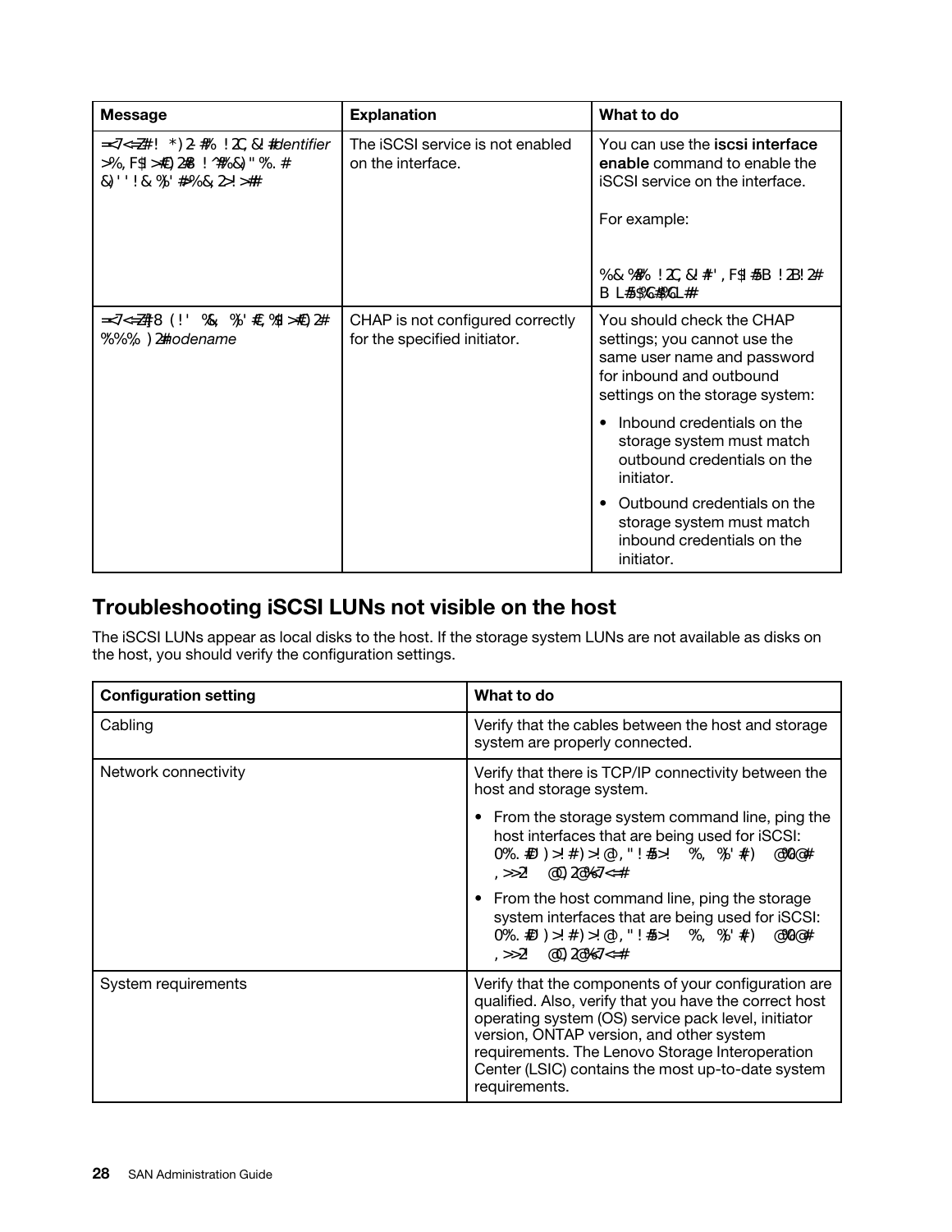| Message | Explanation | What to do |
|---|---|---|
| =<7<=Z#! *)2-#% !2C,&!#*identifier* >%,F$!>#€)2#B !^#%&)"%.# &)''!&%'#%&2>!># | The iSCSI service is not enabled on the interface. | You can use the **iscsi interface enable** command to enable the iSCSI service on the interface.<br><br>For example:<br><br>%&%# !2C,&!#',F$!#5B !2B!2# B L#5$%C#%CL# |
| =<7<=Z#8 (!' %&, %'#€,%$!>#€)2# %%%)2#*nodename* | CHAP is not configured correctly for the specified initiator. | You should check the CHAP settings; you cannot use the same user name and password for inbound and outbound settings on the storage system:<br><br>• Inbound credentials on the storage system must match outbound credentials on the initiator.<br><br>• Outbound credentials on the storage system must match inbound credentials on the initiator. |

## Troubleshooting iSCSI LUNs not visible on the host

The iSCSI LUNs appear as local disks to the host. If the storage system LUNs are not available as disks on the host, you should verify the configuration settings.

| Configuration setting | What to do |
|---|---|
| Cabling | Verify that the cables between the host and storage system are properly connected. |
| Network connectivity | Verify that there is TCP/IP connectivity between the host and storage system.<br><br>• From the storage system command line, ping the host interfaces that are being used for iSCSI: 0%.#D )>!#)>!@,"!#5>! %, %'#() @%@# ,>>2 @)2@%7<=#<br><br>• From the host command line, ping the storage system interfaces that are being used for iSCSI: 0%.#D )>!#)>!@,"!#5>! %, %'#() @%@# ,>>2 @)2@%7<=# |
| System requirements | Verify that the components of your configuration are qualified. Also, verify that you have the correct host operating system (OS) service pack level, initiator version, ONTAP version, and other system requirements. The Lenovo Storage Interoperation Center (LSIC) contains the most up-to-date system requirements. |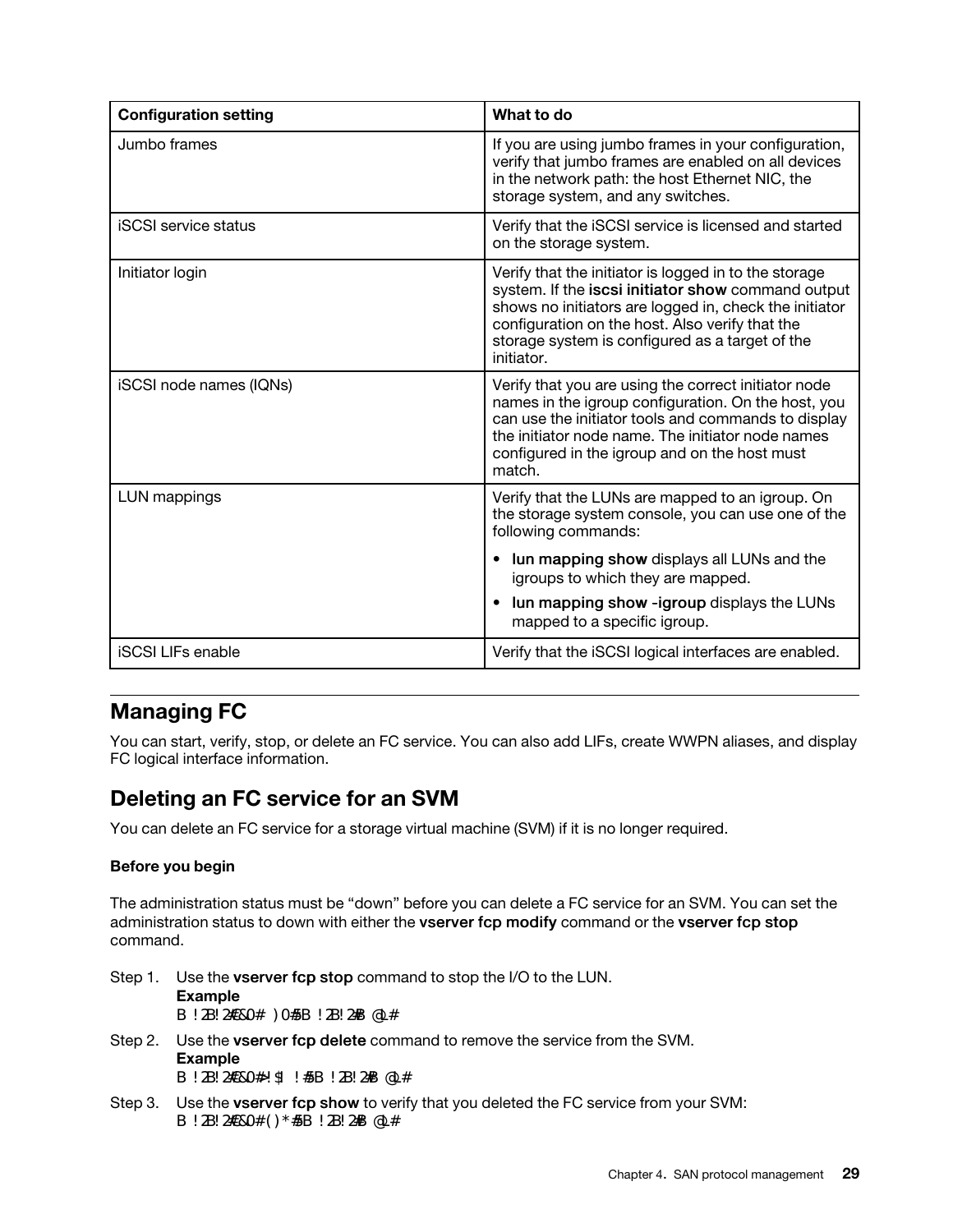| Configuration setting | What to do |
|---|---|
| Jumbo frames | If you are using jumbo frames in your configuration, verify that jumbo frames are enabled on all devices in the network path: the host Ethernet NIC, the storage system, and any switches. |
| iSCSI service status | Verify that the iSCSI service is licensed and started on the storage system. |
| Initiator login | Verify that the initiator is logged in to the storage system. If the **iscsi initiator show** command output shows no initiators are logged in, check the initiator configuration on the host. Also verify that the storage system is configured as a target of the initiator. |
| iSCSI node names (IQNs) | Verify that you are using the correct initiator node names in the igroup configuration. On the host, you can use the initiator tools and commands to display the initiator node name. The initiator node names configured in the igroup and on the host must match. |
| LUN mappings | Verify that the LUNs are mapped to an igroup. On the storage system console, you can use one of the following commands:<br>• **lun mapping show** displays all LUNs and the igroups to which they are mapped.<br>• **lun mapping show -igroup** displays the LUNs mapped to a specific igroup. |
| iSCSI LIFs enable | Verify that the iSCSI logical interfaces are enabled. |

## Managing FC

You can start, verify, stop, or delete an FC service. You can also add LIFs, create WWPN aliases, and display FC logical interface information.

## Deleting an FC service for an SVM

You can delete an FC service for a storage virtual machine (SVM) if it is no longer required.

### Before you begin

The administration status must be "down" before you can delete a FC service for an SVM. You can set the administration status to down with either the **vserver fcp modify** command or the **vserver fcp stop** command.

Step 1. Use the **vserver fcp stop** command to stop the I/O to the LUN.

**Example**

```
B !2B!2#E&0# )0#5B !2B!2#B @L#
```

Step 2. Use the **vserver fcp delete** command to remove the service from the SVM.

**Example**

```
B !2B!2#E&0#!$1 !#5B !2B!2#B @L#
```

Step 3. Use the **vserver fcp show** to verify that you deleted the FC service from your SVM:

```
B !2B!2#E&0#()*#5B !2B!2#B @L#
```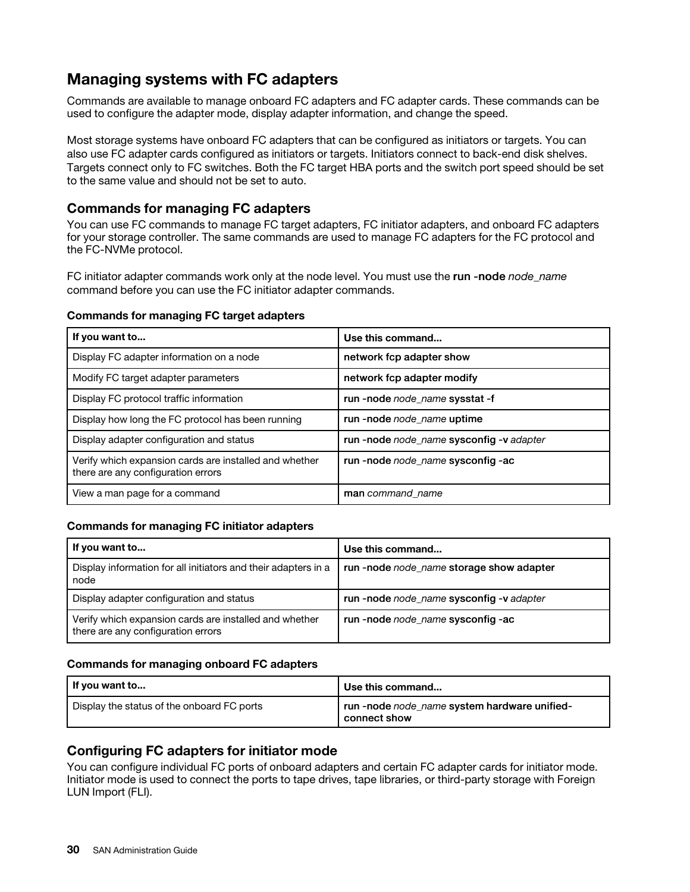## Managing systems with FC adapters

Commands are available to manage onboard FC adapters and FC adapter cards. These commands can be used to configure the adapter mode, display adapter information, and change the speed.

Most storage systems have onboard FC adapters that can be configured as initiators or targets. You can also use FC adapter cards configured as initiators or targets. Initiators connect to back-end disk shelves. Targets connect only to FC switches. Both the FC target HBA ports and the switch port speed should be set to the same value and should not be set to auto.

### Commands for managing FC adapters

You can use FC commands to manage FC target adapters, FC initiator adapters, and onboard FC adapters for your storage controller. The same commands are used to manage FC adapters for the FC protocol and the FC-NVMe protocol.

FC initiator adapter commands work only at the node level. You must use the **run -node** *node_name* command before you can use the FC initiator adapter commands.

**Commands for managing FC target adapters**

| If you want to... | Use this command... |
|---|---|
| Display FC adapter information on a node | **network fcp adapter show** |
| Modify FC target adapter parameters | **network fcp adapter modify** |
| Display FC protocol traffic information | **run -node** *node_name* **sysstat -f** |
| Display how long the FC protocol has been running | **run -node** *node_name* **uptime** |
| Display adapter configuration and status | **run -node** *node_name* **sysconfig -v** *adapter* |
| Verify which expansion cards are installed and whether there are any configuration errors | **run -node** *node_name* **sysconfig -ac** |
| View a man page for a command | **man** *command_name* |

**Commands for managing FC initiator adapters**

| If you want to... | Use this command... |
|---|---|
| Display information for all initiators and their adapters in a node | **run -node** *node_name* **storage show adapter** |
| Display adapter configuration and status | **run -node** *node_name* **sysconfig -v** *adapter* |
| Verify which expansion cards are installed and whether there are any configuration errors | **run -node** *node_name* **sysconfig -ac** |

**Commands for managing onboard FC adapters**

| If you want to... | Use this command... |
|---|---|
| Display the status of the onboard FC ports | **run -node** *node_name* **system hardware unified-connect show** |

### Configuring FC adapters for initiator mode

You can configure individual FC ports of onboard adapters and certain FC adapter cards for initiator mode. Initiator mode is used to connect the ports to tape drives, tape libraries, or third-party storage with Foreign LUN Import (FLI).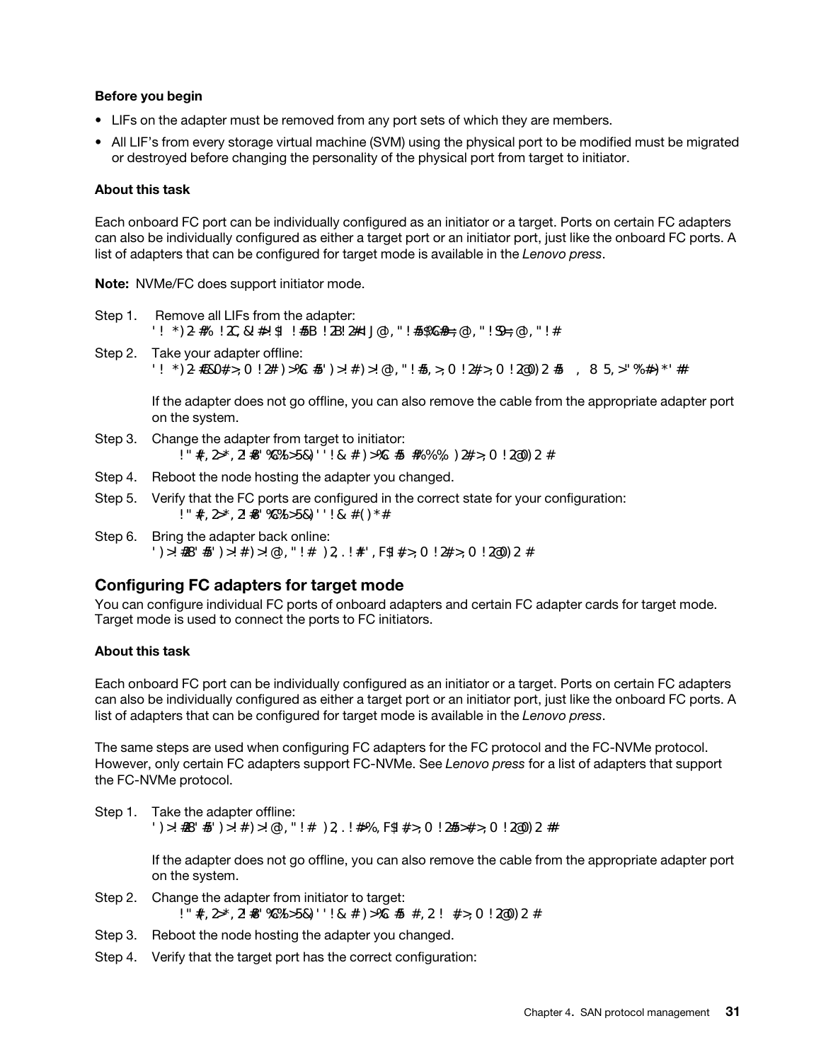**Before you begin**

- LIFs on the adapter must be removed from any port sets of which they are members.
- All LIF's from every storage virtual machine (SVM) using the physical port to be modified must be migrated or destroyed before changing the personality of the physical port from target to initiator.

**About this task**

Each onboard FC port can be individually configured as an initiator or a target. Ports on certain FC adapters can also be individually configured as either a target port or an initiator port, just like the onboard FC ports. A list of adapters that can be configured for target mode is available in the *Lenovo press*.

**Note:** NVMe/FC does support initiator mode.

Step 1. Remove all LIFs from the adapter:

```
'!*)2-#%!2C,&J#!$|!#5B!2B!2#HJ@,"!#5$%C#=;@,"!S9=;@,"!#
```

Step 2. Take your adapter offline:

```
'!*)2-#&S0#>,0!2#)>%C#5')>!#)>!@,"!#5,>,0!2#>,0!2@0)2#5 , 8 5,>"%#)*'#
```

If the adapter does not go offline, you can also remove the cable from the appropriate adapter port on the system.

Step 3. Change the adapter from target to initiator:

```
!"#(,2>*,2#8'%C%>5&)''!&#)>%C#5 #%%%,)2#>,0!2@0)2#
```

Step 4. Reboot the node hosting the adapter you changed.

Step 5. Verify that the FC ports are configured in the correct state for your configuration:

```
!"#(,2>*,2#8'%C%>5&)''!&#()*#
```

Step 6. Bring the adapter back online:

```
')>!#8'#5')>!#)>!@,"!#)2,.!#',F$#>,0!2#>,0!2@0)2#
```

## Configuring FC adapters for target mode

You can configure individual FC ports of onboard adapters and certain FC adapter cards for target mode. Target mode is used to connect the ports to FC initiators.

**About this task**

Each onboard FC port can be individually configured as an initiator or a target. Ports on certain FC adapters can also be individually configured as either a target port or an initiator port, just like the onboard FC ports. A list of adapters that can be configured for target mode is available in the *Lenovo press*.

The same steps are used when configuring FC adapters for the FC protocol and the FC-NVMe protocol. However, only certain FC adapters support FC-NVMe. See *Lenovo press* for a list of adapters that support the FC-NVMe protocol.

Step 1. Take the adapter offline:

```
')>!#8'#5')>!#)>!@,"!#)2,.!#%,F$#>,0!2#5>#>,0!2@0)2#
```

If the adapter does not go offline, you can also remove the cable from the appropriate adapter port on the system.

Step 2. Change the adapter from initiator to target:

```
!"#(,2>*,2#8'%C%>5&)''!&#)>%C#5 #,2!#>,0!2@0)2#
```

Step 3. Reboot the node hosting the adapter you changed.

Step 4. Verify that the target port has the correct configuration: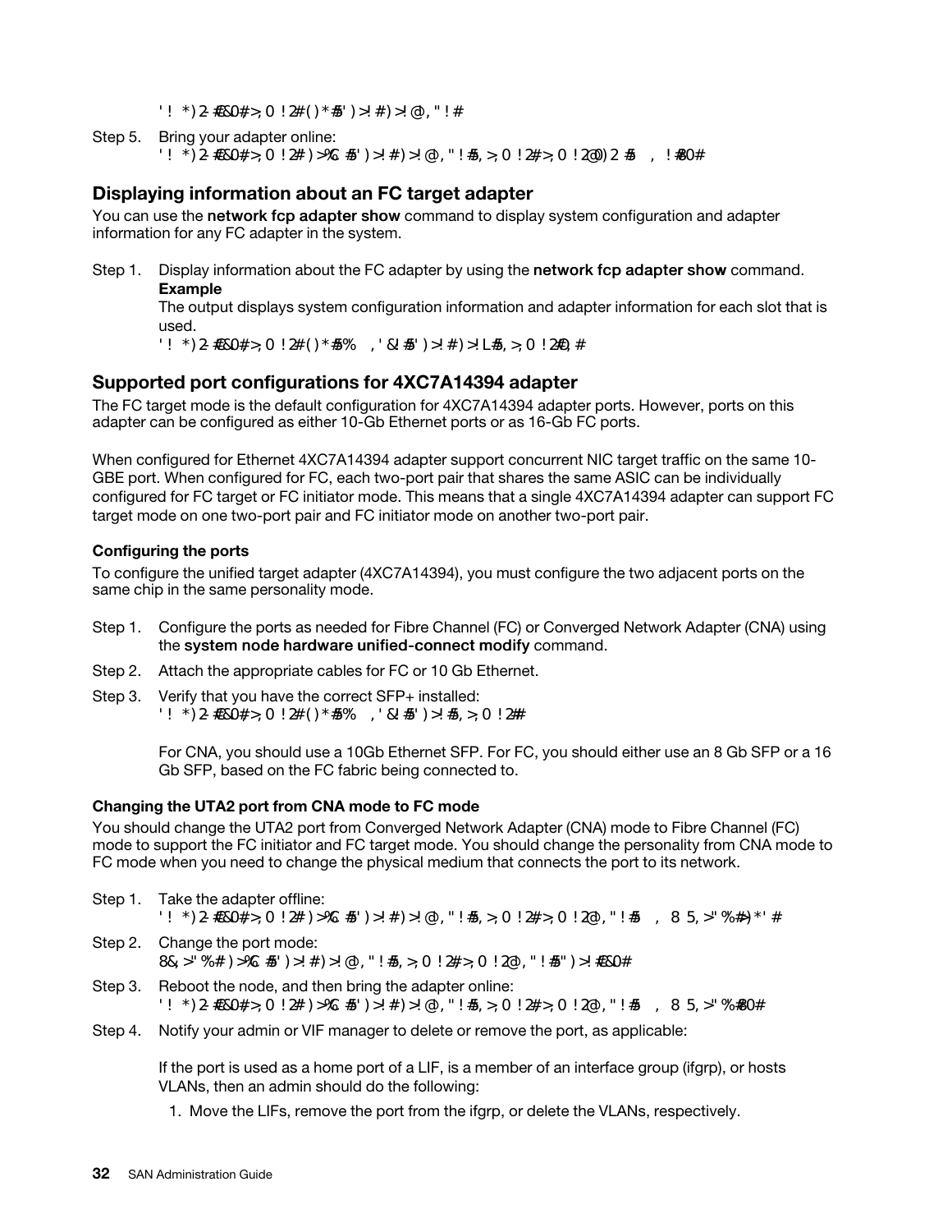```
'! *)2-#&0#>,0!2#()*#5')>!#)>!@,"!#
```

Step 5. Bring your adapter online:

```
'! *)2-#&0#>,0!2#)>%C #5')>!#)>!@,"!#5,>,0!2#>,0!2@0)2 #5 , !#80#
```

## Displaying information about an FC target adapter

You can use the **network fcp adapter show** command to display system configuration and adapter information for any FC adapter in the system.

Step 1. Display information about the FC adapter by using the **network fcp adapter show** command.

**Example**

The output displays system configuration information and adapter information for each slot that is used.

```
'! *)2-#&0#>,0!2#()*#5% ,'&!#5')>!#)>!L#5,>,0!2#0,#
```

## Supported port configurations for 4XC7A14394 adapter

The FC target mode is the default configuration for 4XC7A14394 adapter ports. However, ports on this adapter can be configured as either 10-Gb Ethernet ports or as 16-Gb FC ports.

When configured for Ethernet 4XC7A14394 adapter support concurrent NIC target traffic on the same 10-GBE port. When configured for FC, each two-port pair that shares the same ASIC can be individually configured for FC target or FC initiator mode. This means that a single 4XC7A14394 adapter can support FC target mode on one two-port pair and FC initiator mode on another two-port pair.

### Configuring the ports

To configure the unified target adapter (4XC7A14394), you must configure the two adjacent ports on the same chip in the same personality mode.

Step 1. Configure the ports as needed for Fibre Channel (FC) or Converged Network Adapter (CNA) using the **system node hardware unified-connect modify** command.

Step 2. Attach the appropriate cables for FC or 10 Gb Ethernet.

Step 3. Verify that you have the correct SFP+ installed:

```
'! *)2-#&0#>,0!2#()*#5% ,'&!#5')>!#5,>,0!2#
```

For CNA, you should use a 10Gb Ethernet SFP. For FC, you should either use an 8 Gb SFP or a 16 Gb SFP, based on the FC fabric being connected to.

### Changing the UTA2 port from CNA mode to FC mode

You should change the UTA2 port from Converged Network Adapter (CNA) mode to Fibre Channel (FC) mode to support the FC initiator and FC target mode. You should change the personality from CNA mode to FC mode when you need to change the physical medium that connects the port to its network.

Step 1. Take the adapter offline:

```
'! *)2-#&0#>,0!2#)>%C #5')>!#)>!@,"!#5,>,0!2#>,0!2@,"!#5 , 8 5,>'%#)*'#
```

Step 2. Change the port mode:

```
8&,>'%#)>%C #5')>!#)>!@,"!#5,>,0!2#>,0!2@,"!#5")>!#&0#
```

Step 3. Reboot the node, and then bring the adapter online:

```
'! *)2-#&0#>,0!2#)>%C #5')>!#)>!@,"!#5,>,0!2#>,0!2@,"!#5 , 8 5,>'%#80#
```

Step 4. Notify your admin or VIF manager to delete or remove the port, as applicable:

If the port is used as a home port of a LIF, is a member of an interface group (ifgrp), or hosts VLANs, then an admin should do the following:

1. Move the LIFs, remove the port from the ifgrp, or delete the VLANs, respectively.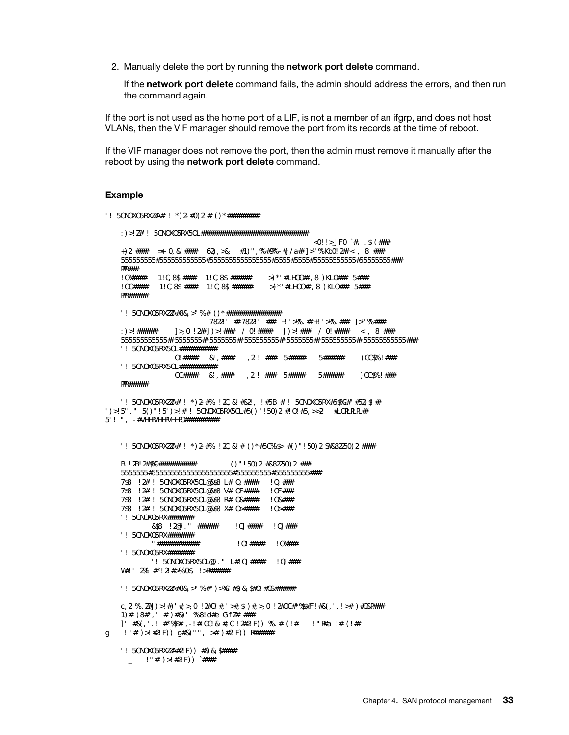2. Manually delete the port by running the **network port delete** command.

   If the **network port delete** command fails, the admin should address the errors, and then run the command again.

If the port is not used as the home port of a LIF, is not a member of an ifgrp, and does not host VLANs, then the VIF manager should remove the port from its records at the time of reboot.

If the VIF manager does not remove the port, then the admin must remove it manually after the reboot by using the **network port delete** command.

### Example

```
'! 5CNOXO5RXZZA#! *)2#0)2 # ()*#########

    :)>!Z#! 5CNOXO5RX5OL#################################
                                                        <0!!>JF0 `#\!,$(###
    +)2 ####   =+ 0,&!####   62),>&,    #1)",%#9%-#J/a##]>"%Kb0!2## < ,  8 ###
    555555555#55555555555#555555555555555#5555#5555#55555555555#55555555###
    PPP###
    !O%####    1!C,8$ ####   1!C,8$ ######       >)*'#LHOO##,8 )KLO###  5###
    !OC####    1!C,8$ ####   1!C,8$ ######       >)*'#LHOO##,8 )KLO###  5###
    PPP######

    '! 5CNOXO5RXZZA#8&,>"%# ()*#################
                            7822'  # 7822'  ###  +!'>%.## +!'>%.###  ]>"%###
    :)>!######       ]>,0 !2## J))>! ####   / 0!####    J))>! ####   / 0!####    < ,  8 ###
    555555555555# 5555555# 5555555# 555555555# 5555555# 555555555# 55555555555###
    '! 5CNOXO5RX5OL###########
                  O!####    &!,####     ,2 !  ###   5#####     5######     )CC$%!###
    '! 5CNOXO5RX5OL###########
                  OC####    &!,####     ,2 !  ###   5#####     5######     )CC$%!###
    PPP######

    '! 5CNOXO5RXZZA#! *)2#% !2C,&!#&2!, !#5B # ! 5CNOXO5RX#5$%G## #52)$1 ##
')>!5" ."  5()"!5')>!# ! 5CNOXO5RX5OL#5()"!50)2 #!O!#5,>>2!    #LOPLPLPL##
5'! ", -#VHHPVHHPVHHPO##########


    '! 5CNOXO5RXZZA#! *)2#% !2C,&!# ()*#5C%$>  #()"!50)2 S#&82250)2 ####

    B !2B!2#$%G###########            ()"!50)2 #&82250)2 ###
    5555555#5555555555555555555555#555555555#555555555###
    7$8  !2#! 5CNOXO5RX5OL@&$8 L#!O,####    !O,###
    7$8  !2#! 5CNOXO5RX5OL@&$8 V#!OF####    !OF###
    7$8  !2#! 5CNOXO5RX5OL@&$8 R#!O&####    !O&###
    7$8  !2#! 5CNOXO5RX5OL@&$8 X#!O>####    !O>###
    '! 5CNOXO5RX########
          &$8  !2@ ." ######       !OJ####    !OJ ###
    '! 5CNOXO5RX########
          "############               !O!####    !O%###
    '! 5CNOXO5RX########
          '! 5CNOXO5RX5OL@ ." L#!OJ####    !OJ###
    W#!'  2%  #*!2!#>%0$  !>P######

    '! 5CNOXO5RXZZA#8&,>"%#')>%G #$)&,$#!O!#O&######

    c,2 %.Z#J)>!#)'#,>,0 !2#O!#,'>#,$)#,>,0 !2#OC#*%$$#F!#&(,'.!>#)#C&P###
    1)#)8#*,'  #)#&)'  %8!d#e G f Z# ###
    ]'  #&(,'.!  #*%$$# ,-!#!OC! & #,C!2#2!F)) %.#(!#    !"P#a !#(!##
g     !"#)>!#2!F)) g#&)"",'>#)#2!F)) P######

    '! 5CNOXO5RXZZA#2!F)) #$)&,$####
      _      !"#)>!#2!F)) `####
```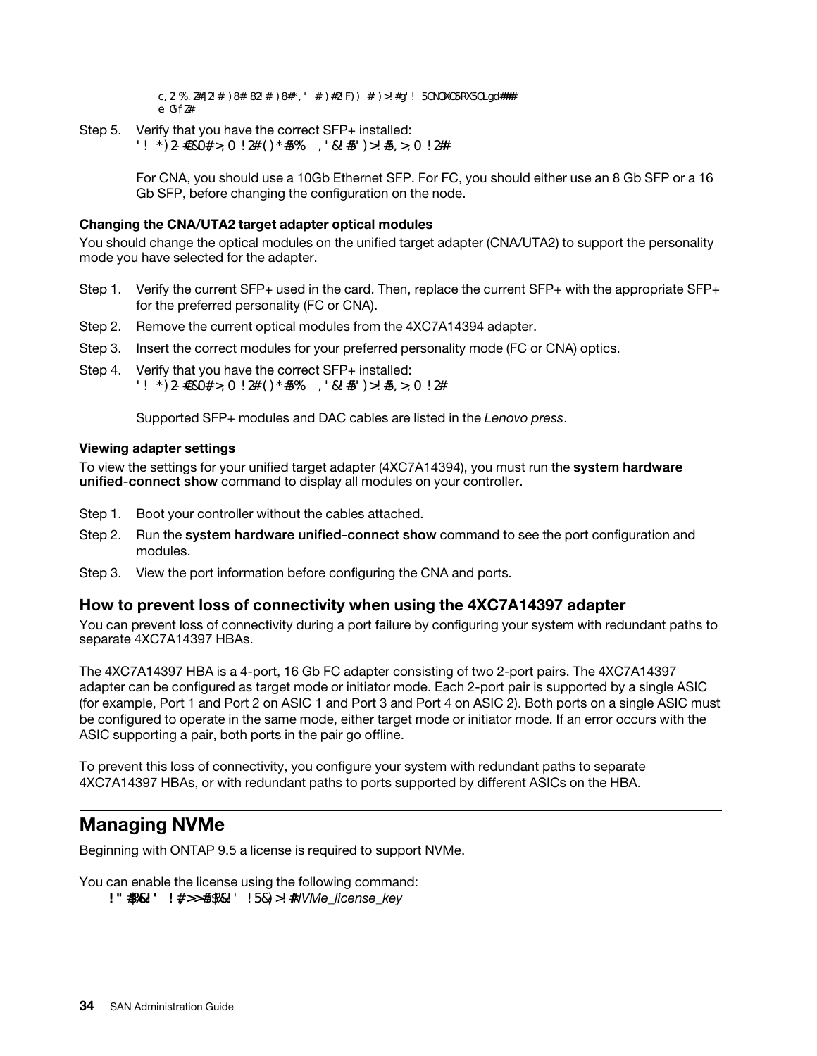```
c,2 %.Z#|2! # )8# 82! # )8#*,' # )#2!F)) # )>!#g'! 5CNOXO5RX5OLgd###
e GfZ#
```

Step 5. Verify that you have the correct SFP+ installed:

```
'! *)2-#&0#>,0!2#()*#5%  ,'&!#5')>!#5,>,0!2#
```

For CNA, you should use a 10Gb Ethernet SFP. For FC, you should either use an 8 Gb SFP or a 16 Gb SFP, before changing the configuration on the node.

#### Changing the CNA/UTA2 target adapter optical modules

You should change the optical modules on the unified target adapter (CNA/UTA2) to support the personality mode you have selected for the adapter.

Step 1. Verify the current SFP+ used in the card. Then, replace the current SFP+ with the appropriate SFP+ for the preferred personality (FC or CNA).

Step 2. Remove the current optical modules from the 4XC7A14394 adapter.

Step 3. Insert the correct modules for your preferred personality mode (FC or CNA) optics.

Step 4. Verify that you have the correct SFP+ installed:

```
'! *)2-#&0#>,0!2#()*#5%  ,'&!#5')>!#5,>,0!2#
```

Supported SFP+ modules and DAC cables are listed in the *Lenovo press*.

#### Viewing adapter settings

To view the settings for your unified target adapter (4XC7A14394), you must run the **system hardware unified-connect show** command to display all modules on your controller.

Step 1. Boot your controller without the cables attached.

Step 2. Run the **system hardware unified-connect show** command to see the port configuration and modules.

Step 3. View the port information before configuring the CNA and ports.

### How to prevent loss of connectivity when using the 4XC7A14397 adapter

You can prevent loss of connectivity during a port failure by configuring your system with redundant paths to separate 4XC7A14397 HBAs.

The 4XC7A14397 HBA is a 4-port, 16 Gb FC adapter consisting of two 2-port pairs. The 4XC7A14397 adapter can be configured as target mode or initiator mode. Each 2-port pair is supported by a single ASIC (for example, Port 1 and Port 2 on ASIC 1 and Port 3 and Port 4 on ASIC 2). Both ports on a single ASIC must be configured to operate in the same mode, either target mode or initiator mode. If an error occurs with the ASIC supporting a pair, both ports in the pair go offline.

To prevent this loss of connectivity, you configure your system with redundant paths to separate 4XC7A14397 HBAs, or with redundant paths to ports supported by different ASICs on the HBA.

## Managing NVMe

Beginning with ONTAP 9.5 a license is required to support NVMe.

You can enable the license using the following command:

```
!"#$%&'' !#,>>#$%&'' !5&)>!# NVMe_license_key
```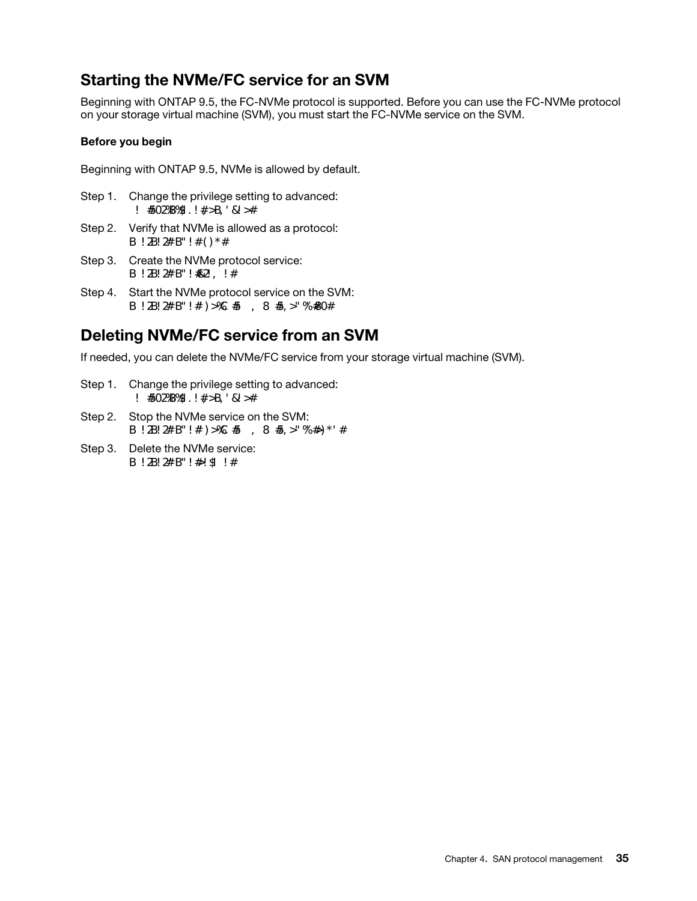## Starting the NVMe/FC service for an SVM

Beginning with ONTAP 9.5, the FC-NVMe protocol is supported. Before you can use the FC-NVMe protocol on your storage virtual machine (SVM), you must start the FC-NVMe service on the SVM.

**Before you begin**

Beginning with ONTAP 9.5, NVMe is allowed by default.

Step 1. Change the privilege setting to advanced:

```
! #5O2%B%$1.!#>B,'&l>#
```

Step 2. Verify that NVMe is allowed as a protocol:

```
B !2B!2#B"!#()*#
```

Step 3. Create the NVMe protocol service:

```
B !2B!2#B"!#52!, !#
```

Step 4. Start the NVMe protocol service on the SVM:

```
B !2B!2#B"!#)>%C #5   , 8 #5,>'%#0#
```

## Deleting NVMe/FC service from an SVM

If needed, you can delete the NVMe/FC service from your storage virtual machine (SVM).

Step 1. Change the privilege setting to advanced:

```
! #5O2%B%$1.!#>B,'&l>#
```

Step 2. Stop the NVMe service on the SVM:

```
B !2B!2#B"!#)>%C #5   , 8 #5,>'%#)*'#
```

Step 3. Delete the NVMe service:

```
B !2B!2#B"!#!$1 !#
```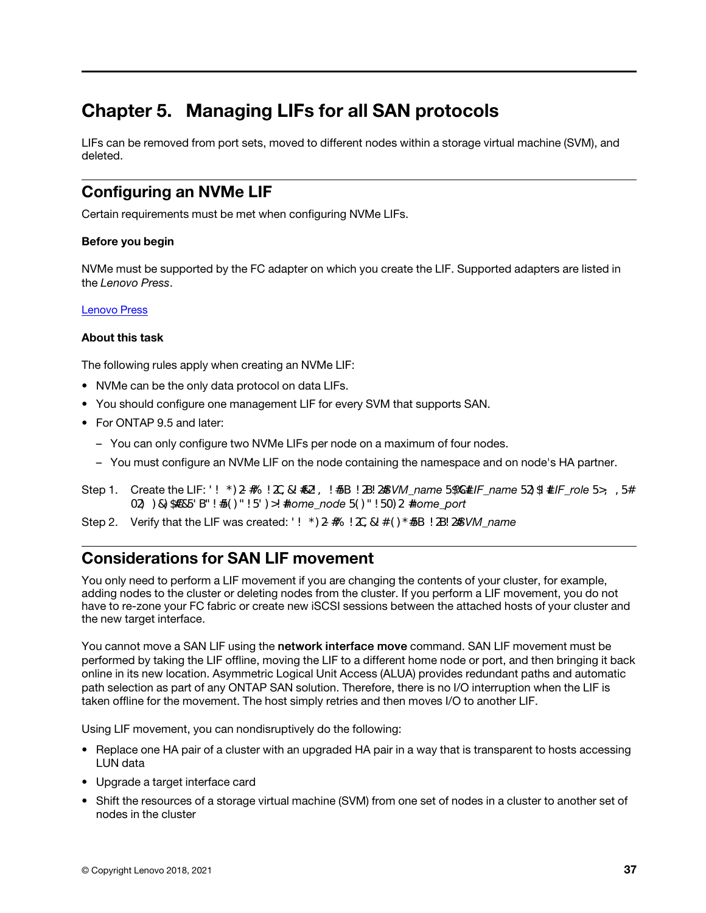# Chapter 5. Managing LIFs for all SAN protocols

LIFs can be removed from port sets, moved to different nodes within a storage virtual machine (SVM), and deleted.

## Configuring an NVMe LIF

Certain requirements must be met when configuring NVMe LIFs.

### Before you begin

NVMe must be supported by the FC adapter on which you create the LIF. Supported adapters are listed in the *Lenovo Press*.

[Lenovo Press]

### About this task

The following rules apply when creating an NVMe LIF:

- NVMe can be the only data protocol on data LIFs.
- You should configure one management LIF for every SVM that supports SAN.
- For ONTAP 9.5 and later:
  - You can only configure two NVMe LIFs per node on a maximum of four nodes.
  - You must configure an NVMe LIF on the node containing the namespace and on node's HA partner.

Step 1. Create the LIF: ' ! *) 2- #% ! 2C, &! #&2! , ! #5B ! 2B! 2#*SVM_name* 5$%C#*LIF_name* 52) $ 1 #*LIF_role* 5>; , 5# 02) ) &) $#&5' B" ! #5( ) " ! 5' ) >! #*home_node* 5( ) " ! 50) 2 #*home_port*

Step 2. Verify that the LIF was created: ' ! *) 2- #% ! 2C, &! #( ) *#5B ! 2B! 2#*SVM_name*

## Considerations for SAN LIF movement

You only need to perform a LIF movement if you are changing the contents of your cluster, for example, adding nodes to the cluster or deleting nodes from the cluster. If you perform a LIF movement, you do not have to re-zone your FC fabric or create new iSCSI sessions between the attached hosts of your cluster and the new target interface.

You cannot move a SAN LIF using the **network interface move** command. SAN LIF movement must be performed by taking the LIF offline, moving the LIF to a different home node or port, and then bringing it back online in its new location. Asymmetric Logical Unit Access (ALUA) provides redundant paths and automatic path selection as part of any ONTAP SAN solution. Therefore, there is no I/O interruption when the LIF is taken offline for the movement. The host simply retries and then moves I/O to another LIF.

Using LIF movement, you can nondisruptively do the following:

- Replace one HA pair of a cluster with an upgraded HA pair in a way that is transparent to hosts accessing LUN data
- Upgrade a target interface card
- Shift the resources of a storage virtual machine (SVM) from one set of nodes in a cluster to another set of nodes in the cluster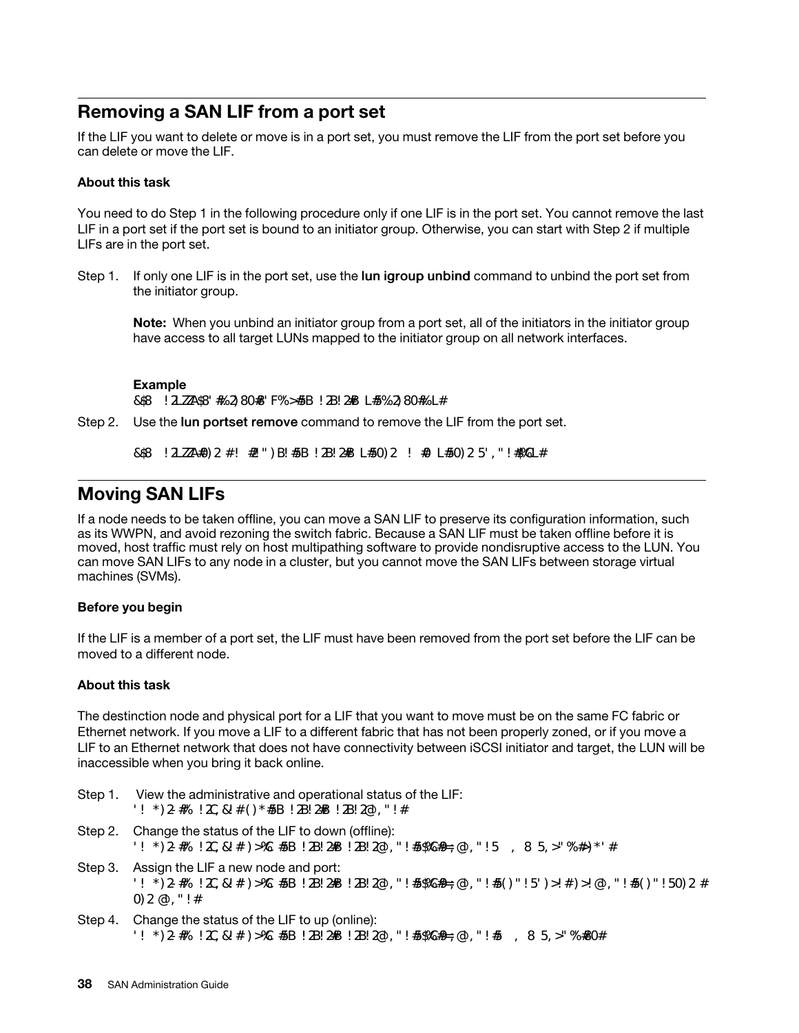## Removing a SAN LIF from a port set

If the LIF you want to delete or move is in a port set, you must remove the LIF from the port set before you can delete or move the LIF.

### About this task

You need to do Step 1 in the following procedure only if one LIF is in the port set. You cannot remove the last LIF in a port set if the port set is bound to an initiator group. Otherwise, you can start with Step 2 if multiple LIFs are in the port set.

Step 1. If only one LIF is in the port set, use the **lun igroup unbind** command to unbind the port set from the initiator group.

**Note:** When you unbind an initiator group from a port set, all of the initiators in the initiator group have access to all target LUNs mapped to the initiator group on all network interfaces.

**Example**

```
&$8 !2LZZA$8' #%2)80#8'F%>#5B !2B!2#B L#5%2)80#%L#
```

Step 2. Use the **lun portset remove** command to remove the LIF from the port set.

```
&$8 !2LZZA#0)2 #! #2!")B!#5B !2B!2#B L#50)2 ! #0 L#50)25',"!#%L#
```

## Moving SAN LIFs

If a node needs to be taken offline, you can move a SAN LIF to preserve its configuration information, such as its WWPN, and avoid rezoning the switch fabric. Because a SAN LIF must be taken offline before it is moved, host traffic must rely on host multipathing software to provide nondisruptive access to the LUN. You can move SAN LIFs to any node in a cluster, but you cannot move the SAN LIFs between storage virtual machines (SVMs).

### Before you begin

If the LIF is a member of a port set, the LIF must have been removed from the port set before the LIF can be moved to a different node.

### About this task

The destinction node and physical port for a LIF that you want to move must be on the same FC fabric or Ethernet network. If you move a LIF to a different fabric that has not been properly zoned, or if you move a LIF to an Ethernet network that does not have connectivity between iSCSI initiator and target, the LUN will be inaccessible when you bring it back online.

Step 1. View the administrative and operational status of the LIF:

```
'! *)2-#% !2C,&! #()*#5B !2B!2#B !2B!2@,"!#
```

Step 2. Change the status of the LIF to down (offline):

```
'! *)2-#% !2C,&! #)>%C #5B !2B!2#B !2B!2@,"!#5$%C#=;@,"!5 , 8 5,>"%#)*'#
```

Step 3. Assign the LIF a new node and port:

```
'! *)2-#% !2C,&! #)>%C #5B !2B!2#B !2B!2@,"!#5$%C#=;@,"!#5()"!5')>!#)>!@,"!#5()"!50)2 #
0)2@,"!#
```

Step 4. Change the status of the LIF to up (online):

```
'! *)2-#% !2C,&! #)>%C #5B !2B!2#B !2B!2@,"!#5$%C#=;@,"!#5 , 8 5,>"%#0#
```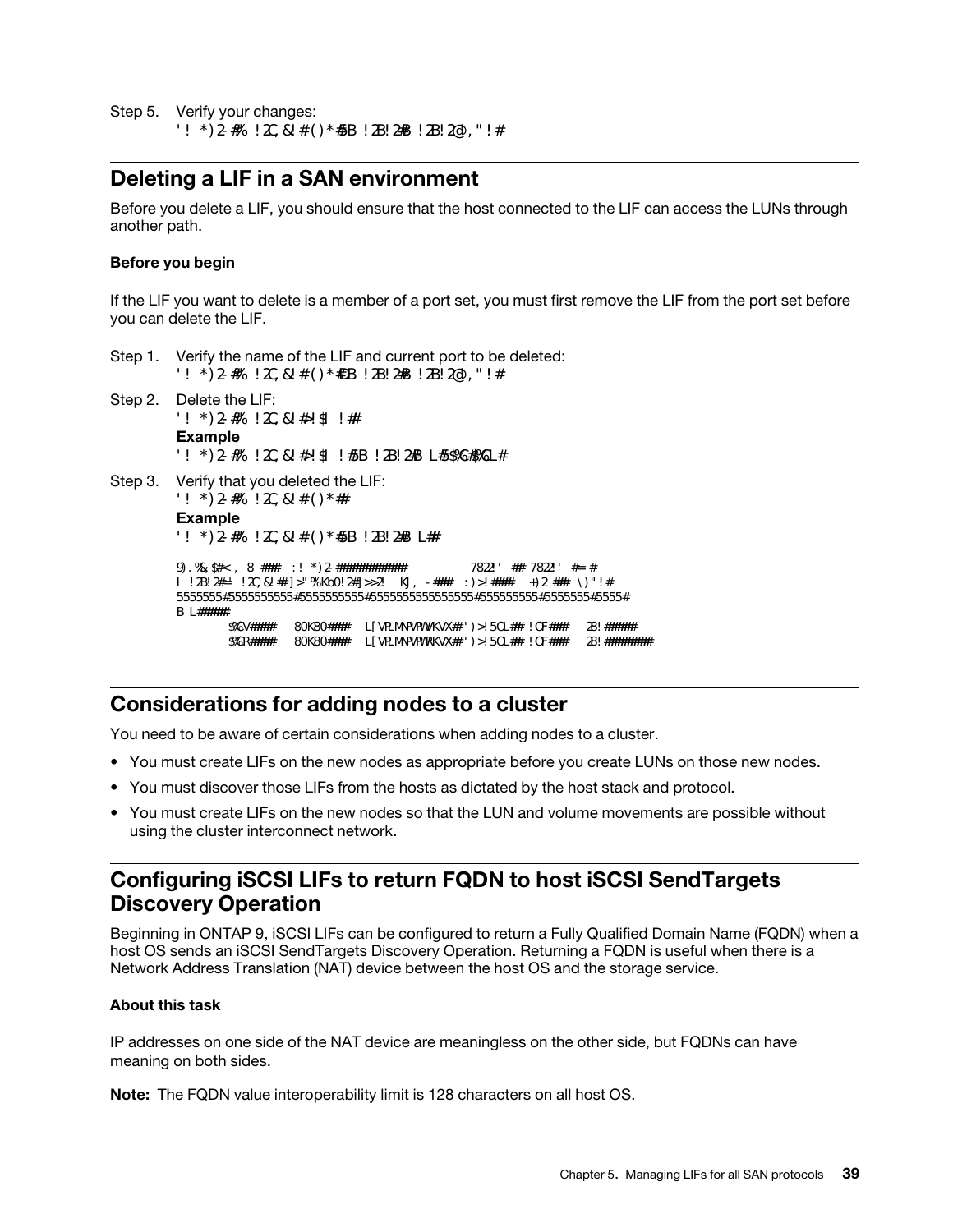Step 5. Verify your changes:

```
'! *)2-#% !2C,&I#()*#5B !2B!2#B !2B!2@,"!#
```

## Deleting a LIF in a SAN environment

Before you delete a LIF, you should ensure that the host connected to the LIF can access the LUNs through another path.

### Before you begin

If the LIF you want to delete is a member of a port set, you must first remove the LIF from the port set before you can delete the LIF.

Step 1. Verify the name of the LIF and current port to be deleted:

```
'! *)2-#% !2C,&I#()*#DB !2B!2#B !2B!2@,"!#
```

Step 2. Delete the LIF:

```
'! *)2-#% !2C,&I#+!$I !##
```

**Example**

```
'! *)2-#% !2C,&I#+!$I !#5B !2B!2#B L#5$%G#%CL#
```

Step 3. Verify that you deleted the LIF:

```
'! *)2-#% !2C,&I#()*##
```

**Example**

```
'! *)2-#% !2C,&I#()*#5B !2B!2#B L##

9).%&$#<, 8 ### :! *)2-############          7822!' ## 7822!' #=#
I !2B!2#*! !2C,&I## ]>"%Kb0!2#|>>2! KJ, -### :)>!####  +)2 ### \)"!#
5555555#5555555555#5555555555#5555555555555555#555555555#5555555#5555#
B L#####
        $%GV####   80K80####  L[VPLMNPVPVKVX#')>!5OL## !OF###   2B!#####
        $%GR####   80K80####  L[VPLMNPVRVKVX#')>!5OL## !OF###   2B!########
```

## Considerations for adding nodes to a cluster

You need to be aware of certain considerations when adding nodes to a cluster.

- You must create LIFs on the new nodes as appropriate before you create LUNs on those new nodes.
- You must discover those LIFs from the hosts as dictated by the host stack and protocol.
- You must create LIFs on the new nodes so that the LUN and volume movements are possible without using the cluster interconnect network.

## Configuring iSCSI LIFs to return FQDN to host iSCSI SendTargets Discovery Operation

Beginning in ONTAP 9, iSCSI LIFs can be configured to return a Fully Qualified Domain Name (FQDN) when a host OS sends an iSCSI SendTargets Discovery Operation. Returning a FQDN is useful when there is a Network Address Translation (NAT) device between the host OS and the storage service.

### About this task

IP addresses on one side of the NAT device are meaningless on the other side, but FQDNs can have meaning on both sides.

**Note:** The FQDN value interoperability limit is 128 characters on all host OS.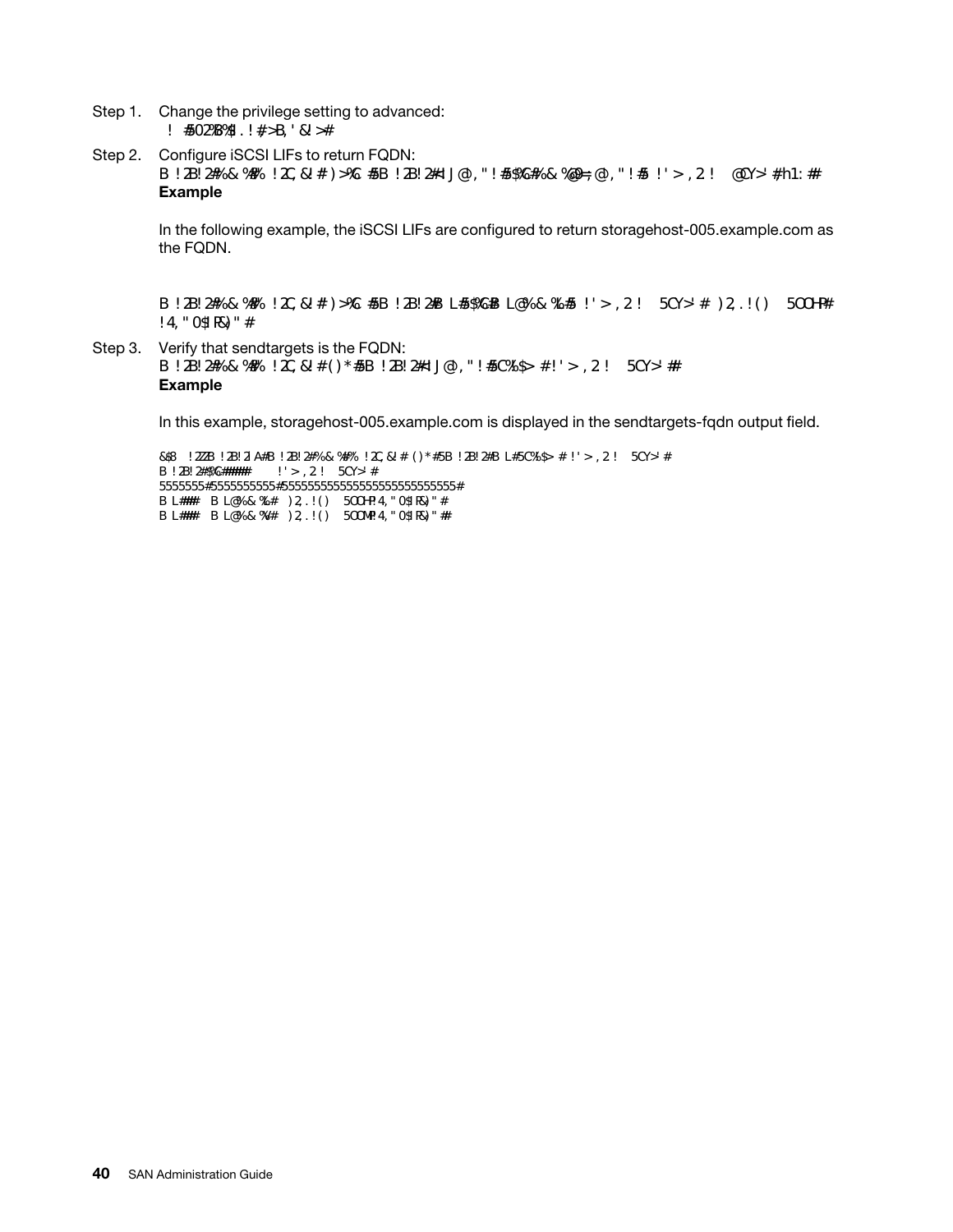Step 1. Change the privilege setting to advanced:

```
! #5022B%$.!#>B,'&!>#
```

Step 2. Configure iSCSI LIFs to return FQDN:

```
B !2B!2#%&%#%!2C,&!#)>%C#5B !2B!2#!J@,"!#5$%C#%&%@9=;@,"!#5 !'>,2!  @CY>'#h1:##
```

**Example**

In the following example, the iSCSI LIFs are configured to return storagehost-005.example.com as the FQDN.

```
B !2B!2#%&%#%!2C,&!#)>%C#5B !2B!2#B L#5$%C#B L@%&%L#5 !'>,2!  5CY>'# )2,.!()  5OOHP#
!4,"0$!R&)"#
```

Step 3. Verify that sendtargets is the FQDN:

```
B !2B!2#%&%#%!2C,&!#()*#5B !2B!2#!J@,"!#5C%$>#!'>,2!  5CY>'##
```

**Example**

In this example, storagehost-005.example.com is displayed in the sendtargets-fqdn output field.

```
&$8  !2ZB !2B!2!A#B !2B!2#%&%#%!2C,&!#()*#5B !2B!2#B L#5C%$>#!'>,2!  5CY>'#
B !2B!2#$%C#####     !'>,2!  5CY>'#
5555555#5555555555#5555555555555555555555555555#
B L###  B L@%&%L#  )2,.!()  5OOHP!4,"0$!R&)"#
B L###  B L@%&%V#  )2,.!()  5OOMP!4,"0$!R&)"##
```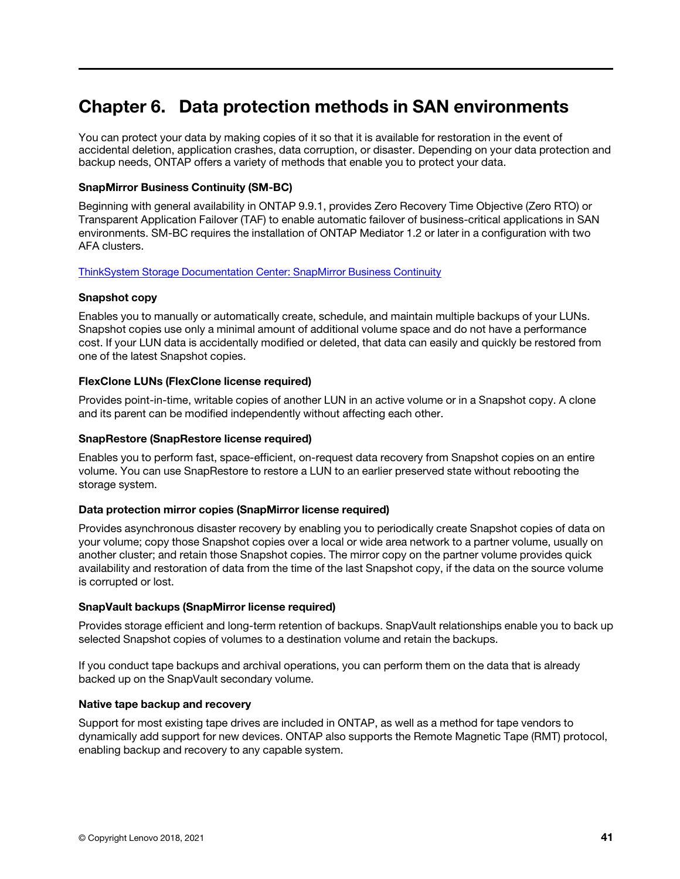# Chapter 6. Data protection methods in SAN environments

You can protect your data by making copies of it so that it is available for restoration in the event of accidental deletion, application crashes, data corruption, or disaster. Depending on your data protection and backup needs, ONTAP offers a variety of methods that enable you to protect your data.

**SnapMirror Business Continuity (SM-BC)**

Beginning with general availability in ONTAP 9.9.1, provides Zero Recovery Time Objective (Zero RTO) or Transparent Application Failover (TAF) to enable automatic failover of business-critical applications in SAN environments. SM-BC requires the installation of ONTAP Mediator 1.2 or later in a configuration with two AFA clusters.

ThinkSystem Storage Documentation Center: SnapMirror Business Continuity

**Snapshot copy**

Enables you to manually or automatically create, schedule, and maintain multiple backups of your LUNs. Snapshot copies use only a minimal amount of additional volume space and do not have a performance cost. If your LUN data is accidentally modified or deleted, that data can easily and quickly be restored from one of the latest Snapshot copies.

**FlexClone LUNs (FlexClone license required)**

Provides point-in-time, writable copies of another LUN in an active volume or in a Snapshot copy. A clone and its parent can be modified independently without affecting each other.

**SnapRestore (SnapRestore license required)**

Enables you to perform fast, space-efficient, on-request data recovery from Snapshot copies on an entire volume. You can use SnapRestore to restore a LUN to an earlier preserved state without rebooting the storage system.

**Data protection mirror copies (SnapMirror license required)**

Provides asynchronous disaster recovery by enabling you to periodically create Snapshot copies of data on your volume; copy those Snapshot copies over a local or wide area network to a partner volume, usually on another cluster; and retain those Snapshot copies. The mirror copy on the partner volume provides quick availability and restoration of data from the time of the last Snapshot copy, if the data on the source volume is corrupted or lost.

**SnapVault backups (SnapMirror license required)**

Provides storage efficient and long-term retention of backups. SnapVault relationships enable you to back up selected Snapshot copies of volumes to a destination volume and retain the backups.

If you conduct tape backups and archival operations, you can perform them on the data that is already backed up on the SnapVault secondary volume.

**Native tape backup and recovery**

Support for most existing tape drives are included in ONTAP, as well as a method for tape vendors to dynamically add support for new devices. ONTAP also supports the Remote Magnetic Tape (RMT) protocol, enabling backup and recovery to any capable system.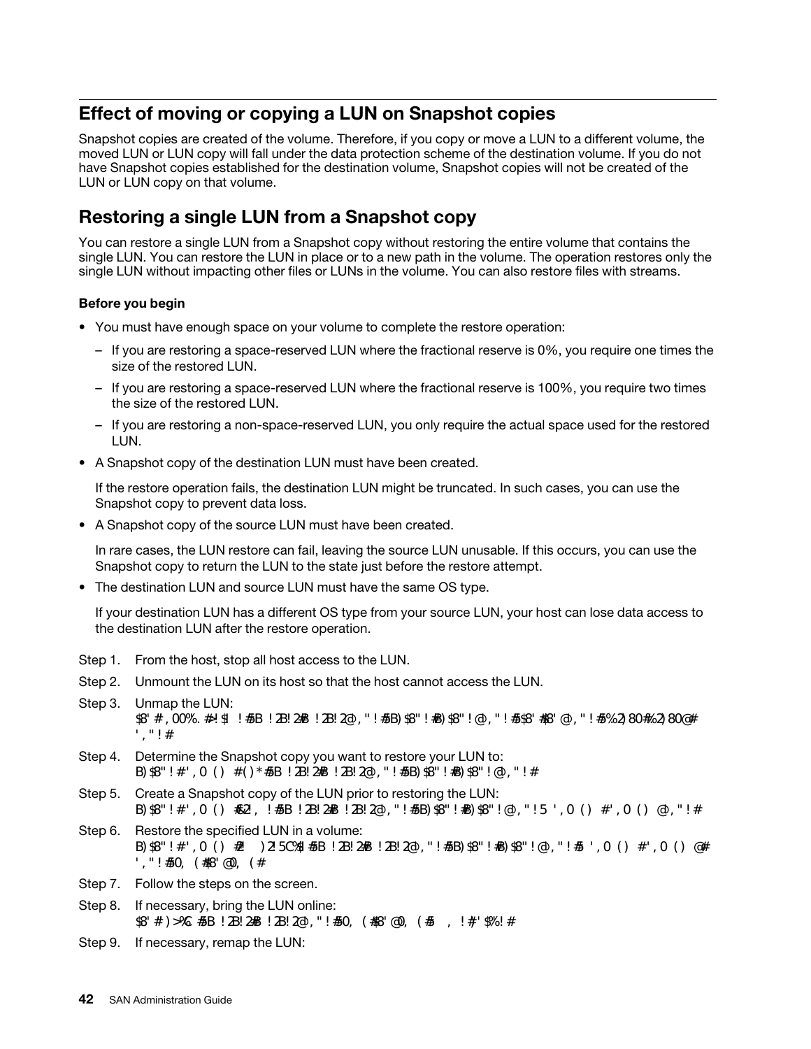## Effect of moving or copying a LUN on Snapshot copies

Snapshot copies are created of the volume. Therefore, if you copy or move a LUN to a different volume, the moved LUN or LUN copy will fall under the data protection scheme of the destination volume. If you do not have Snapshot copies established for the destination volume, Snapshot copies will not be created of the LUN or LUN copy on that volume.

## Restoring a single LUN from a Snapshot copy

You can restore a single LUN from a Snapshot copy without restoring the entire volume that contains the single LUN. You can restore the LUN in place or to a new path in the volume. The operation restores only the single LUN without impacting other files or LUNs in the volume. You can also restore files with streams.

### Before you begin

- You must have enough space on your volume to complete the restore operation:
  - If you are restoring a space-reserved LUN where the fractional reserve is 0%, you require one times the size of the restored LUN.
  - If you are restoring a space-reserved LUN where the fractional reserve is 100%, you require two times the size of the restored LUN.
  - If you are restoring a non-space-reserved LUN, you only require the actual space used for the restored LUN.
- A Snapshot copy of the destination LUN must have been created.

  If the restore operation fails, the destination LUN might be truncated. In such cases, you can use the Snapshot copy to prevent data loss.
- A Snapshot copy of the source LUN must have been created.

  In rare cases, the LUN restore can fail, leaving the source LUN unusable. If this occurs, you can use the Snapshot copy to return the LUN to the state just before the restore attempt.
- The destination LUN and source LUN must have the same OS type.

  If your destination LUN has a different OS type from your source LUN, your host can lose data access to the destination LUN after the restore operation.

Step 1. From the host, stop all host access to the LUN.

Step 2. Unmount the LUN on its host so that the host cannot access the LUN.

Step 3. Unmap the LUN:
```
$8' # , 00%. #-! $1 ! #5B ! 2B! 2#B ! 2B! 2@, "! #5B) $8" ! #B) $8" ! @, "! #5$8' #$8' @, "! #5%2) 80#%2) 80@#
' , "! #
```

Step 4. Determine the Snapshot copy you want to restore your LUN to:
```
B) $8" ! #' , 0 ( ) #( ) *#5B ! 2B! 2#B ! 2B! 2@, "! #5B) $8" ! #B) $8" ! @, "! #
```

Step 5. Create a Snapshot copy of the LUN prior to restoring the LUN:
```
B) $8" ! #' , 0 ( ) #&2, ! #5B ! 2B! 2#B ! 2B! 2@, "! #5B) $8" ! #B) $8" ! @, "! 5 ' , 0 ( ) #' , 0 ( ) @, "! #
```

Step 6. Restore the specified LUN in a volume:
```
B) $8" ! #' , 0 ( ) #2 )2 5C%#5B ! 2B! 2#B ! 2B! 2@, "! #5B) $8" ! #B) $8" ! @, "! #5 ' , 0 ( ) #' , 0 ( ) @#
' , "! #50, ( #$8' @0, ( #
```

Step 7. Follow the steps on the screen.

Step 8. If necessary, bring the LUN online:
```
$8' # ) >%C #5B ! 2B! 2#B ! 2B! 2@, "! #50, ( #$8' @0, ( #5 , ! #' $%! #
```

Step 9. If necessary, remap the LUN: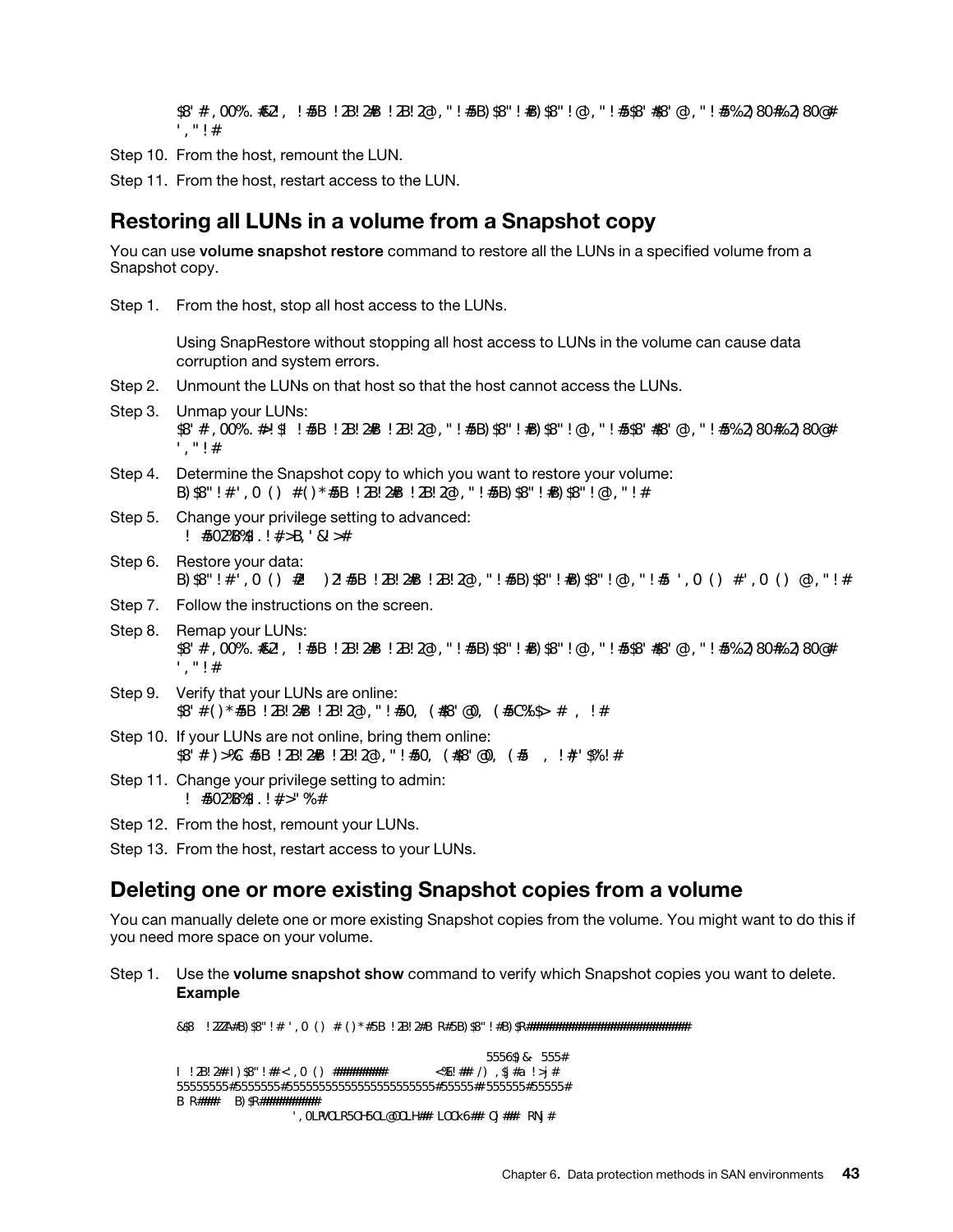```
$8'#,00%.#€2!, !#5B !2B!2#B !2B!2@,"!#5B)$8"!#B)$8"!@,"!#5$8'#8'@,"!#5%2)80#%2)80@#
',"!#
```

Step 10. From the host, remount the LUN.

Step 11. From the host, restart access to the LUN.

## Restoring all LUNs in a volume from a Snapshot copy

You can use **volume snapshot restore** command to restore all the LUNs in a specified volume from a Snapshot copy.

Step 1. From the host, stop all host access to the LUNs.

Using SnapRestore without stopping all host access to LUNs in the volume can cause data corruption and system errors.

Step 2. Unmount the LUNs on that host so that the host cannot access the LUNs.

Step 3. Unmap your LUNs:

```
$8'#,00%.#*!$| !#5B !2B!2#B !2B!2@,"!#5B)$8"!#B)$8"!@,"!#5$8'#8'@,"!#5%2)80#%2)80@#
',"!#
```

Step 4. Determine the Snapshot copy to which you want to restore your volume:

```
B)$8"!#',0() #()*#5B !2B!2#B !2B!2@,"!#5B)$8"!#B)$8"!@,"!#
```

Step 5. Change your privilege setting to advanced:

```
! #502%B%$.!#>B,'&|>#
```

Step 6. Restore your data:

```
B)$8"!#',0() #2! )2!#5B !2B!2#B !2B!2@,"!#5B)$8"!#B)$8"!@,"!#5 ',0() #',0() @,"!#
```

Step 7. Follow the instructions on the screen.

Step 8. Remap your LUNs:

```
$8'#,00%.#€2!, !#5B !2B!2#B !2B!2@,"!#5B)$8"!#B)$8"!@,"!#5$8'#8'@,"!#5%2)80#%2)80@#
',"!#
```

Step 9. Verify that your LUNs are online:

```
$8'#()*#5B !2B!2#B !2B!2@,"!#50, (#8'@0, (#5C%$>#, !#
```

Step 10. If your LUNs are not online, bring them online:

```
$8'#)>%C#5B !2B!2#B !2B!2@,"!#50, (#8'@0, (#5 , !#'$%!#
```

Step 11. Change your privilege setting to admin:

```
! #502%B%$.!#>"%#
```

Step 12. From the host, remount your LUNs.

Step 13. From the host, restart access to your LUNs.

## Deleting one or more existing Snapshot copies from a volume

You can manually delete one or more existing Snapshot copies from the volume. You might want to do this if you need more space on your volume.

Step 1. Use the **volume snapshot show** command to verify which Snapshot copies you want to delete.

**Example**

```
&$8 !2ZZA#B)$8"!#',0() #()*#5B !2B!2#B R#5B)$8"!#B)$R###########################

                                              5556$&  555#
I !2B!2#I)$8"!#<',0() #########      <%E!## /),$j#a !>j#
55555555#5555555#5555555555555555555555555#55555#555555#55555#
B R####  B)$R##########
                   ',0LPVOLR5OH5OL@OOLH## LO0k6## Oj###  RNj#
```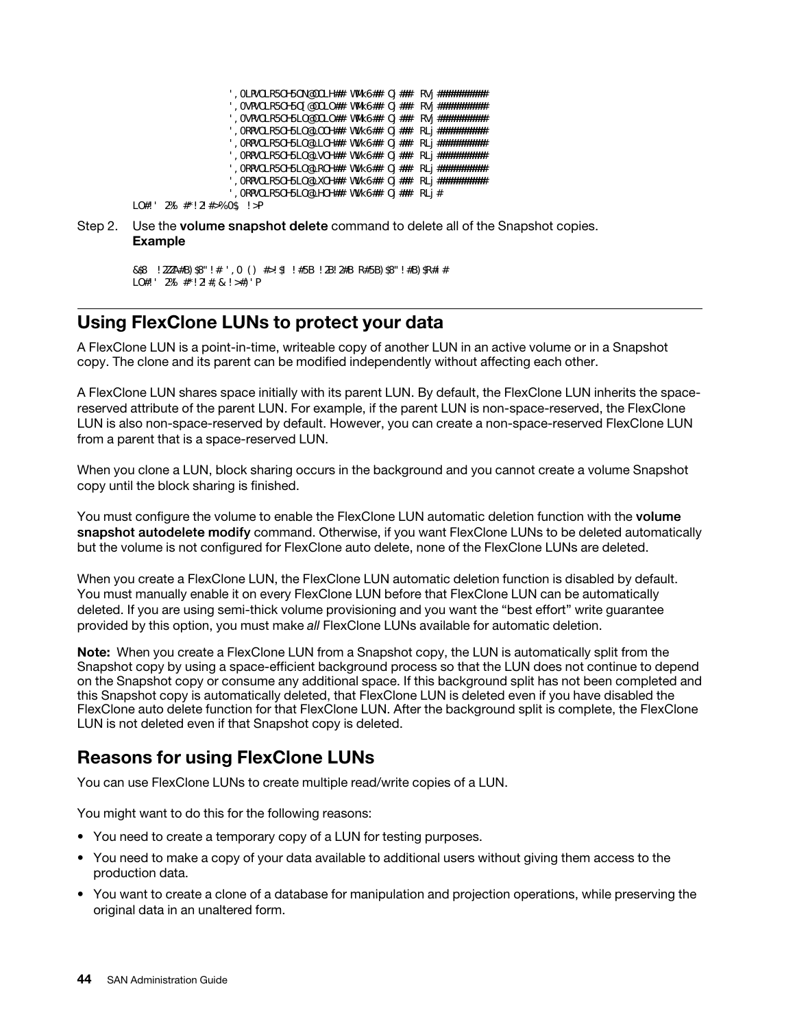```
',0LRVOLR5OH5ON@OOLH## WWk6## OJ## RVj##########
',0VRVOLR5OH5OJ[@OOLO## WWk6## OJ## RVj##########
',0VRVOLR5OH5LO@OOLO## WWk6## OJ## RVj##########
',0RRVOLR5OH5LO@LOOH## VWk6## OJ## RLj##########
',0RRVOLR5OH5LO@LLOH## VWk6## OJ## RLj##########
',0RRVOLR5OH5LO@LVOH## VWk6## OJ## RLj##########
',0RRVOLR5OH5LO@LROH## VWk6## OJ## RLj##########
',0RRVOLR5OH5LO@LXOH## VWk6## OJ## RLj##########
',0RRVOLR5OH5LO@LHOH## VWk6## OJ## RLj#
LO#!' 2%  #*!2!#>%0$ !>P
```

Step 2. Use the **volume snapshot delete** command to delete all of the Snapshot copies.
**Example**

```
&$8 !2ZZA#B)$8"!# ',0() #>!$! !#5B!2B!2#B R#5B)$8"!#B)$R#I#
LO#!' 2%  #*!2!#,&!>#)'P
```

## Using FlexClone LUNs to protect your data

A FlexClone LUN is a point-in-time, writeable copy of another LUN in an active volume or in a Snapshot copy. The clone and its parent can be modified independently without affecting each other.

A FlexClone LUN shares space initially with its parent LUN. By default, the FlexClone LUN inherits the space-reserved attribute of the parent LUN. For example, if the parent LUN is non-space-reserved, the FlexClone LUN is also non-space-reserved by default. However, you can create a non-space-reserved FlexClone LUN from a parent that is a space-reserved LUN.

When you clone a LUN, block sharing occurs in the background and you cannot create a volume Snapshot copy until the block sharing is finished.

You must configure the volume to enable the FlexClone LUN automatic deletion function with the **volume snapshot autodelete modify** command. Otherwise, if you want FlexClone LUNs to be deleted automatically but the volume is not configured for FlexClone auto delete, none of the FlexClone LUNs are deleted.

When you create a FlexClone LUN, the FlexClone LUN automatic deletion function is disabled by default. You must manually enable it on every FlexClone LUN before that FlexClone LUN can be automatically deleted. If you are using semi-thick volume provisioning and you want the “best effort” write guarantee provided by this option, you must make *all* FlexClone LUNs available for automatic deletion.

**Note:** When you create a FlexClone LUN from a Snapshot copy, the LUN is automatically split from the Snapshot copy by using a space-efficient background process so that the LUN does not continue to depend on the Snapshot copy or consume any additional space. If this background split has not been completed and this Snapshot copy is automatically deleted, that FlexClone LUN is deleted even if you have disabled the FlexClone auto delete function for that FlexClone LUN. After the background split is complete, the FlexClone LUN is not deleted even if that Snapshot copy is deleted.

## Reasons for using FlexClone LUNs

You can use FlexClone LUNs to create multiple read/write copies of a LUN.

You might want to do this for the following reasons:

- You need to create a temporary copy of a LUN for testing purposes.
- You need to make a copy of your data available to additional users without giving them access to the production data.
- You want to create a clone of a database for manipulation and projection operations, while preserving the original data in an unaltered form.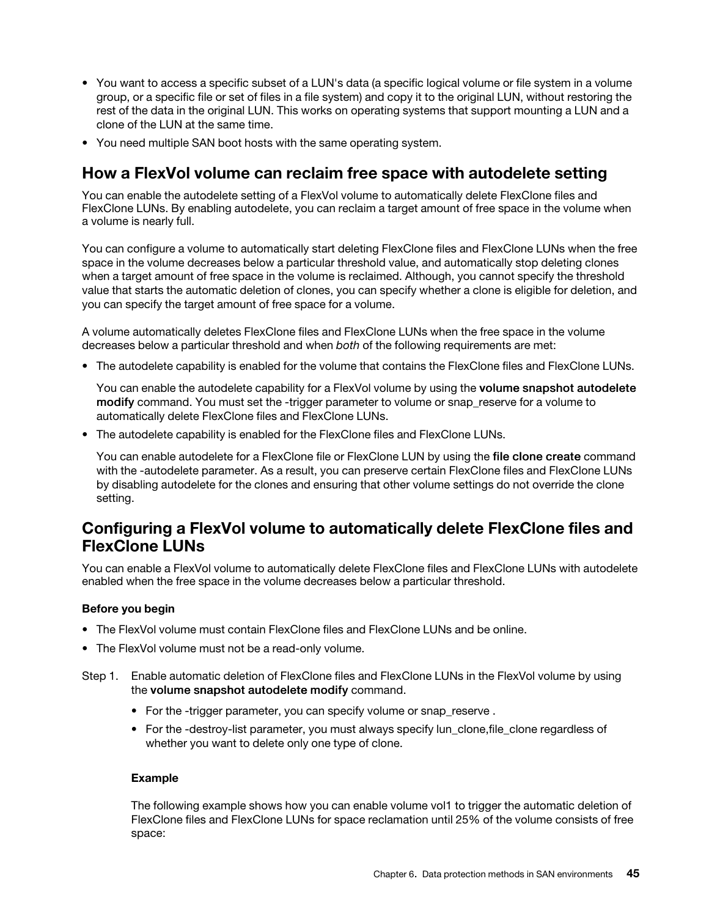- You want to access a specific subset of a LUN's data (a specific logical volume or file system in a volume group, or a specific file or set of files in a file system) and copy it to the original LUN, without restoring the rest of the data in the original LUN. This works on operating systems that support mounting a LUN and a clone of the LUN at the same time.
- You need multiple SAN boot hosts with the same operating system.

## How a FlexVol volume can reclaim free space with autodelete setting

You can enable the autodelete setting of a FlexVol volume to automatically delete FlexClone files and FlexClone LUNs. By enabling autodelete, you can reclaim a target amount of free space in the volume when a volume is nearly full.

You can configure a volume to automatically start deleting FlexClone files and FlexClone LUNs when the free space in the volume decreases below a particular threshold value, and automatically stop deleting clones when a target amount of free space in the volume is reclaimed. Although, you cannot specify the threshold value that starts the automatic deletion of clones, you can specify whether a clone is eligible for deletion, and you can specify the target amount of free space for a volume.

A volume automatically deletes FlexClone files and FlexClone LUNs when the free space in the volume decreases below a particular threshold and when *both* of the following requirements are met:

- The autodelete capability is enabled for the volume that contains the FlexClone files and FlexClone LUNs.

  You can enable the autodelete capability for a FlexVol volume by using the **volume snapshot autodelete modify** command. You must set the -trigger parameter to volume or snap_reserve for a volume to automatically delete FlexClone files and FlexClone LUNs.

- The autodelete capability is enabled for the FlexClone files and FlexClone LUNs.

  You can enable autodelete for a FlexClone file or FlexClone LUN by using the **file clone create** command with the -autodelete parameter. As a result, you can preserve certain FlexClone files and FlexClone LUNs by disabling autodelete for the clones and ensuring that other volume settings do not override the clone setting.

## Configuring a FlexVol volume to automatically delete FlexClone files and FlexClone LUNs

You can enable a FlexVol volume to automatically delete FlexClone files and FlexClone LUNs with autodelete enabled when the free space in the volume decreases below a particular threshold.

### Before you begin

- The FlexVol volume must contain FlexClone files and FlexClone LUNs and be online.
- The FlexVol volume must not be a read-only volume.

Step 1. Enable automatic deletion of FlexClone files and FlexClone LUNs in the FlexVol volume by using the **volume snapshot autodelete modify** command.

- For the -trigger parameter, you can specify volume or snap_reserve .
- For the -destroy-list parameter, you must always specify lun_clone,file_clone regardless of whether you want to delete only one type of clone.

**Example**

The following example shows how you can enable volume vol1 to trigger the automatic deletion of FlexClone files and FlexClone LUNs for space reclamation until 25% of the volume consists of free space: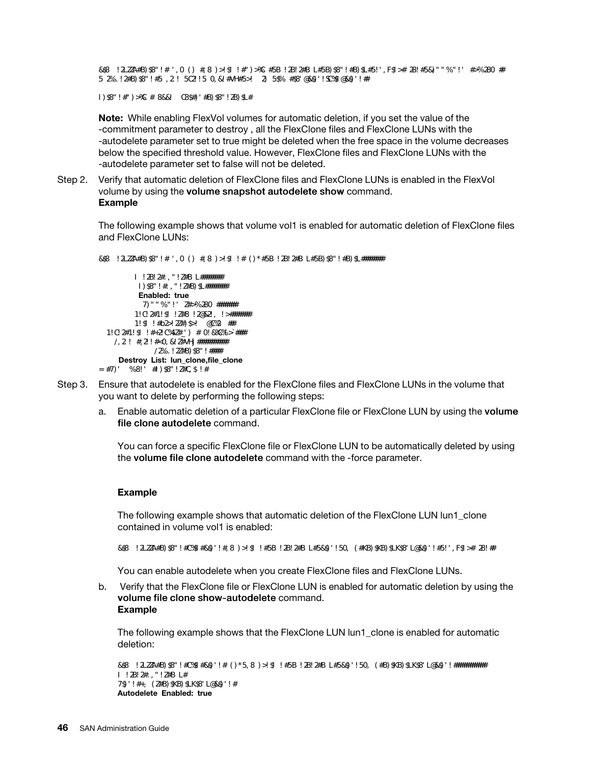```
&$8 !2LZZA#B)$8"!#',0() #;8 )>!$! !#")>%C #5B !2B!2#B L#5B)$8"!#B)$L#5!',F$!># 2B!#5&)""%"!' #>%2B0 #
5 2%.!2#B)$8"!#5 ,2! 5C2!5 0,&!#VH#5>! 2) 5$%  #$8'@&$)''!SC%$!@&$)''!#

I)$8"!#")>%C # 8&&! C3$#)'#B)$8"!ZB)$L#
```

**Note:** While enabling FlexVol volumes for automatic deletion, if you set the value of the -commitment parameter to destroy , all the FlexClone files and FlexClone LUNs with the -autodelete parameter set to true might be deleted when the free space in the volume decreases below the specified threshold value. However, FlexClone files and FlexClone LUNs with the -autodelete parameter set to false will not be deleted.

Step 2. Verify that automatic deletion of FlexClone files and FlexClone LUNs is enabled in the FlexVol volume by using the **volume snapshot autodelete show** command.

**Example**

The following example shows that volume vol1 is enabled for automatic deletion of FlexClone files and FlexClone LUNs:

```
&$8 !2LZZA#B)$8"!#',0() #;8 )>!$! !#()*#5B !2B!2#B L#5B)$8"!#B)$L######

         I !2B!2#.,"!Z#B L######
          I)$8"!#.,"!Z#B)$L######
          Enabled: true
           7)""%"!' Z#>%2B0 #####
         1!C!2#1!$! !Z#8 !2@&2!, !>#####
         1!$! !#b2>!2Z#)$>! @C%2 ##
  1!C!2#1!$! !#+2!C%4Z#') # 0!&%C%>`###
    /,2 ! #;2!#<0,&!Z#VHj#########
              /2%.!2Z#B)$8"!###
       Destroy List: lun_clone,file_clone
=#7)' %8!' #I)$8"!Z#C,$!#
```

Step 3. Ensure that autodelete is enabled for the FlexClone files and FlexClone LUNs in the volume that you want to delete by performing the following steps:

a. Enable automatic deletion of a particular FlexClone file or FlexClone LUN by using the **volume file clone autodelete** command.

   You can force a specific FlexClone file or FlexClone LUN to be automatically deleted by using the **volume file clone autodelete** command with the -force parameter.

   **Example**

   The following example shows that automatic deletion of the FlexClone LUN lun1_clone contained in volume vol1 is enabled:

```
&$8 !2LZZA#B)$8"!#C%$!#&$)'!#;8 )>!$! !#5B !2B!2#B L#5&$)'!50, (#KB)$KB)$LK$8'L@&$)'!#5!',F$!># 2B!##
```

   You can enable autodelete when you create FlexClone files and FlexClone LUNs.

b. Verify that the FlexClone file or FlexClone LUN is enabled for automatic deletion by using the **volume file clone show-autodelete** command.

   **Example**

   The following example shows that the FlexClone LUN lun1_clone is enabled for automatic deletion:

```
&$8 !2LZZA#B)$8"!#C%$!#&$)'!#()*5,8 )>!$! !#5B !2B!2#B L#5&$)'!50, (#B)$KB)$LK$8'L@&$)'!#########
I !2B!2#.,"!Z#B L#
7$)'!#+; (Z#B)$KB)$LK$8'L@&$)'!#
Autodelete Enabled: true
```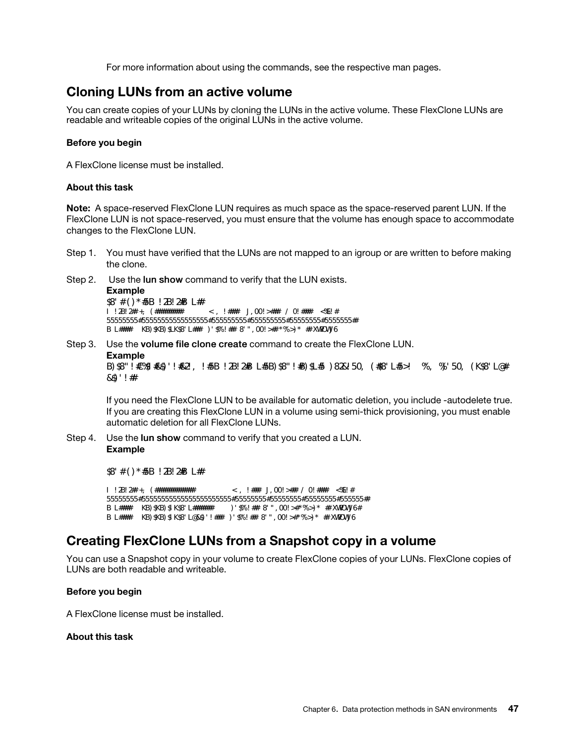For more information about using the commands, see the respective man pages.

## Cloning LUNs from an active volume

You can create copies of your LUNs by cloning the LUNs in the active volume. These FlexClone LUNs are readable and writeable copies of the original LUNs in the active volume.

### Before you begin

A FlexClone license must be installed.

### About this task

**Note:** A space-reserved FlexClone LUN requires as much space as the space-reserved parent LUN. If the FlexClone LUN is not space-reserved, you must ensure that the volume has enough space to accommodate changes to the FlexClone LUN.

Step 1. You must have verified that the LUNs are not mapped to an igroup or are written to before making the clone.

Step 2. Use the **lun show** command to verify that the LUN exists.

**Example**

```
$8' #()*#5B !2B!2#B L#
I !2B!2#+, (########        <, !### J,00!>### /0!###  <%E!#
55555555#555555555555555555#555555555#555555555#55555555#5555555#
B L###  KB)$KB)$LK$8'L### )'$%!### 8'",00!>#*%>)* ## XWWOVJ6
```

Step 3. Use the **volume file clone create** command to create the FlexClone LUN.

**Example**

```
B)$8"!#E%$#&$)'!#&2!, !#5B!2B!2#B L#5B)$8"!#B)$L#5 )82&J50, (#$8'L#5>!  %, %'50, (K$8'L@#
&$)'!##
```

If you need the FlexClone LUN to be available for automatic deletion, you include -autodelete true. If you are creating this FlexClone LUN in a volume using semi-thick provisioning, you must enable automatic deletion for all FlexClone LUNs.

Step 4. Use the **lun show** command to verify that you created a LUN.

**Example**

```
$8' #()*#5B !2B!2#B L#

I !2B!2#+, (###########           <, !### J,00!>### /0!###  <%E!#
55555555#55555555555555555555555#55555555#55555555#55555555#555555#
B L###  KB)$KB)$K$8'L######      )'$%!### 8'",00!>#*%>)* ## XWWOVJ6#
B L###  KB)$KB)$K$8'L@&$)'!### )'$%!### 8'",00!>#*%>)* ## XWWOVJ6
```

## Creating FlexClone LUNs from a Snapshot copy in a volume

You can use a Snapshot copy in your volume to create FlexClone copies of your LUNs. FlexClone copies of LUNs are both readable and writeable.

### Before you begin

A FlexClone license must be installed.

### About this task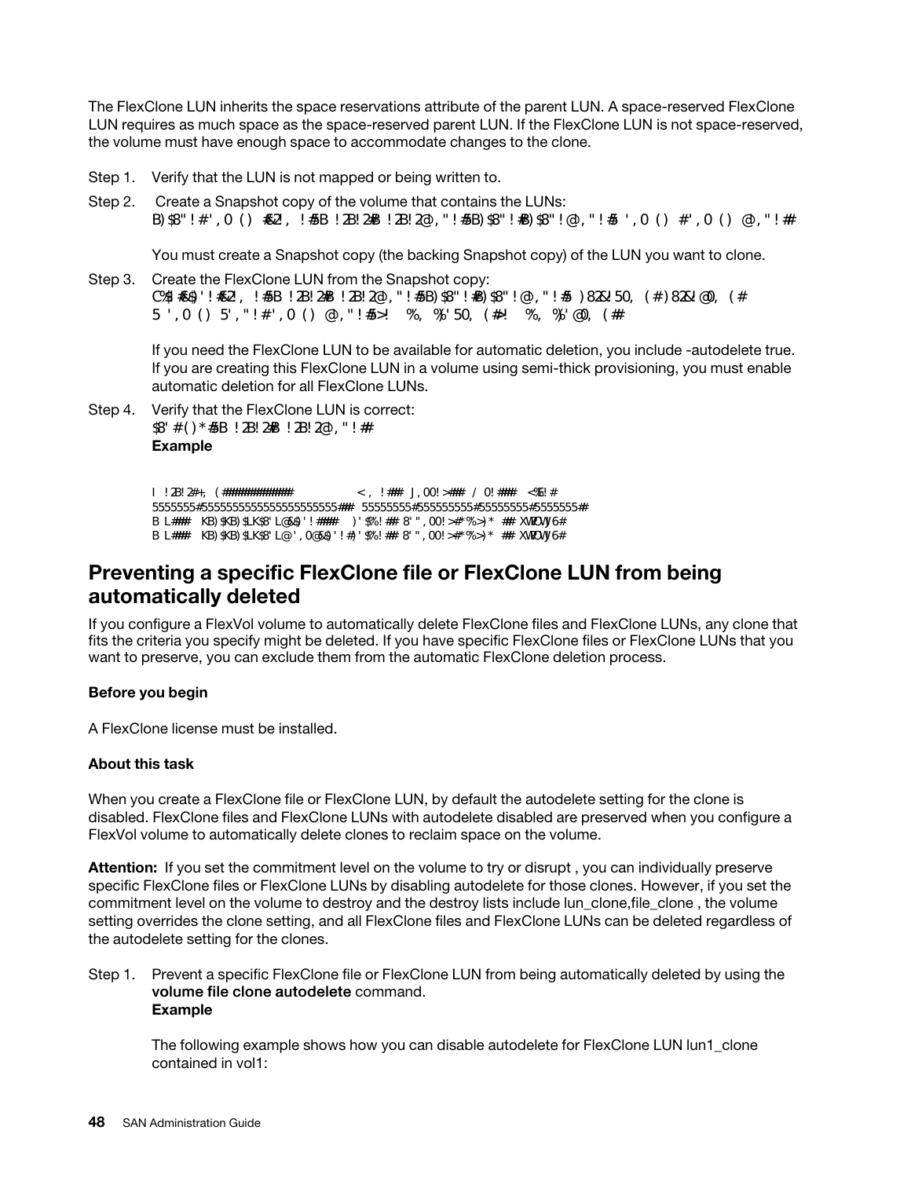The FlexClone LUN inherits the space reservations attribute of the parent LUN. A space-reserved FlexClone LUN requires as much space as the space-reserved parent LUN. If the FlexClone LUN is not space-reserved, the volume must have enough space to accommodate changes to the clone.

Step 1. Verify that the LUN is not mapped or being written to.

Step 2. Create a Snapshot copy of the volume that contains the LUNs:

```
B)$8"!#',0()#&2!,!#5B!2B!2#B!2B!2@,"!#5B)$8"!#B)$8"!@,"!#5',0()#',0()@,"!##
```

You must create a Snapshot copy (the backing Snapshot copy) of the LUN you want to clone.

Step 3. Create the FlexClone LUN from the Snapshot copy:

```
C%$#&$)'!#&2!,!#5B!2B!2#B!2B!2@,"!#5B)$8"!#B)$8"!@,"!#5)82&!50,(#)82&!@0,(#
5',0()5',"!#',0()@,"!#5>!%,%'50,(#!%,%'@0,(##
```

If you need the FlexClone LUN to be available for automatic deletion, you include -autodelete true. If you are creating this FlexClone LUN in a volume using semi-thick provisioning, you must enable automatic deletion for all FlexClone LUNs.

Step 4. Verify that the FlexClone LUN is correct:

```
$8'#()*#5B!2B!2#B!2B!2@,"!##
```

**Example**

```
I!2B!2#+,(############        <,!## J,00!>## /0!## <%&!#
5555555#5555555555555555555555### 55555555#555555555#55555555#5555555#
B L###  KB)$KB)$LK$8'L@&$)'!####  )'$%!##8'",00!>#'%>)*## XWOVJ6#
B L###  KB)$KB)$LK$8'L@',0@&$)'!#)'$%!##8'",00!>#'%>)*## XWOVJ6#
```

## Preventing a specific FlexClone file or FlexClone LUN from being automatically deleted

If you configure a FlexVol volume to automatically delete FlexClone files and FlexClone LUNs, any clone that fits the criteria you specify might be deleted. If you have specific FlexClone files or FlexClone LUNs that you want to preserve, you can exclude them from the automatic FlexClone deletion process.

### Before you begin

A FlexClone license must be installed.

### About this task

When you create a FlexClone file or FlexClone LUN, by default the autodelete setting for the clone is disabled. FlexClone files and FlexClone LUNs with autodelete disabled are preserved when you configure a FlexVol volume to automatically delete clones to reclaim space on the volume.

**Attention:** If you set the commitment level on the volume to try or disrupt , you can individually preserve specific FlexClone files or FlexClone LUNs by disabling autodelete for those clones. However, if you set the commitment level on the volume to destroy and the destroy lists include lun_clone,file_clone , the volume setting overrides the clone setting, and all FlexClone files and FlexClone LUNs can be deleted regardless of the autodelete setting for the clones.

Step 1. Prevent a specific FlexClone file or FlexClone LUN from being automatically deleted by using the **volume file clone autodelete** command.

**Example**

The following example shows how you can disable autodelete for FlexClone LUN lun1_clone contained in vol1: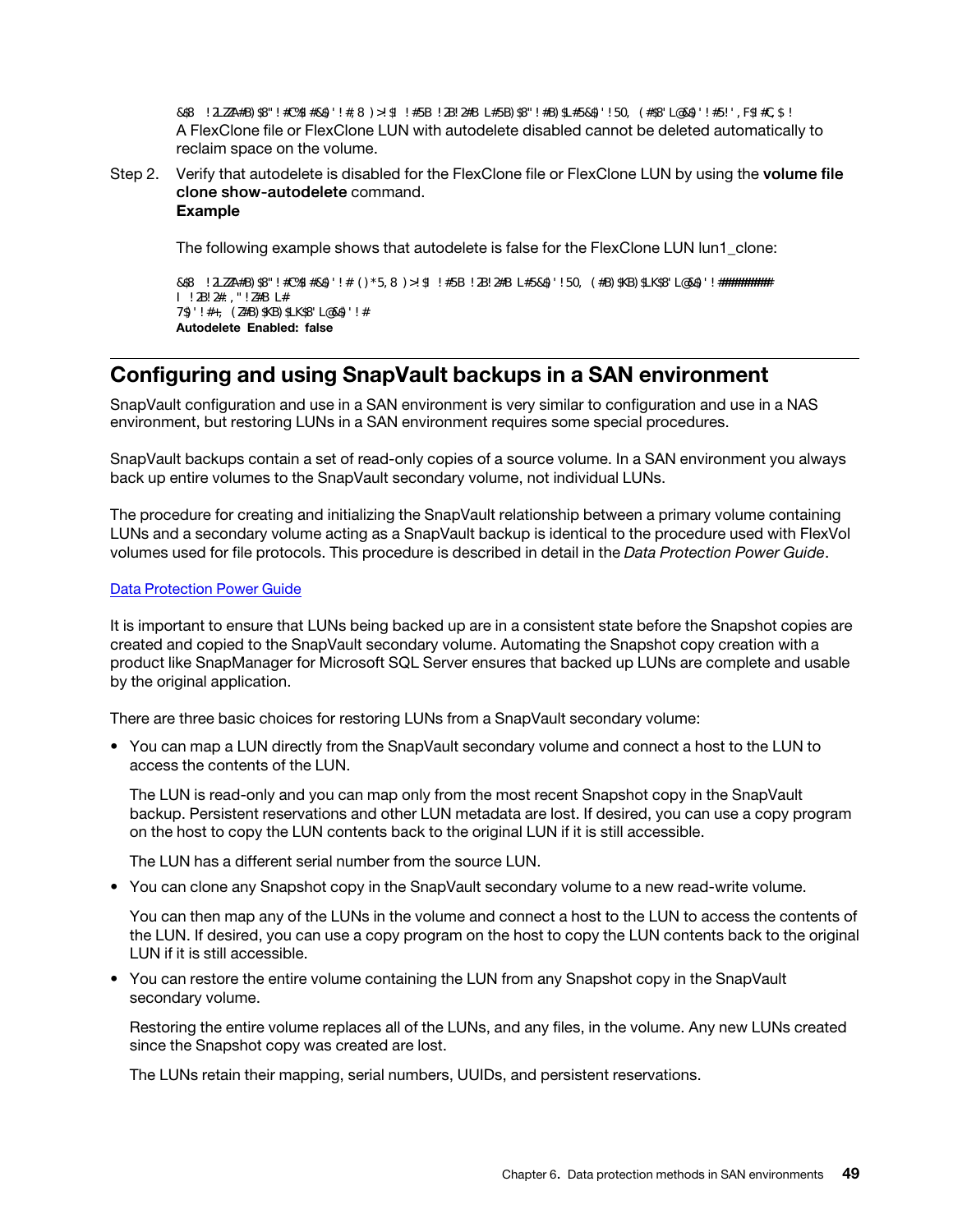```
&$8 !2LZZA#B)$8"!#C%$#&$)'!#;8 )>!$!#5B!2B!2#B L#5B)$8"!#B)$L#5&$)'!50, (#$8'L@&$)'!#5!',F$#C,$!
```

A FlexClone file or FlexClone LUN with autodelete disabled cannot be deleted automatically to reclaim space on the volume.

Step 2. Verify that autodelete is disabled for the FlexClone file or FlexClone LUN by using the **volume file clone show-autodelete** command.

**Example**

The following example shows that autodelete is false for the FlexClone LUN lun1_clone:

```
&$8 !2LZZA#B)$8"!#C%$#&$)'!#()*5,8 )>!$!#5B!2B!2#B L#5&$)'!50, (#B)$KB)$LK$8'L@&$)'!#########
l !2B!2#.,"!Z#B L#
7$)'!#+; (Z#B)$KB)$LK$8'L@&$)'!#
Autodelete Enabled: false
```

## Configuring and using SnapVault backups in a SAN environment

SnapVault configuration and use in a SAN environment is very similar to configuration and use in a NAS environment, but restoring LUNs in a SAN environment requires some special procedures.

SnapVault backups contain a set of read-only copies of a source volume. In a SAN environment you always back up entire volumes to the SnapVault secondary volume, not individual LUNs.

The procedure for creating and initializing the SnapVault relationship between a primary volume containing LUNs and a secondary volume acting as a SnapVault backup is identical to the procedure used with FlexVol volumes used for file protocols. This procedure is described in detail in the *Data Protection Power Guide*.

Data Protection Power Guide

It is important to ensure that LUNs being backed up are in a consistent state before the Snapshot copies are created and copied to the SnapVault secondary volume. Automating the Snapshot copy creation with a product like SnapManager for Microsoft SQL Server ensures that backed up LUNs are complete and usable by the original application.

There are three basic choices for restoring LUNs from a SnapVault secondary volume:

- You can map a LUN directly from the SnapVault secondary volume and connect a host to the LUN to access the contents of the LUN.

  The LUN is read-only and you can map only from the most recent Snapshot copy in the SnapVault backup. Persistent reservations and other LUN metadata are lost. If desired, you can use a copy program on the host to copy the LUN contents back to the original LUN if it is still accessible.

  The LUN has a different serial number from the source LUN.

- You can clone any Snapshot copy in the SnapVault secondary volume to a new read-write volume.

  You can then map any of the LUNs in the volume and connect a host to the LUN to access the contents of the LUN. If desired, you can use a copy program on the host to copy the LUN contents back to the original LUN if it is still accessible.

- You can restore the entire volume containing the LUN from any Snapshot copy in the SnapVault secondary volume.

  Restoring the entire volume replaces all of the LUNs, and any files, in the volume. Any new LUNs created since the Snapshot copy was created are lost.

  The LUNs retain their mapping, serial numbers, UUIDs, and persistent reservations.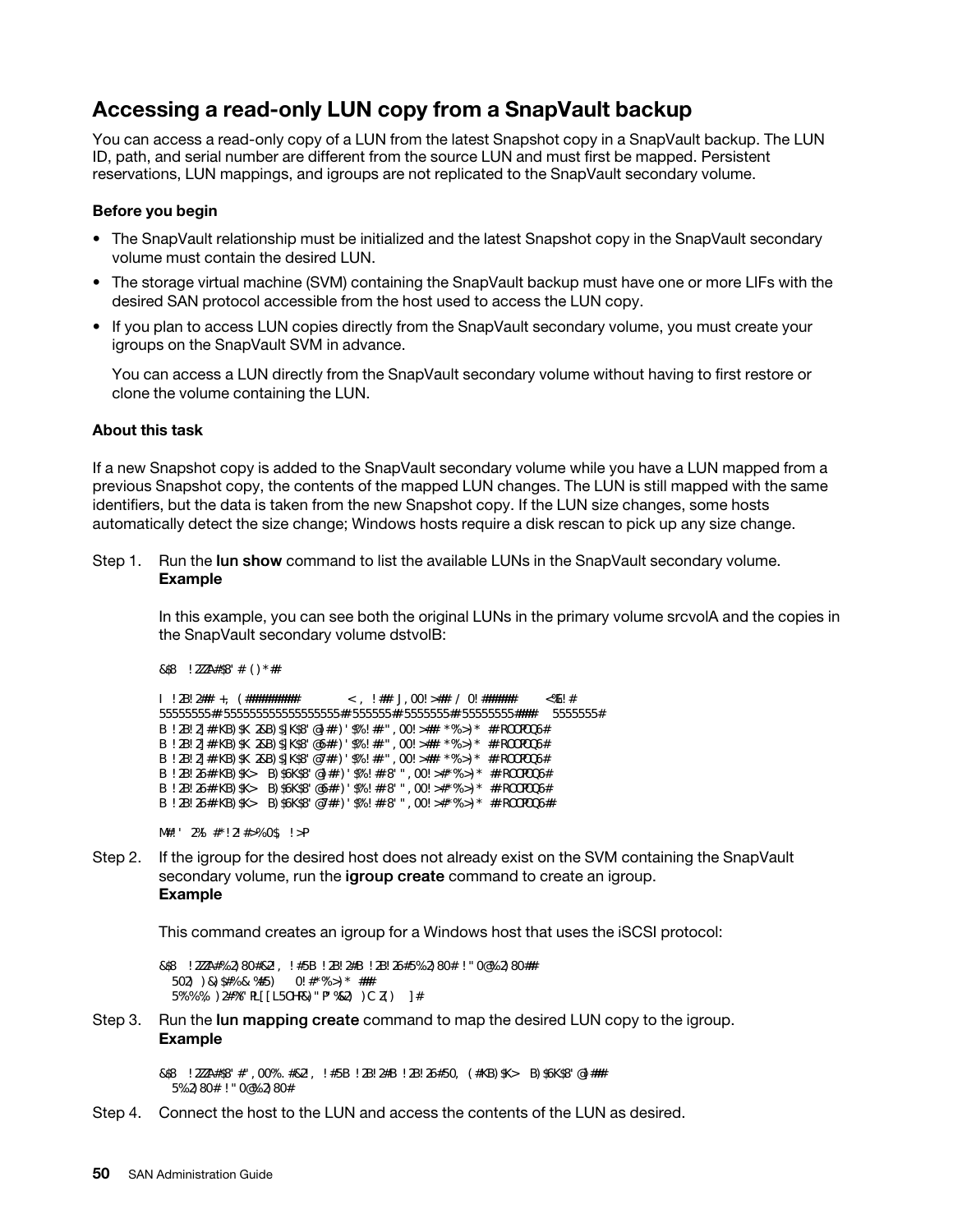## Accessing a read-only LUN copy from a SnapVault backup

You can access a read-only copy of a LUN from the latest Snapshot copy in a SnapVault backup. The LUN ID, path, and serial number are different from the source LUN and must first be mapped. Persistent reservations, LUN mappings, and igroups are not replicated to the SnapVault secondary volume.

### Before you begin

- The SnapVault relationship must be initialized and the latest Snapshot copy in the SnapVault secondary volume must contain the desired LUN.
- The storage virtual machine (SVM) containing the SnapVault backup must have one or more LIFs with the desired SAN protocol accessible from the host used to access the LUN copy.
- If you plan to access LUN copies directly from the SnapVault secondary volume, you must create your igroups on the SnapVault SVM in advance.

  You can access a LUN directly from the SnapVault secondary volume without having to first restore or clone the volume containing the LUN.

### About this task

If a new Snapshot copy is added to the SnapVault secondary volume while you have a LUN mapped from a previous Snapshot copy, the contents of the mapped LUN changes. The LUN is still mapped with the same identifiers, but the data is taken from the new Snapshot copy. If the LUN size changes, some hosts automatically detect the size change; Windows hosts require a disk rescan to pick up any size change.

Step 1. Run the **lun show** command to list the available LUNs in the SnapVault secondary volume.
**Example**

In this example, you can see both the original LUNs in the primary volume srcvolA and the copies in the SnapVault secondary volume dstvolB:

```
&$8   !2ZZA-#$8' # ()*##

l !2B!2## +;  (#########          <,  !## J,00!>## /  0!#######      <%5!#
55555555#5555555555555555555#555555#5555555#55555555####   5555555#
B !2B!2]##KB)$K 2&B)$]K$8'@]##)'$%!##",00!>###*%>)* ##ROOPOOQ6#
B !2B!2]##KB)$K 2&B)$]K$8'@6##)'$%!##",00!>###*%>)* ##ROOPOOQ6#
B !2B!2]##KB)$K 2&B)$]K$8'@7##)'$%!##",00!>###*%>)* ##ROOPOOQ6#
B !2B!26##KB)$K>  B)$6K$8'@]##)'$%!##8'",00!>#*%>)* ##ROOPOOQ6#
B !2B!26##KB)$K>  B)$6K$8'@6##)'$%!##8'",00!>#*%>)* ##ROOPOOQ6#
B !2B!26##KB)$K>  B)$6K$8'@7##)'$%!##8'",00!>#*%>)* ##ROOPOOQ6##

M#!'  2%  #*!2!#>%0$  !>P
```

Step 2. If the igroup for the desired host does not already exist on the SVM containing the SnapVault secondary volume, run the **igroup create** command to create an igroup.
**Example**

This command creates an igroup for a Windows host that uses the iSCSI protocol:

```
&$8   !2ZZA-#%2)80#&2!,  !#5B !2B!2#B !2B!26#5%2)80#!"0@%2)80##
   502)  )&)$#%&%#5)     0!#*%>)*  ###
   5%%%  )2#%'RL[[L5OHR&)"P"%&2)  )C Z()    ]#
```

Step 3. Run the **lun mapping create** command to map the desired LUN copy to the igroup.
**Example**

```
&$8   !2ZZA-#$8'#",00%.#&2!,  !#5B !2B!2#B !2B!26#50,  (#KB)$K>  B)$6K$8'@]###
   5%2)80#!"0@%2)80#
```

Step 4. Connect the host to the LUN and access the contents of the LUN as desired.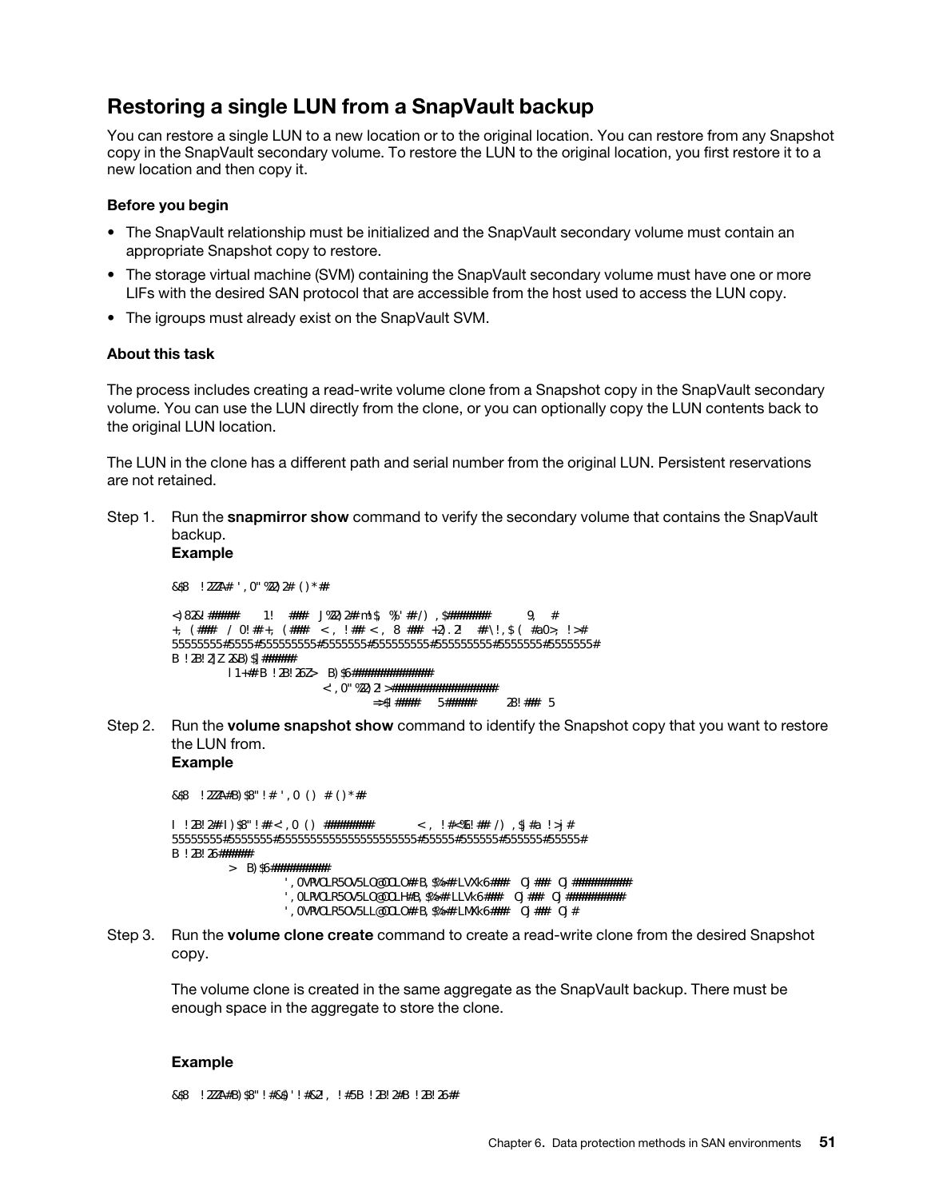## Restoring a single LUN from a SnapVault backup

You can restore a single LUN to a new location or to the original location. You can restore from any Snapshot copy in the SnapVault secondary volume. To restore the LUN to the original location, you first restore it to a new location and then copy it.

### Before you begin

- The SnapVault relationship must be initialized and the SnapVault secondary volume must contain an appropriate Snapshot copy to restore.
- The storage virtual machine (SVM) containing the SnapVault secondary volume must have one or more LIFs with the desired SAN protocol that are accessible from the host used to access the LUN copy.
- The igroups must already exist on the SnapVault SVM.

### About this task

The process includes creating a read-write volume clone from a Snapshot copy in the SnapVault secondary volume. You can use the LUN directly from the clone, or you can optionally copy the LUN contents back to the original LUN location.

The LUN in the clone has a different path and serial number from the original LUN. Persistent reservations are not retained.

Step 1. Run the **snapmirror show** command to verify the secondary volume that contains the SnapVault backup.

**Example**

```
&$8  !2Z/A#',0"%2)2#()*##

<)82&!#####     1!   ###  J%2)2#m1$  %'##/),$#######       9,   #
+, (###  /0!##+, (####   <, !## <, 8  ###  +2).2!   #\!,$( #a0>, !>#
55555555#5555#555555555#5555555#555555555#555555555#5555555#5555555#
B !2B!2]Z 2&B)$]######
        l1+# B !2B!26Z>  B)$6##############
                        <,0"%2)2!>##################
                              =>$1####    5#####      2B!###  5
```

Step 2. Run the **volume snapshot show** command to identify the Snapshot copy that you want to restore the LUN from.

**Example**

```
&$8  !2Z/A#B)$8"!#',0()  #()*##

l !2B!2#!)$8"!#<,0()  ########        <, !#<%&!## /),$J#a !>j#
55555555#5555555#5555555555555555555555#55555#555555#555555#55555#
B !2B!26#####
        >  B)$6##########
                  ',0VPVOLR5OV5LQ@OOLO#B,$%#LVXk6###  OJ###  OJ#########
                  ',0LRVOLR5OV5LQ@OOLH#B,$%#LLVk6###  OJ###  OJ#########
                  ',0VPVOLR5OV5LL@OOLO#B,$%#LMXk6###  OJ###  OJ#
```

Step 3. Run the **volume clone create** command to create a read-write clone from the desired Snapshot copy.

The volume clone is created in the same aggregate as the SnapVault backup. There must be enough space in the aggregate to store the clone.

**Example**

```
&$8  !2Z/A#B)$8"!#&$)'!#&2!, !#5B !2B!2#B !2B!26#
```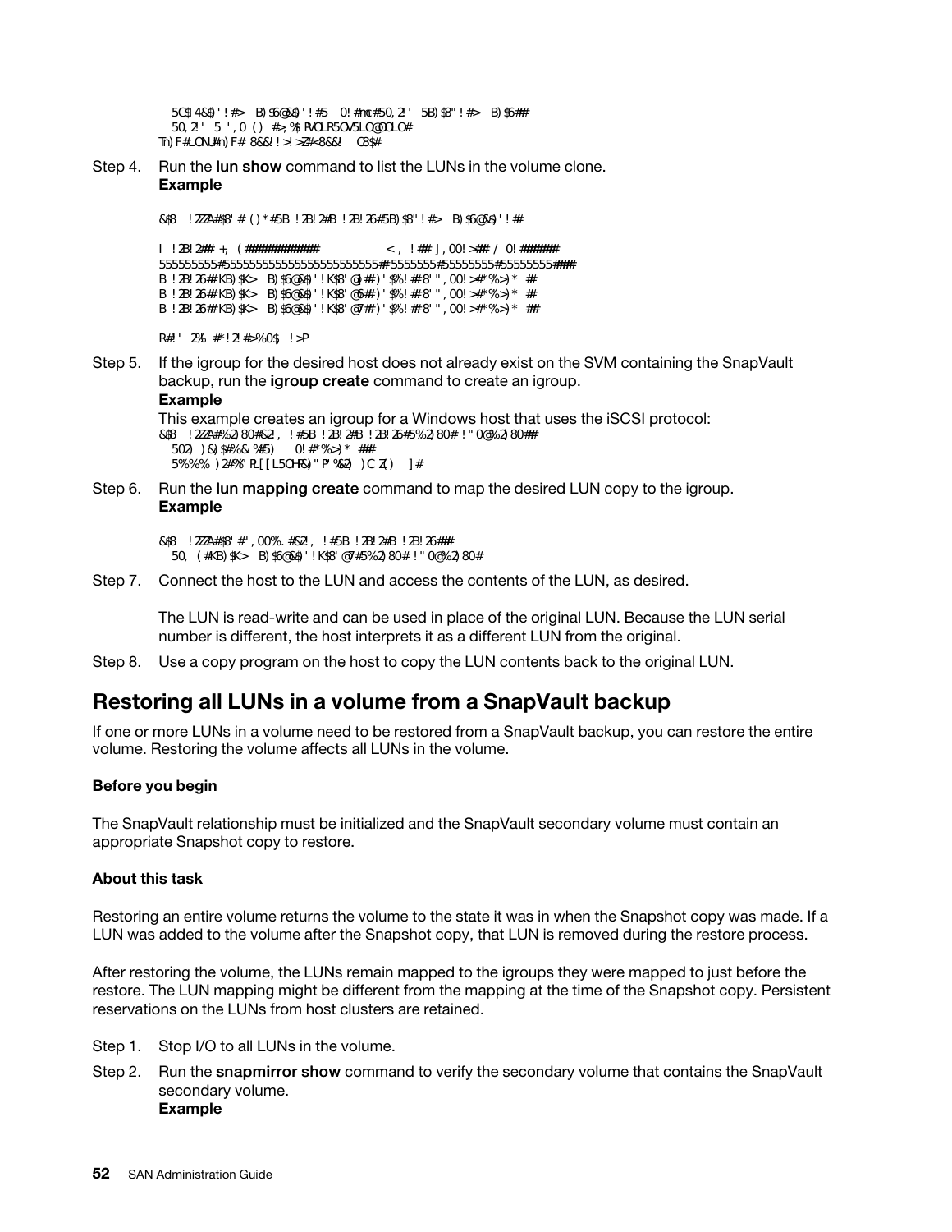```
5C$!4&$)'!#>  B)$6@&$)'!#5  0!#nc#50,2!'  5B)$8"!#>  B)$6##
  50,2!'  5 ',0 ()  #>,%$ PVOLR5OV5LO@OOLO#
Tn)F#LONU#n)F# 8&&!!>!>Z#<8&&!  C8$#
```

Step 4. Run the **lun show** command to list the LUNs in the volume clone.
**Example**

```
&$8  !ZZZA#$8' # ()*#5B !2B!2#B !2B!26#5B)$8"!#>  B)$6@&$)'!#

I  !2B!2## +, (############            <, !## J,00!>## / 0!######
555555555#555555555555555555555555# 5555555#55555555#55555555####
B !2B!26#'KB)$K>  B)$6@&$)'!K$8'@1##)'$%!## 8'"  ,00!>#"%>)* ##
B !2B!26#'KB)$K>  B)$6@&$)'!K$8'@6##)'$%!## 8'"  ,00!>#"%>)* ##
B !2B!26#'KB)$K>  B)$6@&$)'!K$8'@7##)'$%!## 8'"  ,00!>#"%>)* ##

R#!'  2%  #*!2!#>%0$  !>P
```

Step 5. If the igroup for the desired host does not already exist on the SVM containing the SnapVault backup, run the **igroup create** command to create an igroup.
**Example**
This example creates an igroup for a Windows host that uses the iSCSI protocol:

```
&$8  !ZZZA#%2)80#&2!, !#5B !2B!2#B !2B!26#5%2)80# !"0@%2)80##
  502) )&)$#%& %#5)    0!#"%>)* ###
  5%%%% )2#%6"RL[[L5OHR&)"P"%&2) )CZ()   ]#
```

Step 6. Run the **lun mapping create** command to map the desired LUN copy to the igroup.
**Example**

```
&$8  !ZZZA#$8' #",00%. #&2!, !#5B !2B!2#B !2B!26###
  50, (#KB)$K>  B)$6@&$)'!K$8'@7#5%2)80# !"0@%2)80#
```

Step 7. Connect the host to the LUN and access the contents of the LUN, as desired.

The LUN is read-write and can be used in place of the original LUN. Because the LUN serial number is different, the host interprets it as a different LUN from the original.

Step 8. Use a copy program on the host to copy the LUN contents back to the original LUN.

## Restoring all LUNs in a volume from a SnapVault backup

If one or more LUNs in a volume need to be restored from a SnapVault backup, you can restore the entire volume. Restoring the volume affects all LUNs in the volume.

### Before you begin

The SnapVault relationship must be initialized and the SnapVault secondary volume must contain an appropriate Snapshot copy to restore.

### About this task

Restoring an entire volume returns the volume to the state it was in when the Snapshot copy was made. If a LUN was added to the volume after the Snapshot copy, that LUN is removed during the restore process.

After restoring the volume, the LUNs remain mapped to the igroups they were mapped to just before the restore. The LUN mapping might be different from the mapping at the time of the Snapshot copy. Persistent reservations on the LUNs from host clusters are retained.

Step 1. Stop I/O to all LUNs in the volume.

Step 2. Run the **snapmirror show** command to verify the secondary volume that contains the SnapVault secondary volume.
**Example**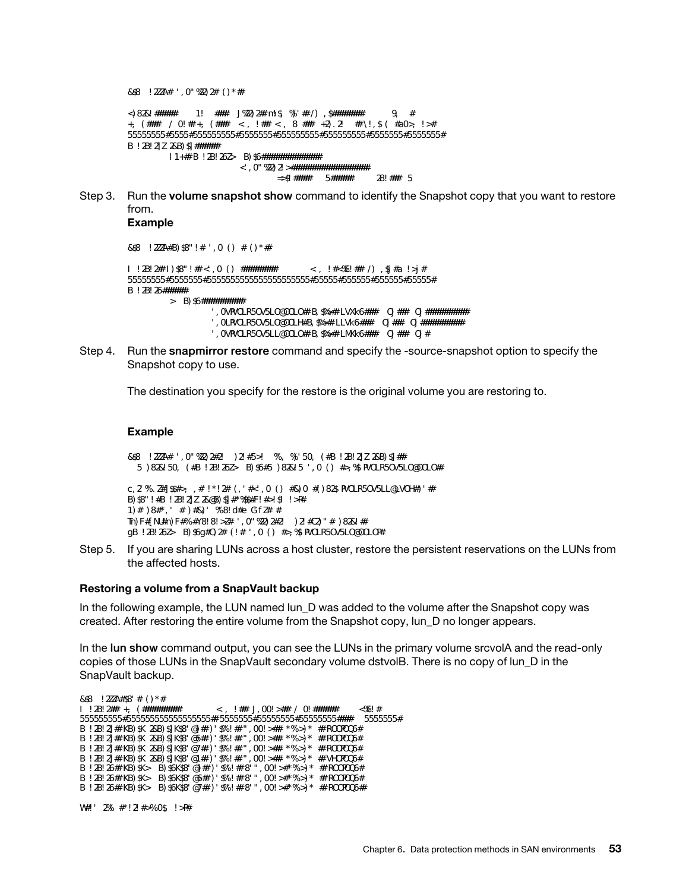```
&$8 !2ZZA# ',0"%22)2# ()*##

<)82&! ##### 1! ### J%22)2# m1$, %'## /),$####### 9, #
+, (### / 0!# +, (### <, !## <, 8 ### +2).2! #\!,$( #a0>; !>#
55555555#5555#555555555#5555555#555555555#555555555#5555555#5555555#
B !2B!2]Z 2&B)$]#####
        l 1+## B !2B!2&Z> B)$6#############
                        <',0"%22)2!>#################
                                =>$]#### 5##### 2B!### 5
```

Step 3. Run the **volume snapshot show** command to identify the Snapshot copy that you want to restore from.

**Example**

```
&$8 !2ZZA#B)$8"!# ',0() #()*##

l !2B!2# l)$8"!# <',0() ######## <, !#<%6!## /),$]#a !>j#
55555555#5555555#5555555555555555555555#55555#555555#555555#55555#
B !2B!26#####
        > B)$6#########
            ',0VPVOLR5OV5LO@OOLO# B,$%># LVXk6### O]### O]#########
            ',0LPVOLR5OV5LO@OOLH#B,$%># LLVk6### O]### O]#########
            ',0VPVOLR5OV5LL@OOLO# B,$%># LMXk6### O]### O]#
```

Step 4. Run the **snapmirror restore** command and specify the -source-snapshot option to specify the Snapshot copy to use.

The destination you specify for the restore is the original volume you are restoring to.

**Example**

```
&$8 !2ZZA# ',0"%22)2#2 )2!#5>! %, %'50, (#B !2B!2]Z 2&B)$]##
  5 )82&!50, (#B !2B!26Z> B)$6#5 )82&!5 ',0() #>;%$PVOLR5OV5LO@OOLO#

c,2 %.Z#]$$#>; ,#!*!2#(,'#<',0() #&)0 #()82$PVOLR5OV5LL@LVOH#)'##
B)$8"!#B !2B!2]Z 2&@B)$]#"%$$#F!#>!$] !>P#
1)#)8#*,' #)#&)' %8!d#e G f Z#  #
Tn)F#(NU#n)F#%#Y8!8!>Z#',0"%22)2#2 )2!#C2)"#)82&!##
gB !2B!26Z> B)$6g#O)2#(!#',0() #>;%$PVOLR5OV5LO@OOLOP#
```

Step 5. If you are sharing LUNs across a host cluster, restore the persistent reservations on the LUNs from the affected hosts.

### Restoring a volume from a SnapVault backup

In the following example, the LUN named lun_D was added to the volume after the Snapshot copy was created. After restoring the entire volume from the Snapshot copy, lun_D no longer appears.

In the **lun show** command output, you can see the LUNs in the primary volume srcvolA and the read-only copies of those LUNs in the SnapVault secondary volume dstvolB. There is no copy of lun_D in the SnapVault backup.

```
&$8 !2ZZA#$8'#()*#
l !2B!2## +, (######## <, !## J,00!>## / 0!##### <%6!#
555555555#5555555555555555555#5555555#55555555#55555555#### 5555555#
B !2B!2]##KB)$K 2&B)$]K$8'@]##)'$%!##",00!>## *%>)* ## ROOPOQ6#
B !2B!2]##KB)$K 2&B)$]K$8'@6##)'$%!##",00!>## *%>)* ## ROOPOQ6#
B !2B!2]##KB)$K 2&B)$]K$8'@7##)'$%!##",00!>## *%>)* ## ROOPOQ6#
B !2B!2]##KB)$K 2&B)$]K$8'@1##)'$%!##",00!>## *%>)* ## VHOPOQ6#
B !2B!26##KB)$K> B)$6K$8'@]##)'$%!##8'",00!>#*%>)* ## ROOPOQ6#
B !2B!26##KB)$K> B)$6K$8'@6##)'$%!##8'",00!>#*%>)* ## ROOPOQ6#
B !2B!26##KB)$K> B)$6K$8'@7##)'$%!##8'",00!>#*%>)* ## ROOPOQ6##

W#!' 2%  #*!2!#>%0$ !>P#
```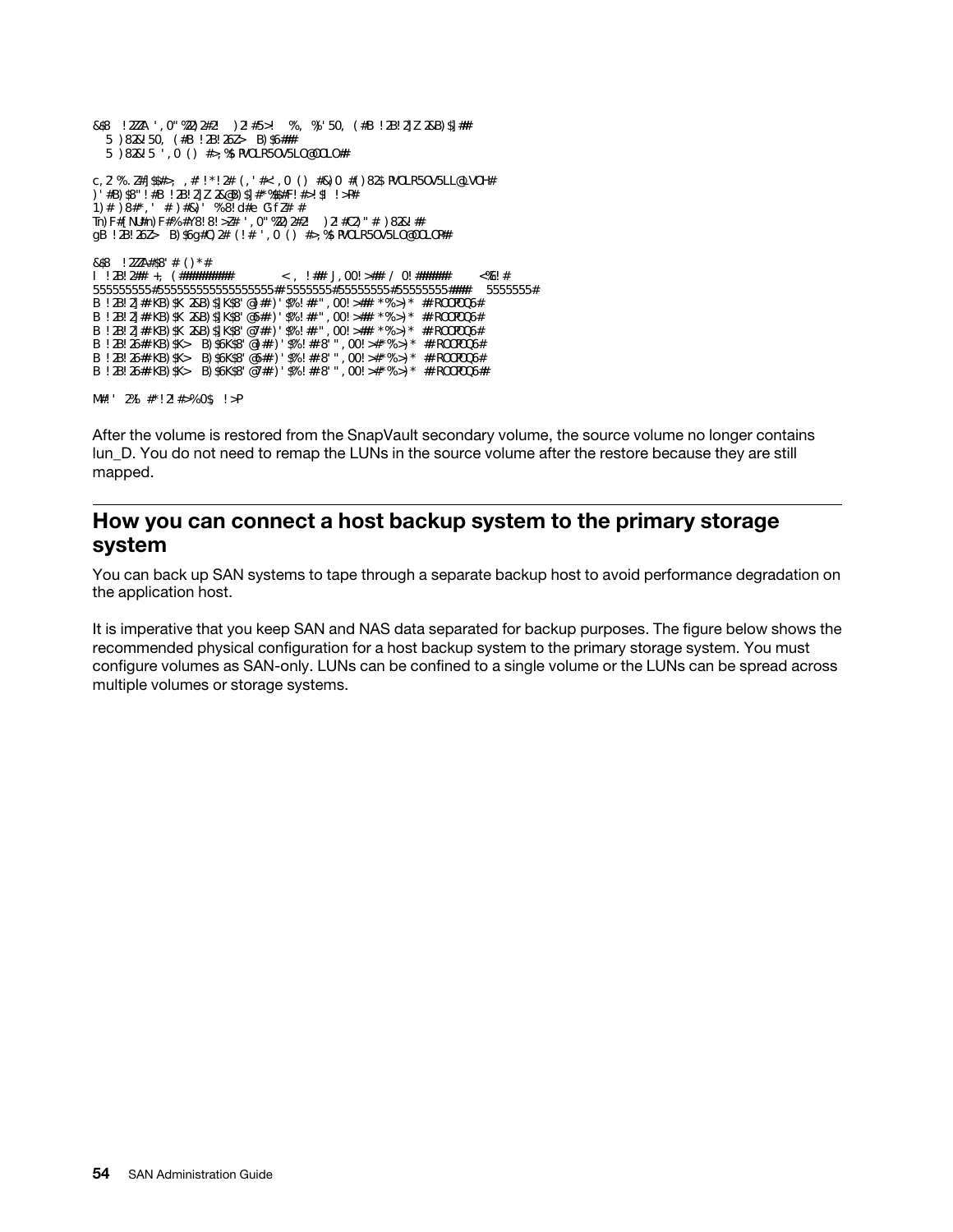After the volume is restored from the SnapVault secondary volume, the source volume no longer contains lun_D. You do not need to remap the LUNs in the source volume after the restore because they are still mapped.

## How you can connect a host backup system to the primary storage system

You can back up SAN systems to tape through a separate backup host to avoid performance degradation on the application host.

It is imperative that you keep SAN and NAS data separated for backup purposes. The figure below shows the recommended physical configuration for a host backup system to the primary storage system. You must configure volumes as SAN-only. LUNs can be confined to a single volume or the LUNs can be spread across multiple volumes or storage systems.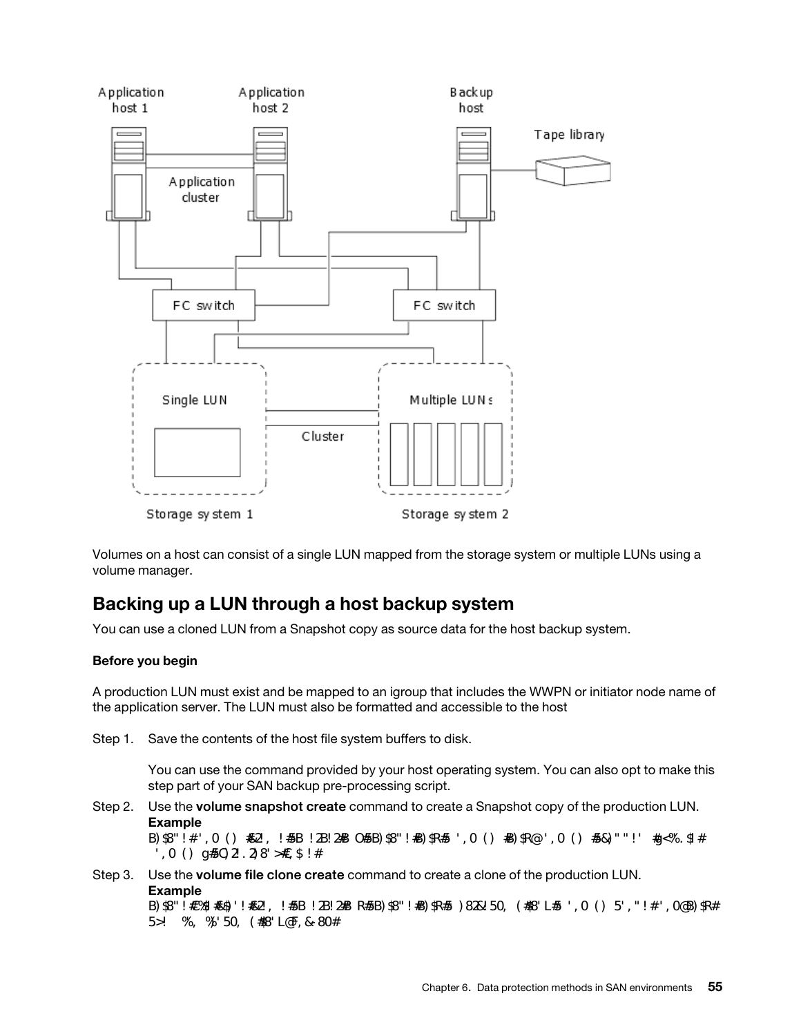Volumes on a host can consist of a single LUN mapped from the storage system or multiple LUNs using a volume manager.

## Backing up a LUN through a host backup system

You can use a cloned LUN from a Snapshot copy as source data for the host backup system.

### Before you begin

A production LUN must exist and be mapped to an igroup that includes the WWPN or initiator node name of the application server. The LUN must also be formatted and accessible to the host

Step 1. Save the contents of the host file system buffers to disk.

You can use the command provided by your host operating system. You can also opt to make this step part of your SAN backup pre-processing script.

Step 2. Use the **volume snapshot create** command to create a Snapshot copy of the production LUN.

**Example**

```
B)$8"!#',0()#€2!,!#5B!2B!2#BO#5B)$8"!#B)$R#5',0()#B)$R@',0()#5&)""!'#g<%.$|#
',0()g#5O,21.2)8'>#€,$!#
```

Step 3. Use the **volume file clone create** command to create a clone of the production LUN.

**Example**

```
B)$8"!#€%$|#&$)'!#€2!,!#5B!2B!2#BR#5B)$8"!#B)$R#5)82&!50,(#$8'L#5',0()5',"!#',0@B)$R#
5>!%,%)'50,(#$8'L@F,&80#
```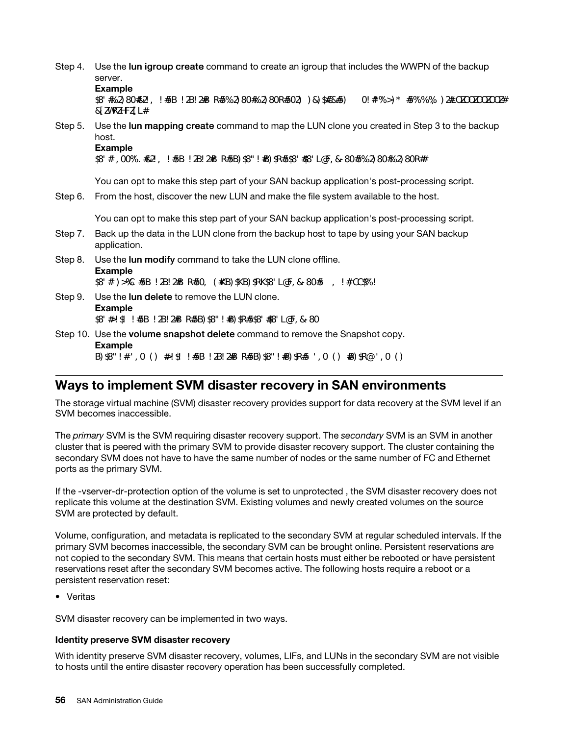Step 4. Use the **lun igroup create** command to create an igroup that includes the WWPN of the backup server.

**Example**

```
$8' #%2) 80#&2! , ! #5B ! 2B! 2#B R#5%2) 80#%2) 80R#502) ) &) $#E&#5) 0! # %>) * #5%%% ) 2#:O2O2O2O2O2#
&[2NR2HF2[L#
```

Step 5. Use the **lun mapping create** command to map the LUN clone you created in Step 3 to the backup host.

**Example**

```
$8' # , 00%. #&2! , ! #5B ! 2B! 2#B R#5B) $8" ! #B) $R#5$8' #$8' L@F, & 80#5%2) 80#%2) 80R#
```

You can opt to make this step part of your SAN backup application's post-processing script.

Step 6. From the host, discover the new LUN and make the file system available to the host.

You can opt to make this step part of your SAN backup application's post-processing script.

Step 7. Back up the data in the LUN clone from the backup host to tape by using your SAN backup application.

Step 8. Use the **lun modify** command to take the LUN clone offline.

**Example**

```
$8' # ) >%C #5B ! 2B! 2#B R#50, ( #KB) $KB) $RK$8' L@F, & 80#5 , ! #CC$%!
```

Step 9. Use the **lun delete** to remove the LUN clone.

**Example**

```
$8' #! $1 ! #5B ! 2B! 2#B R#5B) $8" ! #B) $R#5$8' #$8' L@F, & 80
```

Step 10. Use the **volume snapshot delete** command to remove the Snapshot copy.

**Example**

```
B) $8" ! #' , 0 ( ) #! $1 ! #5B ! 2B! 2#B R#5B) $8" ! #B) $R#5 ' , 0 ( ) #B) $R@' , 0 ( )
```

## Ways to implement SVM disaster recovery in SAN environments

The storage virtual machine (SVM) disaster recovery provides support for data recovery at the SVM level if an SVM becomes inaccessible.

The *primary* SVM is the SVM requiring disaster recovery support. The *secondary* SVM is an SVM in another cluster that is peered with the primary SVM to provide disaster recovery support. The cluster containing the secondary SVM does not have to have the same number of nodes or the same number of FC and Ethernet ports as the primary SVM.

If the -vserver-dr-protection option of the volume is set to unprotected , the SVM disaster recovery does not replicate this volume at the destination SVM. Existing volumes and newly created volumes on the source SVM are protected by default.

Volume, configuration, and metadata is replicated to the secondary SVM at regular scheduled intervals. If the primary SVM becomes inaccessible, the secondary SVM can be brought online. Persistent reservations are not copied to the secondary SVM. This means that certain hosts must either be rebooted or have persistent reservations reset after the secondary SVM becomes active. The following hosts require a reboot or a persistent reservation reset:

- Veritas

SVM disaster recovery can be implemented in two ways.

#### Identity preserve SVM disaster recovery

With identity preserve SVM disaster recovery, volumes, LIFs, and LUNs in the secondary SVM are not visible to hosts until the entire disaster recovery operation has been successfully completed.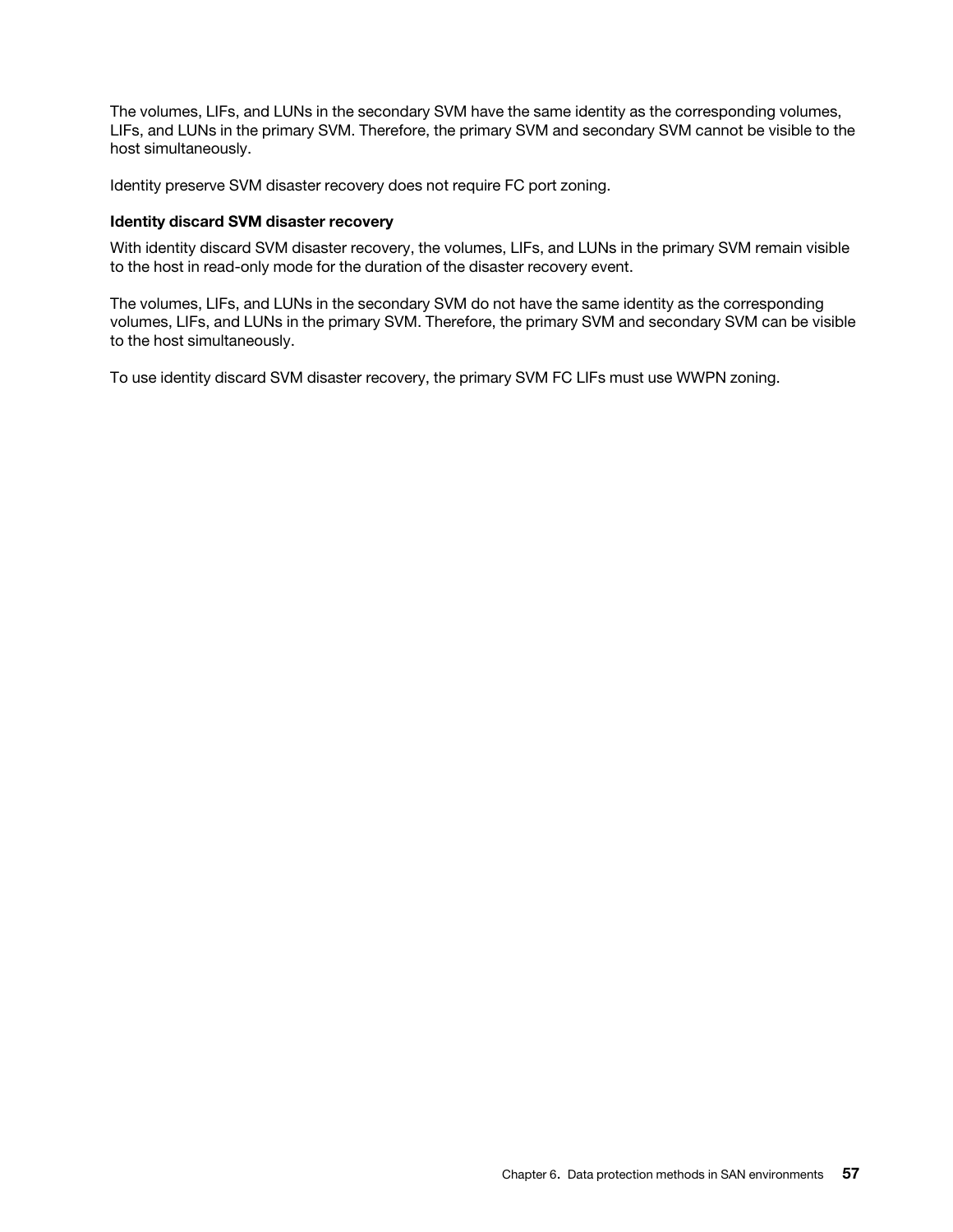The volumes, LIFs, and LUNs in the secondary SVM have the same identity as the corresponding volumes, LIFs, and LUNs in the primary SVM. Therefore, the primary SVM and secondary SVM cannot be visible to the host simultaneously.

Identity preserve SVM disaster recovery does not require FC port zoning.

**Identity discard SVM disaster recovery**

With identity discard SVM disaster recovery, the volumes, LIFs, and LUNs in the primary SVM remain visible to the host in read-only mode for the duration of the disaster recovery event.

The volumes, LIFs, and LUNs in the secondary SVM do not have the same identity as the corresponding volumes, LIFs, and LUNs in the primary SVM. Therefore, the primary SVM and secondary SVM can be visible to the host simultaneously.

To use identity discard SVM disaster recovery, the primary SVM FC LIFs must use WWPN zoning.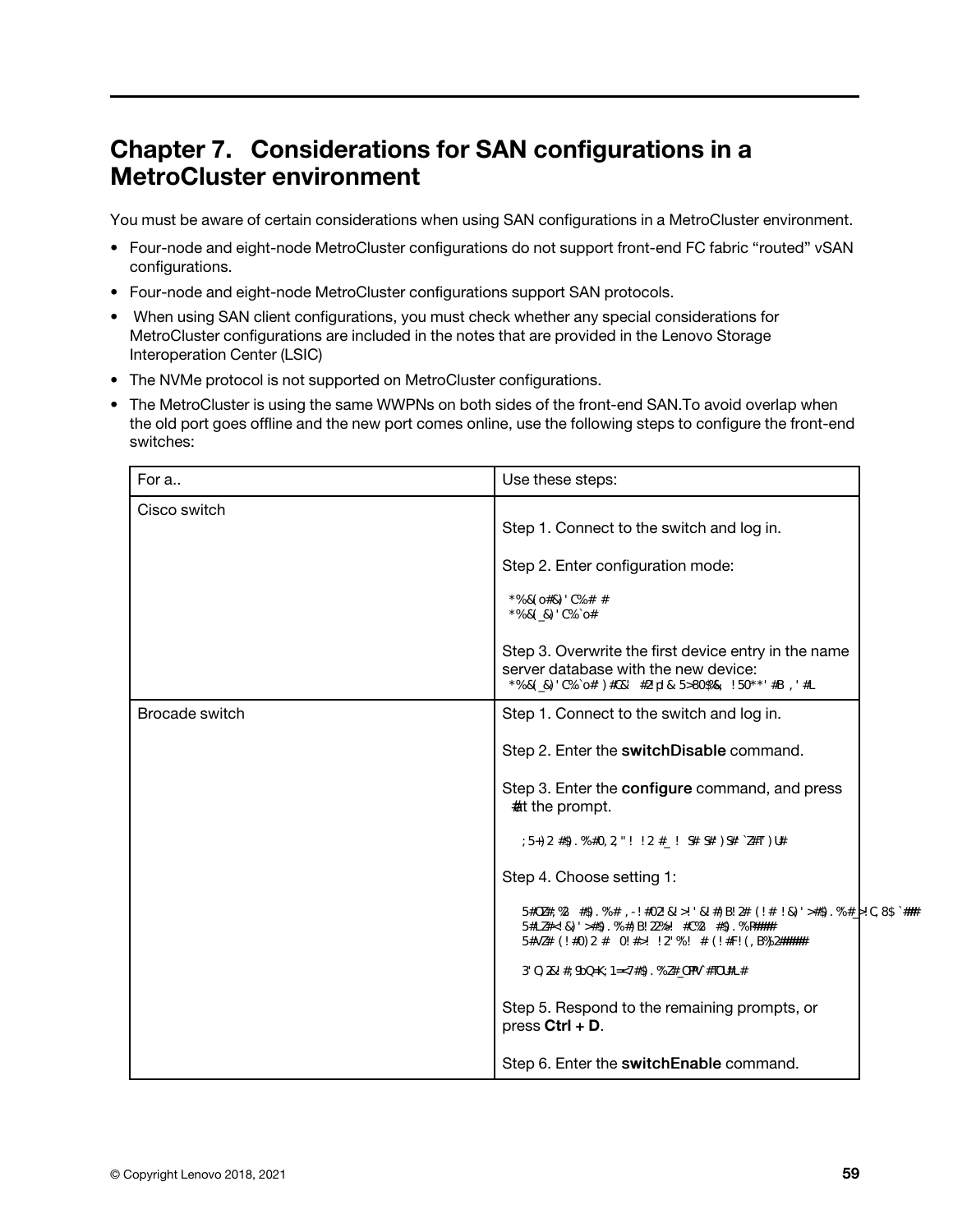# Chapter 7. Considerations for SAN configurations in a MetroCluster environment

You must be aware of certain considerations when using SAN configurations in a MetroCluster environment.

- Four-node and eight-node MetroCluster configurations do not support front-end FC fabric “routed” vSAN configurations.
- Four-node and eight-node MetroCluster configurations support SAN protocols.
- When using SAN client configurations, you must check whether any special considerations for MetroCluster configurations are included in the notes that are provided in the Lenovo Storage Interoperation Center (LSIC)
- The NVMe protocol is not supported on MetroCluster configurations.
- The MetroCluster is using the same WWPNs on both sides of the front-end SAN.To avoid overlap when the old port goes offline and the new port comes online, use the following steps to configure the front-end switches:

| For a.. | Use these steps: |
|---|---|
| Cisco switch | Step 1. Connect to the switch and log in.<br><br>Step 2. Enter configuration mode:<br><br>`*%&(o#&)'C%# #`<br>`*%&(_&)'C%`o#`<br><br>Step 3. Overwrite the first device entry in the name server database with the new device:<br>`*%&(_&)'C%`o# )#C&' #2'pl & 5>80$%&, !50**' #B ,' #L` |
| Brocade switch | Step 1. Connect to the switch and log in.<br><br>Step 2. Enter the **switchDisable** command.<br><br>Step 3. Enter the **configure** command, and press # at the prompt.<br><br>`;5+)2 #$).%#0,2,"! !2 #_! S# S# )S# `Z#T )U#`<br><br>Step 4. Choose setting 1:<br><br>`5#OZ#,%2 #$).%# ,-! #02'&' >!'&' #)B!2# (!# !&)'>#$).%#_>!C,8$`##`<br>`5#LZ#<!&)'>#$).%#)B!22%! #C%2 #$).%P####`<br>`5#VZ# (!#0)2 # 0!#>! !2'%! # (!#F!(,B%2#####`<br><br>`3'O,2&! #;9bQ+K;1=<7#$).%Z# OPV`#TOU#L#`<br><br>Step 5. Respond to the remaining prompts, or press **Ctrl + D**.<br><br>Step 6. Enter the **switchEnable** command. |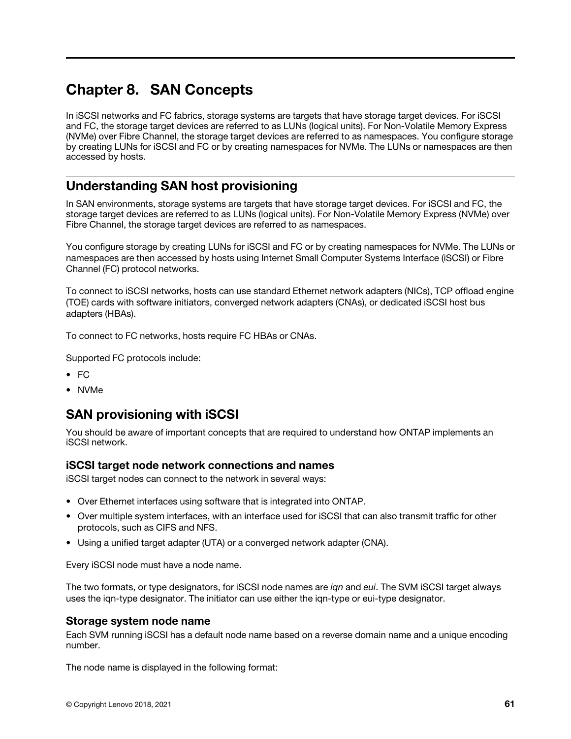# Chapter 8. SAN Concepts

In iSCSI networks and FC fabrics, storage systems are targets that have storage target devices. For iSCSI and FC, the storage target devices are referred to as LUNs (logical units). For Non-Volatile Memory Express (NVMe) over Fibre Channel, the storage target devices are referred to as namespaces. You configure storage by creating LUNs for iSCSI and FC or by creating namespaces for NVMe. The LUNs or namespaces are then accessed by hosts.

## Understanding SAN host provisioning

In SAN environments, storage systems are targets that have storage target devices. For iSCSI and FC, the storage target devices are referred to as LUNs (logical units). For Non-Volatile Memory Express (NVMe) over Fibre Channel, the storage target devices are referred to as namespaces.

You configure storage by creating LUNs for iSCSI and FC or by creating namespaces for NVMe. The LUNs or namespaces are then accessed by hosts using Internet Small Computer Systems Interface (iSCSI) or Fibre Channel (FC) protocol networks.

To connect to iSCSI networks, hosts can use standard Ethernet network adapters (NICs), TCP offload engine (TOE) cards with software initiators, converged network adapters (CNAs), or dedicated iSCSI host bus adapters (HBAs).

To connect to FC networks, hosts require FC HBAs or CNAs.

Supported FC protocols include:

- FC
- NVMe

## SAN provisioning with iSCSI

You should be aware of important concepts that are required to understand how ONTAP implements an iSCSI network.

### iSCSI target node network connections and names

iSCSI target nodes can connect to the network in several ways:

- Over Ethernet interfaces using software that is integrated into ONTAP.
- Over multiple system interfaces, with an interface used for iSCSI that can also transmit traffic for other protocols, such as CIFS and NFS.
- Using a unified target adapter (UTA) or a converged network adapter (CNA).

Every iSCSI node must have a node name.

The two formats, or type designators, for iSCSI node names are *iqn* and *eui*. The SVM iSCSI target always uses the iqn-type designator. The initiator can use either the iqn-type or eui-type designator.

### Storage system node name

Each SVM running iSCSI has a default node name based on a reverse domain name and a unique encoding number.

The node name is displayed in the following format: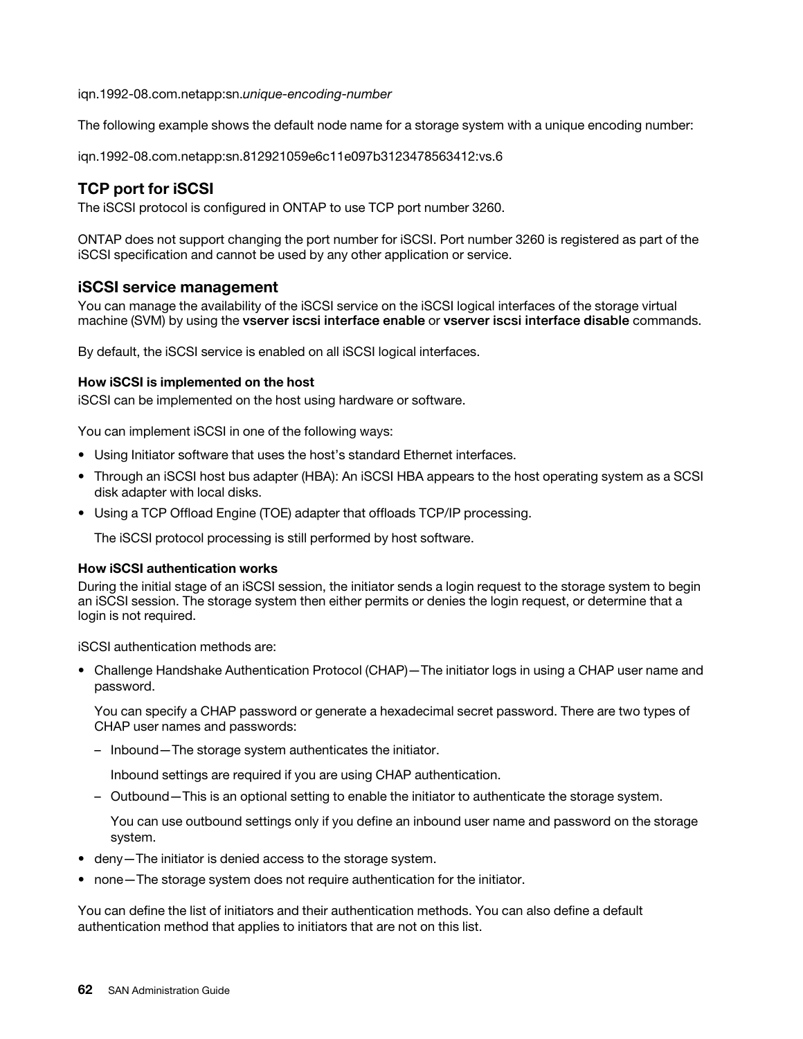iqn.1992-08.com.netapp:sn.*unique-encoding-number*

The following example shows the default node name for a storage system with a unique encoding number:

iqn.1992-08.com.netapp:sn.812921059e6c11e097b3123478563412:vs.6

## TCP port for iSCSI

The iSCSI protocol is configured in ONTAP to use TCP port number 3260.

ONTAP does not support changing the port number for iSCSI. Port number 3260 is registered as part of the iSCSI specification and cannot be used by any other application or service.

## iSCSI service management

You can manage the availability of the iSCSI service on the iSCSI logical interfaces of the storage virtual machine (SVM) by using the **vserver iscsi interface enable** or **vserver iscsi interface disable** commands.

By default, the iSCSI service is enabled on all iSCSI logical interfaces.

#### How iSCSI is implemented on the host

iSCSI can be implemented on the host using hardware or software.

You can implement iSCSI in one of the following ways:

- Using Initiator software that uses the host's standard Ethernet interfaces.
- Through an iSCSI host bus adapter (HBA): An iSCSI HBA appears to the host operating system as a SCSI disk adapter with local disks.
- Using a TCP Offload Engine (TOE) adapter that offloads TCP/IP processing.

  The iSCSI protocol processing is still performed by host software.

#### How iSCSI authentication works

During the initial stage of an iSCSI session, the initiator sends a login request to the storage system to begin an iSCSI session. The storage system then either permits or denies the login request, or determine that a login is not required.

iSCSI authentication methods are:

- Challenge Handshake Authentication Protocol (CHAP)—The initiator logs in using a CHAP user name and password.

  You can specify a CHAP password or generate a hexadecimal secret password. There are two types of CHAP user names and passwords:

  – Inbound—The storage system authenticates the initiator.

    Inbound settings are required if you are using CHAP authentication.

  – Outbound—This is an optional setting to enable the initiator to authenticate the storage system.

    You can use outbound settings only if you define an inbound user name and password on the storage system.

- deny—The initiator is denied access to the storage system.
- none—The storage system does not require authentication for the initiator.

You can define the list of initiators and their authentication methods. You can also define a default authentication method that applies to initiators that are not on this list.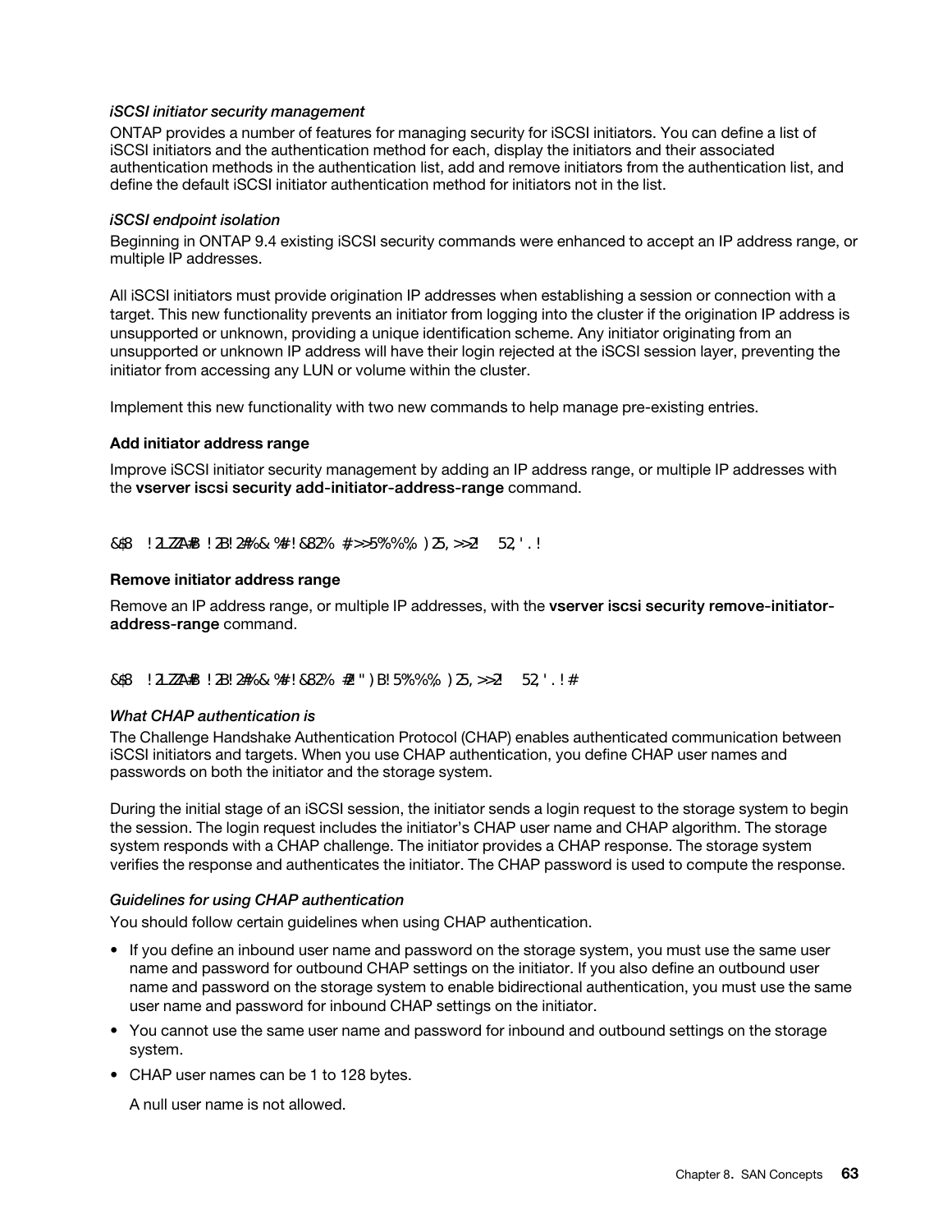*iSCSI initiator security management*

ONTAP provides a number of features for managing security for iSCSI initiators. You can define a list of iSCSI initiators and the authentication method for each, display the initiators and their associated authentication methods in the authentication list, add and remove initiators from the authentication list, and define the default iSCSI initiator authentication method for initiators not in the list.

*iSCSI endpoint isolation*

Beginning in ONTAP 9.4 existing iSCSI security commands were enhanced to accept an IP address range, or multiple IP addresses.

All iSCSI initiators must provide origination IP addresses when establishing a session or connection with a target. This new functionality prevents an initiator from logging into the cluster if the origination IP address is unsupported or unknown, providing a unique identification scheme. Any initiator originating from an unsupported or unknown IP address will have their login rejected at the iSCSI session layer, preventing the initiator from accessing any LUN or volume within the cluster.

Implement this new functionality with two new commands to help manage pre-existing entries.

**Add initiator address range**

Improve iSCSI initiator security management by adding an IP address range, or multiple IP addresses with the **vserver iscsi security add-initiator-address-range** command.

```
&$8 !2L7Z7A#B !2B!2#%& %#!&82% #>>5%%%)25,>>2 52,'.!
```

**Remove initiator address range**

Remove an IP address range, or multiple IP addresses, with the **vserver iscsi security remove-initiator-address-range** command.

```
&$8 !2L7Z7A#B !2B!2#%& %#!&82% #2!")B!5%%%)25,>>2 52,'.!#
```

*What CHAP authentication is*

The Challenge Handshake Authentication Protocol (CHAP) enables authenticated communication between iSCSI initiators and targets. When you use CHAP authentication, you define CHAP user names and passwords on both the initiator and the storage system.

During the initial stage of an iSCSI session, the initiator sends a login request to the storage system to begin the session. The login request includes the initiator's CHAP user name and CHAP algorithm. The storage system responds with a CHAP challenge. The initiator provides a CHAP response. The storage system verifies the response and authenticates the initiator. The CHAP password is used to compute the response.

*Guidelines for using CHAP authentication*

You should follow certain guidelines when using CHAP authentication.

- If you define an inbound user name and password on the storage system, you must use the same user name and password for outbound CHAP settings on the initiator. If you also define an outbound user name and password on the storage system to enable bidirectional authentication, you must use the same user name and password for inbound CHAP settings on the initiator.
- You cannot use the same user name and password for inbound and outbound settings on the storage system.
- CHAP user names can be 1 to 128 bytes.

  A null user name is not allowed.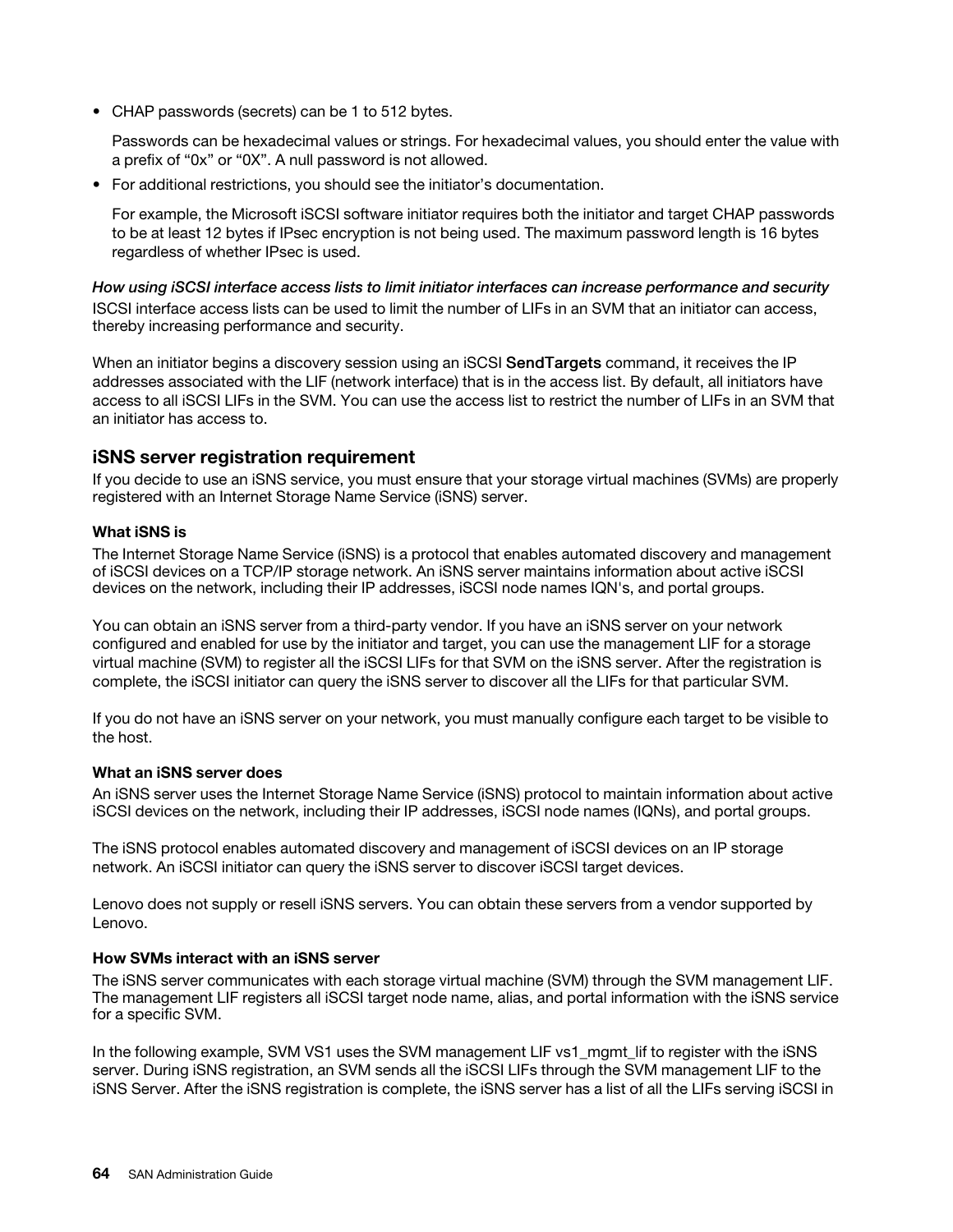- CHAP passwords (secrets) can be 1 to 512 bytes.

  Passwords can be hexadecimal values or strings. For hexadecimal values, you should enter the value with a prefix of “0x” or “0X”. A null password is not allowed.

- For additional restrictions, you should see the initiator’s documentation.

  For example, the Microsoft iSCSI software initiator requires both the initiator and target CHAP passwords to be at least 12 bytes if IPsec encryption is not being used. The maximum password length is 16 bytes regardless of whether IPsec is used.

*How using iSCSI interface access lists to limit initiator interfaces can increase performance and security*

ISCSI interface access lists can be used to limit the number of LIFs in an SVM that an initiator can access, thereby increasing performance and security.

When an initiator begins a discovery session using an iSCSI **SendTargets** command, it receives the IP addresses associated with the LIF (network interface) that is in the access list. By default, all initiators have access to all iSCSI LIFs in the SVM. You can use the access list to restrict the number of LIFs in an SVM that an initiator has access to.

## iSNS server registration requirement

If you decide to use an iSNS service, you must ensure that your storage virtual machines (SVMs) are properly registered with an Internet Storage Name Service (iSNS) server.

#### What iSNS is

The Internet Storage Name Service (iSNS) is a protocol that enables automated discovery and management of iSCSI devices on a TCP/IP storage network. An iSNS server maintains information about active iSCSI devices on the network, including their IP addresses, iSCSI node names IQN's, and portal groups.

You can obtain an iSNS server from a third-party vendor. If you have an iSNS server on your network configured and enabled for use by the initiator and target, you can use the management LIF for a storage virtual machine (SVM) to register all the iSCSI LIFs for that SVM on the iSNS server. After the registration is complete, the iSCSI initiator can query the iSNS server to discover all the LIFs for that particular SVM.

If you do not have an iSNS server on your network, you must manually configure each target to be visible to the host.

#### What an iSNS server does

An iSNS server uses the Internet Storage Name Service (iSNS) protocol to maintain information about active iSCSI devices on the network, including their IP addresses, iSCSI node names (IQNs), and portal groups.

The iSNS protocol enables automated discovery and management of iSCSI devices on an IP storage network. An iSCSI initiator can query the iSNS server to discover iSCSI target devices.

Lenovo does not supply or resell iSNS servers. You can obtain these servers from a vendor supported by Lenovo.

#### How SVMs interact with an iSNS server

The iSNS server communicates with each storage virtual machine (SVM) through the SVM management LIF. The management LIF registers all iSCSI target node name, alias, and portal information with the iSNS service for a specific SVM.

In the following example, SVM VS1 uses the SVM management LIF vs1_mgmt_lif to register with the iSNS server. During iSNS registration, an SVM sends all the iSCSI LIFs through the SVM management LIF to the iSNS Server. After the iSNS registration is complete, the iSNS server has a list of all the LIFs serving iSCSI in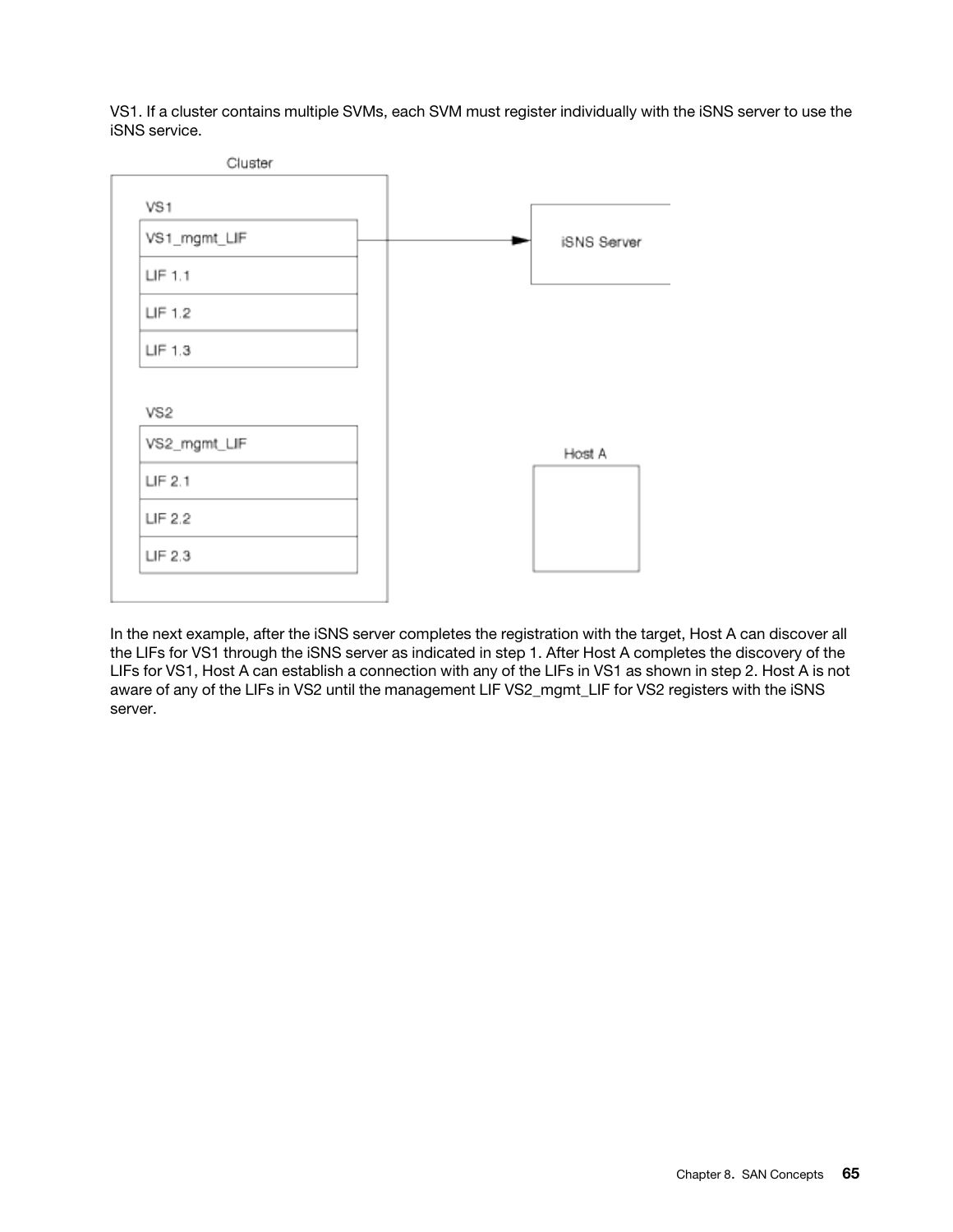VS1. If a cluster contains multiple SVMs, each SVM must register individually with the iSNS server to use the iSNS service.

In the next example, after the iSNS server completes the registration with the target, Host A can discover all the LIFs for VS1 through the iSNS server as indicated in step 1. After Host A completes the discovery of the LIFs for VS1, Host A can establish a connection with any of the LIFs in VS1 as shown in step 2. Host A is not aware of any of the LIFs in VS2 until the management LIF VS2_mgmt_LIF for VS2 registers with the iSNS server.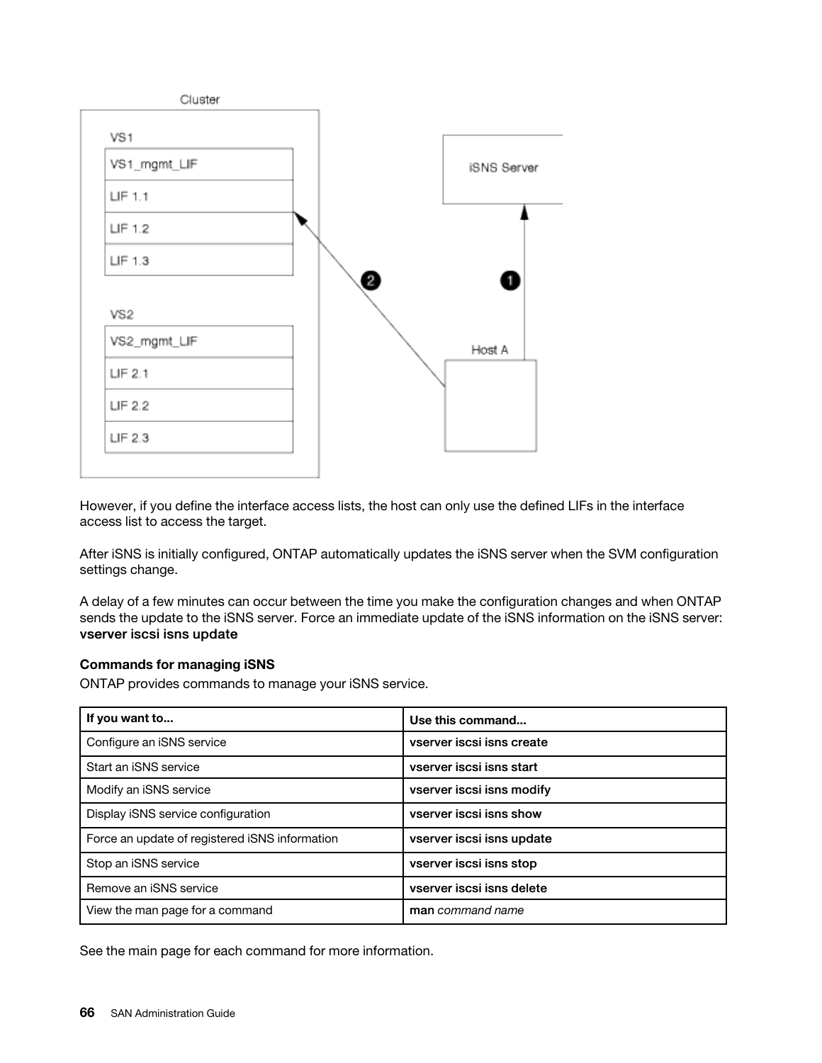However, if you define the interface access lists, the host can only use the defined LIFs in the interface access list to access the target.

After iSNS is initially configured, ONTAP automatically updates the iSNS server when the SVM configuration settings change.

A delay of a few minutes can occur between the time you make the configuration changes and when ONTAP sends the update to the iSNS server. Force an immediate update of the iSNS information on the iSNS server: **vserver iscsi isns update**

**Commands for managing iSNS**

ONTAP provides commands to manage your iSNS service.

| If you want to... | Use this command... |
| --- | --- |
| Configure an iSNS service | **vserver iscsi isns create** |
| Start an iSNS service | **vserver iscsi isns start** |
| Modify an iSNS service | **vserver iscsi isns modify** |
| Display iSNS service configuration | **vserver iscsi isns show** |
| Force an update of registered iSNS information | **vserver iscsi isns update** |
| Stop an iSNS service | **vserver iscsi isns stop** |
| Remove an iSNS service | **vserver iscsi isns delete** |
| View the man page for a command | **man** *command name* |

See the main page for each command for more information.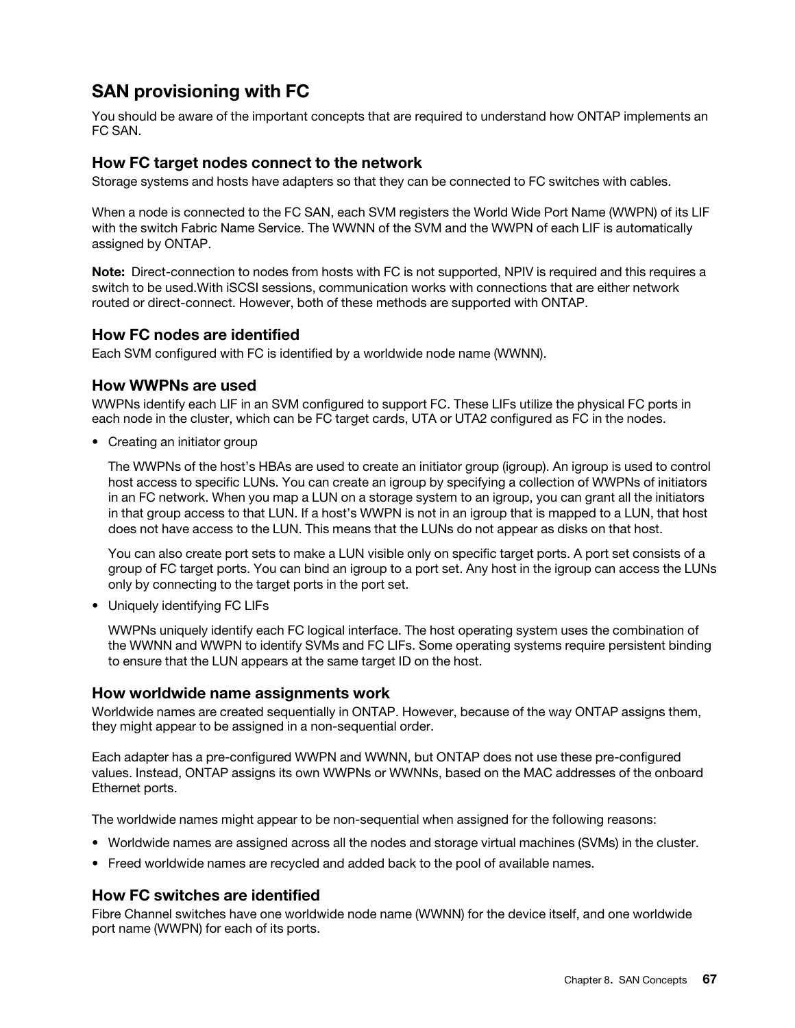## SAN provisioning with FC

You should be aware of the important concepts that are required to understand how ONTAP implements an FC SAN.

### How FC target nodes connect to the network

Storage systems and hosts have adapters so that they can be connected to FC switches with cables.

When a node is connected to the FC SAN, each SVM registers the World Wide Port Name (WWPN) of its LIF with the switch Fabric Name Service. The WWNN of the SVM and the WWPN of each LIF is automatically assigned by ONTAP.

**Note:** Direct-connection to nodes from hosts with FC is not supported, NPIV is required and this requires a switch to be used.With iSCSI sessions, communication works with connections that are either network routed or direct-connect. However, both of these methods are supported with ONTAP.

### How FC nodes are identified

Each SVM configured with FC is identified by a worldwide node name (WWNN).

### How WWPNs are used

WWPNs identify each LIF in an SVM configured to support FC. These LIFs utilize the physical FC ports in each node in the cluster, which can be FC target cards, UTA or UTA2 configured as FC in the nodes.

- Creating an initiator group

  The WWPNs of the host's HBAs are used to create an initiator group (igroup). An igroup is used to control host access to specific LUNs. You can create an igroup by specifying a collection of WWPNs of initiators in an FC network. When you map a LUN on a storage system to an igroup, you can grant all the initiators in that group access to that LUN. If a host's WWPN is not in an igroup that is mapped to a LUN, that host does not have access to the LUN. This means that the LUNs do not appear as disks on that host.

  You can also create port sets to make a LUN visible only on specific target ports. A port set consists of a group of FC target ports. You can bind an igroup to a port set. Any host in the igroup can access the LUNs only by connecting to the target ports in the port set.

- Uniquely identifying FC LIFs

  WWPNs uniquely identify each FC logical interface. The host operating system uses the combination of the WWNN and WWPN to identify SVMs and FC LIFs. Some operating systems require persistent binding to ensure that the LUN appears at the same target ID on the host.

### How worldwide name assignments work

Worldwide names are created sequentially in ONTAP. However, because of the way ONTAP assigns them, they might appear to be assigned in a non-sequential order.

Each adapter has a pre-configured WWPN and WWNN, but ONTAP does not use these pre-configured values. Instead, ONTAP assigns its own WWPNs or WWNNs, based on the MAC addresses of the onboard Ethernet ports.

The worldwide names might appear to be non-sequential when assigned for the following reasons:

- Worldwide names are assigned across all the nodes and storage virtual machines (SVMs) in the cluster.
- Freed worldwide names are recycled and added back to the pool of available names.

### How FC switches are identified

Fibre Channel switches have one worldwide node name (WWNN) for the device itself, and one worldwide port name (WWPN) for each of its ports.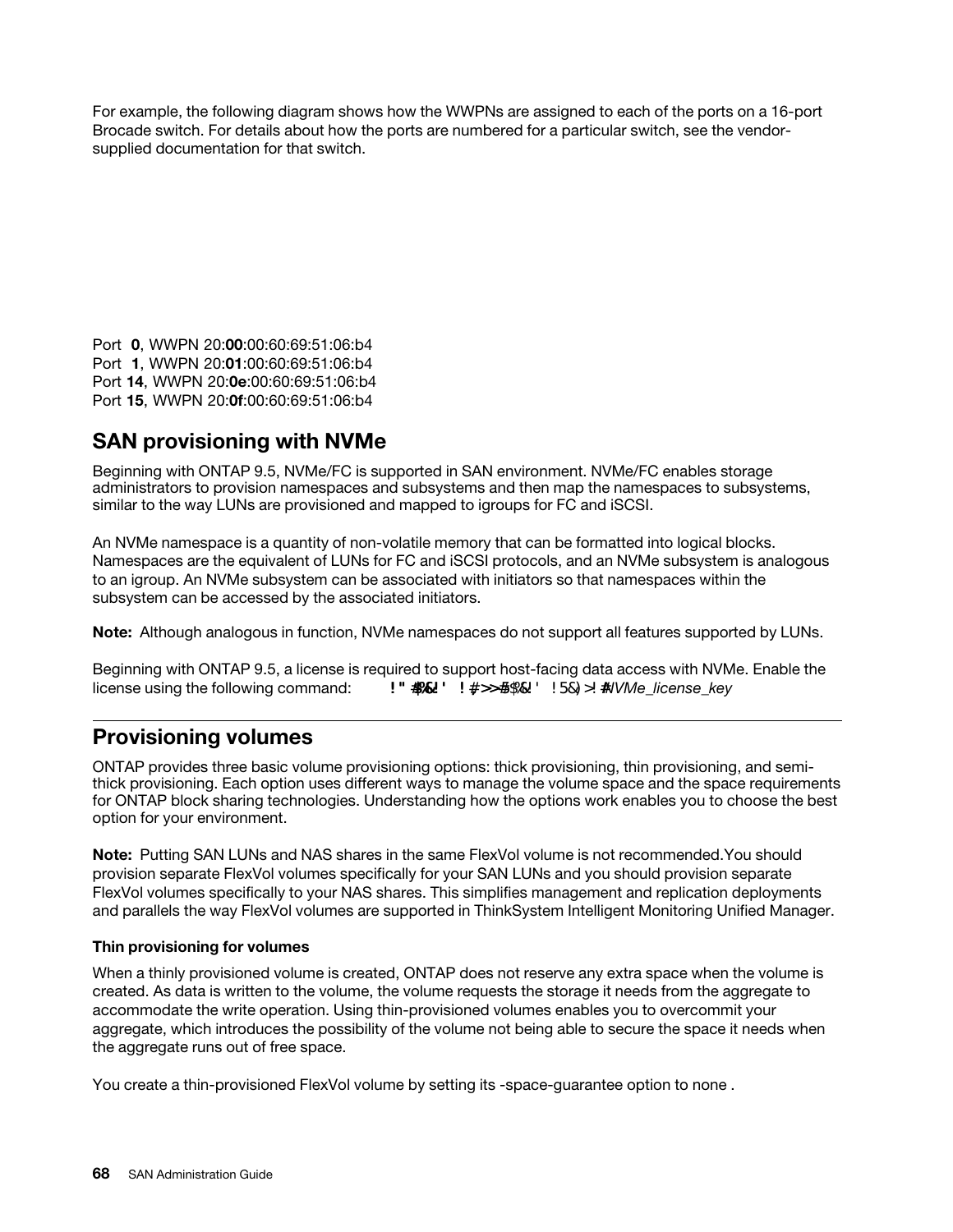For example, the following diagram shows how the WWPNs are assigned to each of the ports on a 16-port Brocade switch. For details about how the ports are numbered for a particular switch, see the vendor-supplied documentation for that switch.

Port **0**, WWPN 20:**00**:00:60:69:51:06:b4
Port **1**, WWPN 20:**01**:00:60:69:51:06:b4
Port **14**, WWPN 20:**0e**:00:60:69:51:06:b4
Port **15**, WWPN 20:**0f**:00:60:69:51:06:b4

## SAN provisioning with NVMe

Beginning with ONTAP 9.5, NVMe/FC is supported in SAN environment. NVMe/FC enables storage administrators to provision namespaces and subsystems and then map the namespaces to subsystems, similar to the way LUNs are provisioned and mapped to igroups for FC and iSCSI.

An NVMe namespace is a quantity of non-volatile memory that can be formatted into logical blocks. Namespaces are the equivalent of LUNs for FC and iSCSI protocols, and an NVMe subsystem is analogous to an igroup. An NVMe subsystem can be associated with initiators so that namespaces within the subsystem can be accessed by the associated initiators.

**Note:** Although analogous in function, NVMe namespaces do not support all features supported by LUNs.

Beginning with ONTAP 9.5, a license is required to support host-facing data access with NVMe. Enable the license using the following command: **! " #$%&' ' ! #>>5$%&' ' ! 5&) >! #***NVMe_license_key*

## Provisioning volumes

ONTAP provides three basic volume provisioning options: thick provisioning, thin provisioning, and semi-thick provisioning. Each option uses different ways to manage the volume space and the space requirements for ONTAP block sharing technologies. Understanding how the options work enables you to choose the best option for your environment.

**Note:** Putting SAN LUNs and NAS shares in the same FlexVol volume is not recommended.You should provision separate FlexVol volumes specifically for your SAN LUNs and you should provision separate FlexVol volumes specifically to your NAS shares. This simplifies management and replication deployments and parallels the way FlexVol volumes are supported in ThinkSystem Intelligent Monitoring Unified Manager.

#### Thin provisioning for volumes

When a thinly provisioned volume is created, ONTAP does not reserve any extra space when the volume is created. As data is written to the volume, the volume requests the storage it needs from the aggregate to accommodate the write operation. Using thin-provisioned volumes enables you to overcommit your aggregate, which introduces the possibility of the volume not being able to secure the space it needs when the aggregate runs out of free space.

You create a thin-provisioned FlexVol volume by setting its -space-guarantee option to none .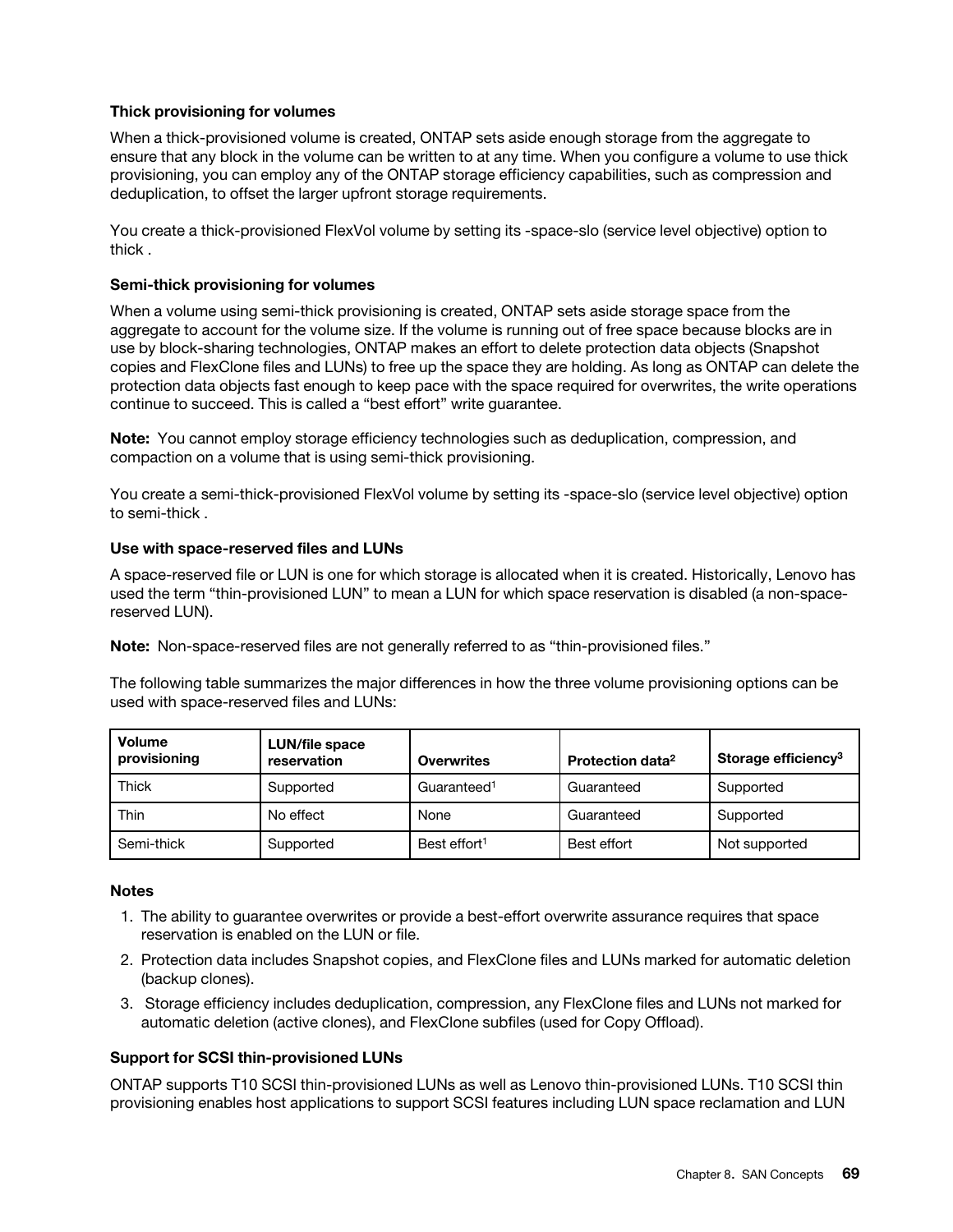### Thick provisioning for volumes

When a thick-provisioned volume is created, ONTAP sets aside enough storage from the aggregate to ensure that any block in the volume can be written to at any time. When you configure a volume to use thick provisioning, you can employ any of the ONTAP storage efficiency capabilities, such as compression and deduplication, to offset the larger upfront storage requirements.

You create a thick-provisioned FlexVol volume by setting its -space-slo (service level objective) option to thick .

### Semi-thick provisioning for volumes

When a volume using semi-thick provisioning is created, ONTAP sets aside storage space from the aggregate to account for the volume size. If the volume is running out of free space because blocks are in use by block-sharing technologies, ONTAP makes an effort to delete protection data objects (Snapshot copies and FlexClone files and LUNs) to free up the space they are holding. As long as ONTAP can delete the protection data objects fast enough to keep pace with the space required for overwrites, the write operations continue to succeed. This is called a "best effort" write guarantee.

**Note:** You cannot employ storage efficiency technologies such as deduplication, compression, and compaction on a volume that is using semi-thick provisioning.

You create a semi-thick-provisioned FlexVol volume by setting its -space-slo (service level objective) option to semi-thick .

### Use with space-reserved files and LUNs

A space-reserved file or LUN is one for which storage is allocated when it is created. Historically, Lenovo has used the term "thin-provisioned LUN" to mean a LUN for which space reservation is disabled (a non-space-reserved LUN).

**Note:** Non-space-reserved files are not generally referred to as "thin-provisioned files."

The following table summarizes the major differences in how the three volume provisioning options can be used with space-reserved files and LUNs:

| Volume provisioning | LUN/file space reservation | Overwrites | Protection data[2] | Storage efficiency[3] |
|---|---|---|---|---|
| Thick | Supported | Guaranteed[1] | Guaranteed | Supported |
| Thin | No effect | None | Guaranteed | Supported |
| Semi-thick | Supported | Best effort[1] | Best effort | Not supported |

**Notes**

1. The ability to guarantee overwrites or provide a best-effort overwrite assurance requires that space reservation is enabled on the LUN or file.
2. Protection data includes Snapshot copies, and FlexClone files and LUNs marked for automatic deletion (backup clones).
3. Storage efficiency includes deduplication, compression, any FlexClone files and LUNs not marked for automatic deletion (active clones), and FlexClone subfiles (used for Copy Offload).

### Support for SCSI thin-provisioned LUNs

ONTAP supports T10 SCSI thin-provisioned LUNs as well as Lenovo thin-provisioned LUNs. T10 SCSI thin provisioning enables host applications to support SCSI features including LUN space reclamation and LUN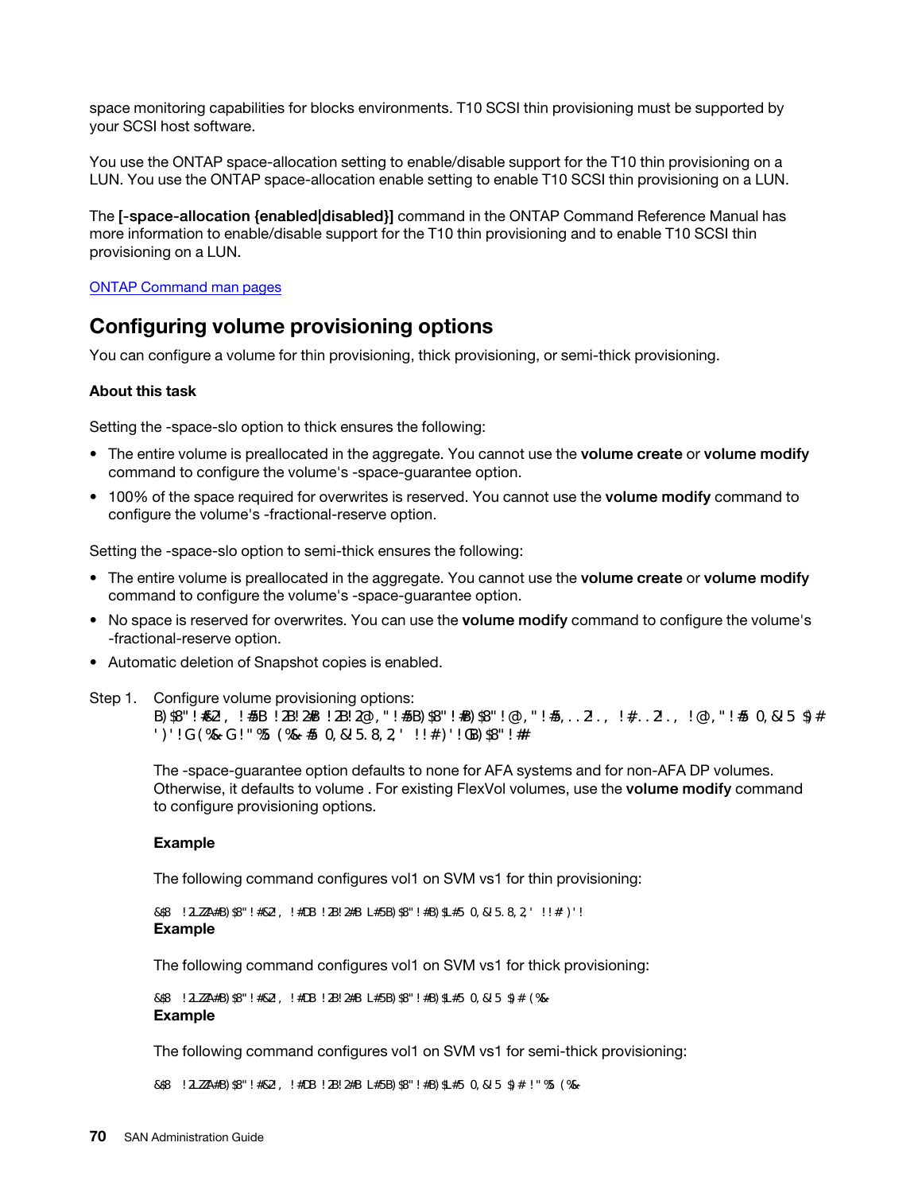space monitoring capabilities for blocks environments. T10 SCSI thin provisioning must be supported by your SCSI host software.

You use the ONTAP space-allocation setting to enable/disable support for the T10 thin provisioning on a LUN. You use the ONTAP space-allocation enable setting to enable T10 SCSI thin provisioning on a LUN.

The **[-space-allocation {enabled|disabled}]** command in the ONTAP Command Reference Manual has more information to enable/disable support for the T10 thin provisioning and to enable T10 SCSI thin provisioning on a LUN.

[ONTAP Command man pages](ONTAP Command man pages)

## Configuring volume provisioning options

You can configure a volume for thin provisioning, thick provisioning, or semi-thick provisioning.

### About this task

Setting the -space-slo option to thick ensures the following:

- The entire volume is preallocated in the aggregate. You cannot use the **volume create** or **volume modify** command to configure the volume's -space-guarantee option.
- 100% of the space required for overwrites is reserved. You cannot use the **volume modify** command to configure the volume's -fractional-reserve option.

Setting the -space-slo option to semi-thick ensures the following:

- The entire volume is preallocated in the aggregate. You cannot use the **volume create** or **volume modify** command to configure the volume's -space-guarantee option.
- No space is reserved for overwrites. You can use the **volume modify** command to configure the volume's -fractional-reserve option.
- Automatic deletion of Snapshot copies is enabled.

Step 1. Configure volume provisioning options:

```
B)$8"!#&2!, !#5B !2B!2#B !2B!2@,"!#5B)$8"!#B)$8"!@,"!#5,..2!., !#..2!., !@,"!#5 0,&!5 $)#
')'!G(%&-G!"%5 (%&-#5 0,&!5.8,2,' !!#)'!GB)$8"!##
```

The -space-guarantee option defaults to none for AFA systems and for non-AFA DP volumes. Otherwise, it defaults to volume . For existing FlexVol volumes, use the **volume modify** command to configure provisioning options.

**Example**

The following command configures vol1 on SVM vs1 for thin provisioning:

```
&$8 !2ZZA#B)$8"!#&2, !#DB !2B!2#B L#5B)$8"!#B)$L#5 0,&!5.8,2,' !!#)'!
```

**Example**

The following command configures vol1 on SVM vs1 for thick provisioning:

```
&$8 !2ZZA#B)$8"!#&2, !#DB !2B!2#B L#5B)$8"!#B)$L#5 0,&!5 $)# (%&-
```

**Example**

The following command configures vol1 on SVM vs1 for semi-thick provisioning:

```
&$8 !2ZZA#B)$8"!#&2, !#DB !2B!2#B L#5B)$8"!#B)$L#5 0,&!5 $)# !"%5 (%&-
```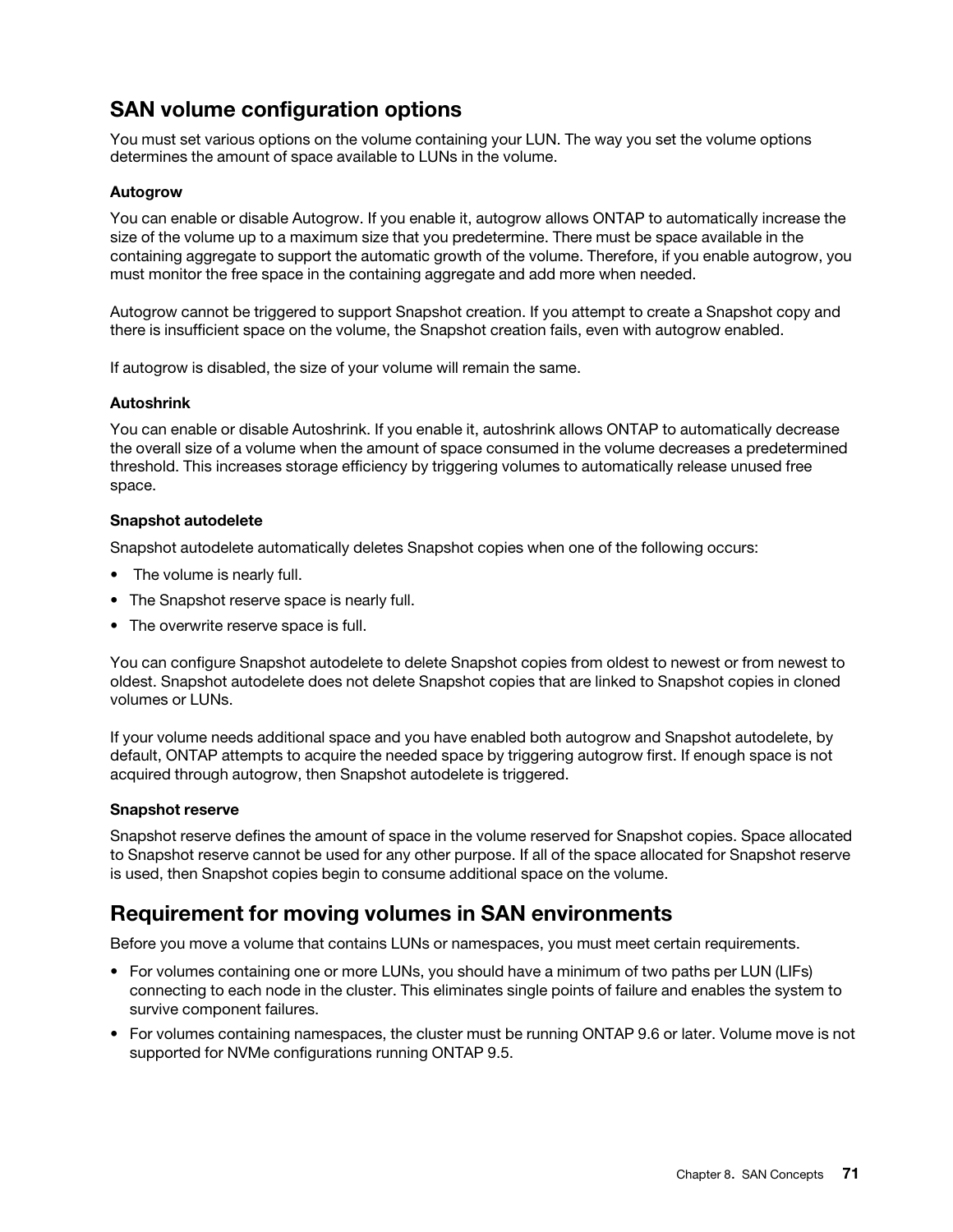## SAN volume configuration options

You must set various options on the volume containing your LUN. The way you set the volume options determines the amount of space available to LUNs in the volume.

### Autogrow

You can enable or disable Autogrow. If you enable it, autogrow allows ONTAP to automatically increase the size of the volume up to a maximum size that you predetermine. There must be space available in the containing aggregate to support the automatic growth of the volume. Therefore, if you enable autogrow, you must monitor the free space in the containing aggregate and add more when needed.

Autogrow cannot be triggered to support Snapshot creation. If you attempt to create a Snapshot copy and there is insufficient space on the volume, the Snapshot creation fails, even with autogrow enabled.

If autogrow is disabled, the size of your volume will remain the same.

### Autoshrink

You can enable or disable Autoshrink. If you enable it, autoshrink allows ONTAP to automatically decrease the overall size of a volume when the amount of space consumed in the volume decreases a predetermined threshold. This increases storage efficiency by triggering volumes to automatically release unused free space.

### Snapshot autodelete

Snapshot autodelete automatically deletes Snapshot copies when one of the following occurs:

- The volume is nearly full.
- The Snapshot reserve space is nearly full.
- The overwrite reserve space is full.

You can configure Snapshot autodelete to delete Snapshot copies from oldest to newest or from newest to oldest. Snapshot autodelete does not delete Snapshot copies that are linked to Snapshot copies in cloned volumes or LUNs.

If your volume needs additional space and you have enabled both autogrow and Snapshot autodelete, by default, ONTAP attempts to acquire the needed space by triggering autogrow first. If enough space is not acquired through autogrow, then Snapshot autodelete is triggered.

### Snapshot reserve

Snapshot reserve defines the amount of space in the volume reserved for Snapshot copies. Space allocated to Snapshot reserve cannot be used for any other purpose. If all of the space allocated for Snapshot reserve is used, then Snapshot copies begin to consume additional space on the volume.

## Requirement for moving volumes in SAN environments

Before you move a volume that contains LUNs or namespaces, you must meet certain requirements.

- For volumes containing one or more LUNs, you should have a minimum of two paths per LUN (LIFs) connecting to each node in the cluster. This eliminates single points of failure and enables the system to survive component failures.
- For volumes containing namespaces, the cluster must be running ONTAP 9.6 or later. Volume move is not supported for NVMe configurations running ONTAP 9.5.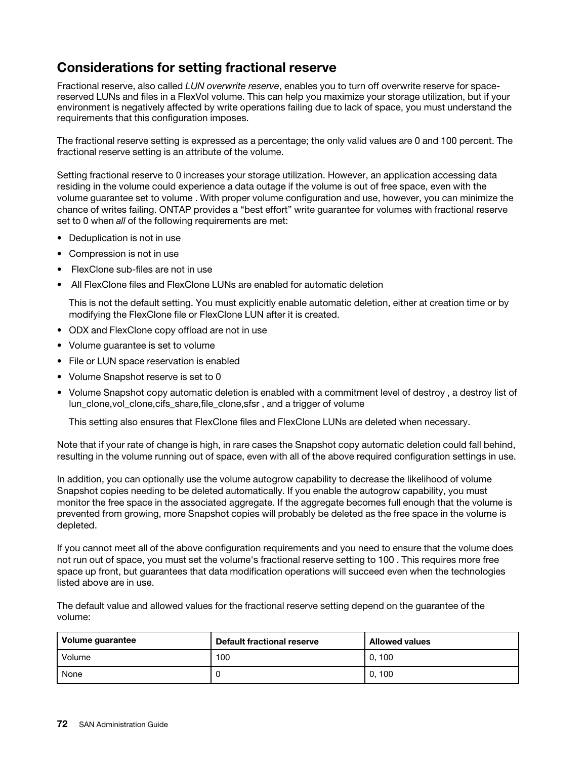## Considerations for setting fractional reserve

Fractional reserve, also called *LUN overwrite reserve*, enables you to turn off overwrite reserve for space-reserved LUNs and files in a FlexVol volume. This can help you maximize your storage utilization, but if your environment is negatively affected by write operations failing due to lack of space, you must understand the requirements that this configuration imposes.

The fractional reserve setting is expressed as a percentage; the only valid values are 0 and 100 percent. The fractional reserve setting is an attribute of the volume.

Setting fractional reserve to 0 increases your storage utilization. However, an application accessing data residing in the volume could experience a data outage if the volume is out of free space, even with the volume guarantee set to volume . With proper volume configuration and use, however, you can minimize the chance of writes failing. ONTAP provides a "best effort" write guarantee for volumes with fractional reserve set to 0 when *all* of the following requirements are met:

- Deduplication is not in use
- Compression is not in use
- FlexClone sub-files are not in use
- All FlexClone files and FlexClone LUNs are enabled for automatic deletion

  This is not the default setting. You must explicitly enable automatic deletion, either at creation time or by modifying the FlexClone file or FlexClone LUN after it is created.
- ODX and FlexClone copy offload are not in use
- Volume guarantee is set to volume
- File or LUN space reservation is enabled
- Volume Snapshot reserve is set to 0
- Volume Snapshot copy automatic deletion is enabled with a commitment level of destroy , a destroy list of lun_clone,vol_clone,cifs_share,file_clone,sfsr , and a trigger of volume

  This setting also ensures that FlexClone files and FlexClone LUNs are deleted when necessary.

Note that if your rate of change is high, in rare cases the Snapshot copy automatic deletion could fall behind, resulting in the volume running out of space, even with all of the above required configuration settings in use.

In addition, you can optionally use the volume autogrow capability to decrease the likelihood of volume Snapshot copies needing to be deleted automatically. If you enable the autogrow capability, you must monitor the free space in the associated aggregate. If the aggregate becomes full enough that the volume is prevented from growing, more Snapshot copies will probably be deleted as the free space in the volume is depleted.

If you cannot meet all of the above configuration requirements and you need to ensure that the volume does not run out of space, you must set the volume's fractional reserve setting to 100 . This requires more free space up front, but guarantees that data modification operations will succeed even when the technologies listed above are in use.

The default value and allowed values for the fractional reserve setting depend on the guarantee of the volume:

| Volume guarantee | Default fractional reserve | Allowed values |
|---|---|---|
| Volume | 100 | 0, 100 |
| None | 0 | 0, 100 |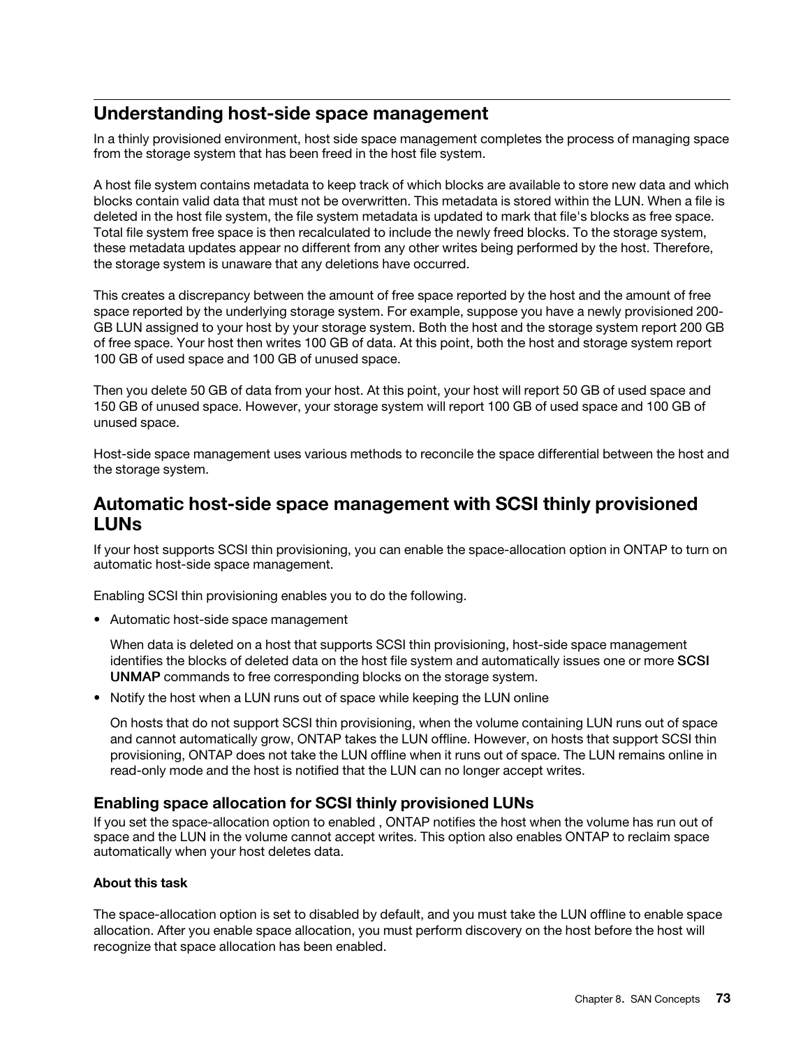## Understanding host-side space management

In a thinly provisioned environment, host side space management completes the process of managing space from the storage system that has been freed in the host file system.

A host file system contains metadata to keep track of which blocks are available to store new data and which blocks contain valid data that must not be overwritten. This metadata is stored within the LUN. When a file is deleted in the host file system, the file system metadata is updated to mark that file's blocks as free space. Total file system free space is then recalculated to include the newly freed blocks. To the storage system, these metadata updates appear no different from any other writes being performed by the host. Therefore, the storage system is unaware that any deletions have occurred.

This creates a discrepancy between the amount of free space reported by the host and the amount of free space reported by the underlying storage system. For example, suppose you have a newly provisioned 200-GB LUN assigned to your host by your storage system. Both the host and the storage system report 200 GB of free space. Your host then writes 100 GB of data. At this point, both the host and storage system report 100 GB of used space and 100 GB of unused space.

Then you delete 50 GB of data from your host. At this point, your host will report 50 GB of used space and 150 GB of unused space. However, your storage system will report 100 GB of used space and 100 GB of unused space.

Host-side space management uses various methods to reconcile the space differential between the host and the storage system.

## Automatic host-side space management with SCSI thinly provisioned LUNs

If your host supports SCSI thin provisioning, you can enable the space-allocation option in ONTAP to turn on automatic host-side space management.

Enabling SCSI thin provisioning enables you to do the following.

- Automatic host-side space management

  When data is deleted on a host that supports SCSI thin provisioning, host-side space management identifies the blocks of deleted data on the host file system and automatically issues one or more **SCSI UNMAP** commands to free corresponding blocks on the storage system.

- Notify the host when a LUN runs out of space while keeping the LUN online

  On hosts that do not support SCSI thin provisioning, when the volume containing LUN runs out of space and cannot automatically grow, ONTAP takes the LUN offline. However, on hosts that support SCSI thin provisioning, ONTAP does not take the LUN offline when it runs out of space. The LUN remains online in read-only mode and the host is notified that the LUN can no longer accept writes.

### Enabling space allocation for SCSI thinly provisioned LUNs

If you set the space-allocation option to enabled , ONTAP notifies the host when the volume has run out of space and the LUN in the volume cannot accept writes. This option also enables ONTAP to reclaim space automatically when your host deletes data.

#### About this task

The space-allocation option is set to disabled by default, and you must take the LUN offline to enable space allocation. After you enable space allocation, you must perform discovery on the host before the host will recognize that space allocation has been enabled.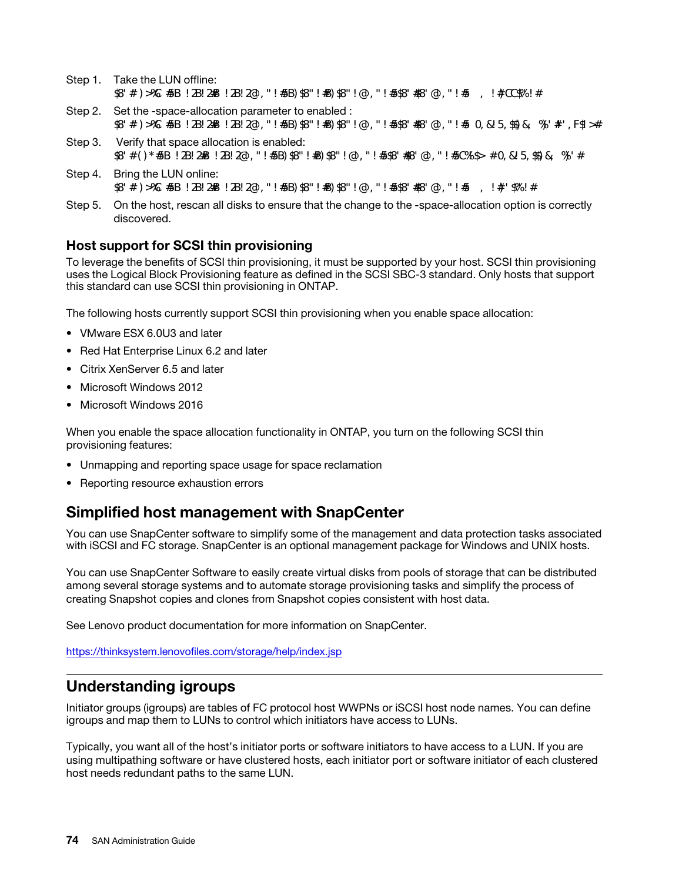Step 1. Take the LUN offline:

```
$8' # ) >%6 #5B ! 2B! 2#B ! 2B! 2@, " ! #5B) $8" ! #B) $8" ! @, " ! #5$8' #$8' @, " ! #5    , ! #CC$%! #
```

Step 2. Set the -space-allocation parameter to enabled :

```
$8' # ) >%6 #5B ! 2B! 2#B ! 2B! 2@, " ! #5B) $8" ! #B) $8" ! @, " ! #5$8' #$8' @, " ! #5  0, &! 5, $$) &;   %)' #' , F$! >#
```

Step 3. Verify that space allocation is enabled:

```
$8' # ( ) * #5B ! 2B! 2#B ! 2B! 2@, " ! #5B) $8" ! #B) $8" ! @, " ! #5$8' #$8' @, " ! #5C%$> #0, &! 5, $$) &;   %)' #
```

Step 4. Bring the LUN online:

```
$8' # ) >%6 #5B ! 2B! 2#B ! 2B! 2@, " ! #5B) $8" ! #B) $8" ! @, " ! #5$8' #$8' @, " ! #5    , ! #' $%! #
```

Step 5. On the host, rescan all disks to ensure that the change to the -space-allocation option is correctly discovered.

### Host support for SCSI thin provisioning

To leverage the benefits of SCSI thin provisioning, it must be supported by your host. SCSI thin provisioning uses the Logical Block Provisioning feature as defined in the SCSI SBC-3 standard. Only hosts that support this standard can use SCSI thin provisioning in ONTAP.

The following hosts currently support SCSI thin provisioning when you enable space allocation:

- VMware ESX 6.0U3 and later
- Red Hat Enterprise Linux 6.2 and later
- Citrix XenServer 6.5 and later
- Microsoft Windows 2012
- Microsoft Windows 2016

When you enable the space allocation functionality in ONTAP, you turn on the following SCSI thin provisioning features:

- Unmapping and reporting space usage for space reclamation
- Reporting resource exhaustion errors

## Simplified host management with SnapCenter

You can use SnapCenter software to simplify some of the management and data protection tasks associated with iSCSI and FC storage. SnapCenter is an optional management package for Windows and UNIX hosts.

You can use SnapCenter Software to easily create virtual disks from pools of storage that can be distributed among several storage systems and to automate storage provisioning tasks and simplify the process of creating Snapshot copies and clones from Snapshot copies consistent with host data.

See Lenovo product documentation for more information on SnapCenter.

https://thinksystem.lenovofiles.com/storage/help/index.jsp

## Understanding igroups

Initiator groups (igroups) are tables of FC protocol host WWPNs or iSCSI host node names. You can define igroups and map them to LUNs to control which initiators have access to LUNs.

Typically, you want all of the host's initiator ports or software initiators to have access to a LUN. If you are using multipathing software or have clustered hosts, each initiator port or software initiator of each clustered host needs redundant paths to the same LUN.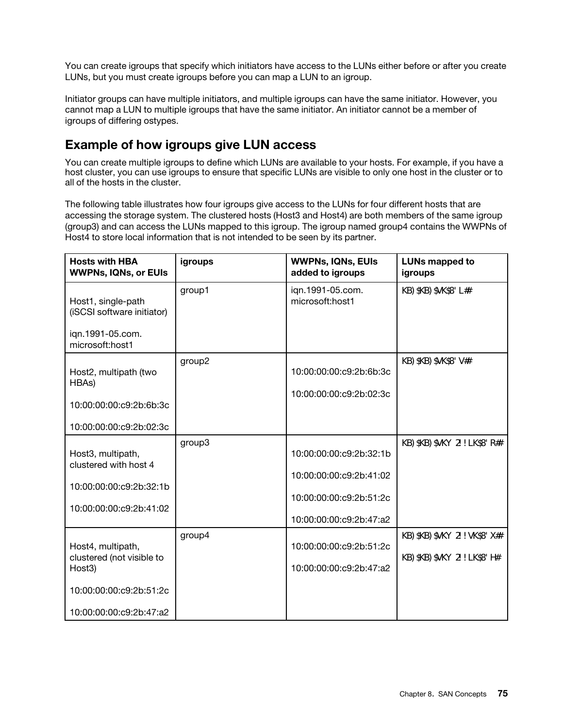You can create igroups that specify which initiators have access to the LUNs either before or after you create LUNs, but you must create igroups before you can map a LUN to an igroup.

Initiator groups can have multiple initiators, and multiple igroups can have the same initiator. However, you cannot map a LUN to multiple igroups that have the same initiator. An initiator cannot be a member of igroups of differing ostypes.

## Example of how igroups give LUN access

You can create multiple igroups to define which LUNs are available to your hosts. For example, if you have a host cluster, you can use igroups to ensure that specific LUNs are visible to only one host in the cluster or to all of the hosts in the cluster.

The following table illustrates how four igroups give access to the LUNs for four different hosts that are accessing the storage system. The clustered hosts (Host3 and Host4) are both members of the same igroup (group3) and can access the LUNs mapped to this igroup. The igroup named group4 contains the WWPNs of Host4 to store local information that is not intended to be seen by its partner.

| Hosts with HBA WWPNs, IQNs, or EUIs | igroups | WWPNs, IQNs, EUIs added to igroups | LUNs mapped to igroups |
|---|---|---|---|
| Host1, single-path (iSCSI software initiator)<br><br>iqn.1991-05.com.microsoft:host1 | group1 | iqn.1991-05.com.microsoft:host1 | KB) $KB) $VK$8' L## |
| Host2, multipath (two HBAs)<br><br>10:00:00:00:c9:2b:6b:3c<br><br>10:00:00:00:c9:2b:02:3c | group2 | 10:00:00:00:c9:2b:6b:3c<br><br>10:00:00:00:c9:2b:02:3c | KB) $KB) $VK$8' V## |
| Host3, multipath, clustered with host 4<br><br>10:00:00:00:c9:2b:32:1b<br><br>10:00:00:00:c9:2b:41:02 | group3 | 10:00:00:00:c9:2b:32:1b<br><br>10:00:00:00:c9:2b:41:02<br><br>10:00:00:00:c9:2b:51:2c<br><br>10:00:00:00:c9:2b:47:a2 | KB) $KB) $VKY 2! ! LK$8' R## |
| Host4, multipath, clustered (not visible to Host3)<br><br>10:00:00:00:c9:2b:51:2c<br><br>10:00:00:00:c9:2b:47:a2 | group4 | 10:00:00:00:c9:2b:51:2c<br><br>10:00:00:00:c9:2b:47:a2 | KB) $KB) $VKY 2! ! VK$8' X##<br><br>KB) $KB) $VKY 2! ! LK$8' H## |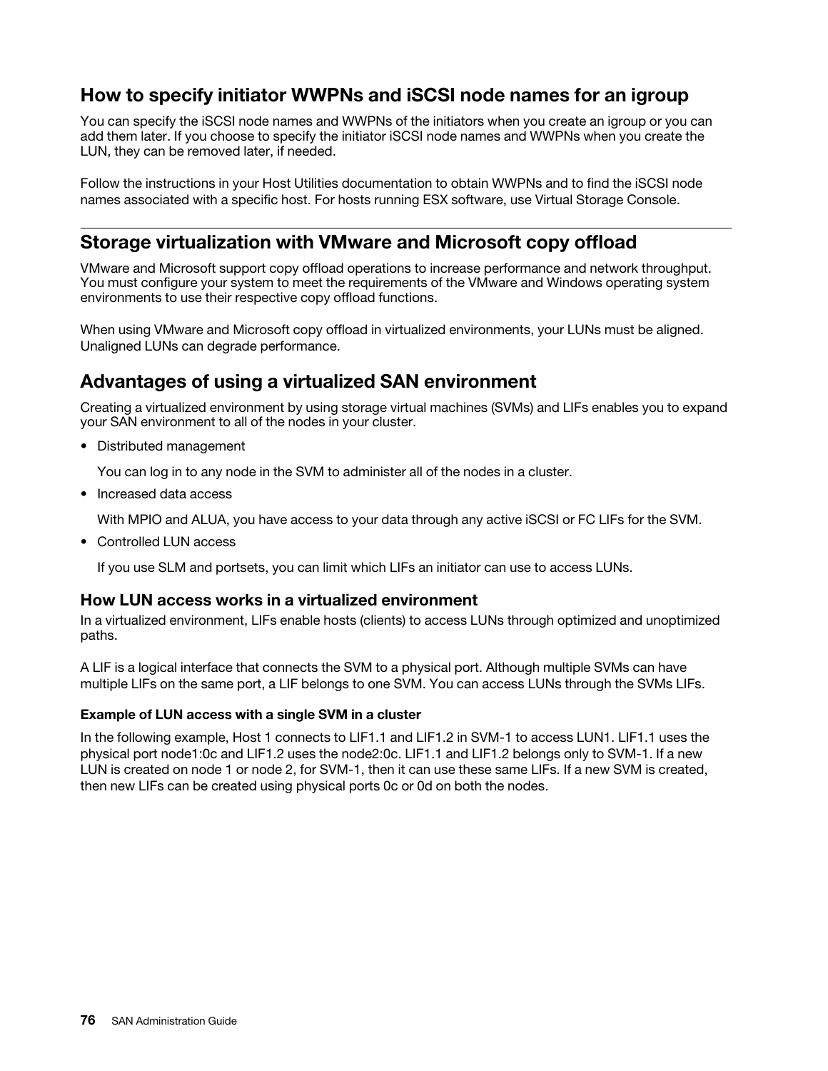## How to specify initiator WWPNs and iSCSI node names for an igroup

You can specify the iSCSI node names and WWPNs of the initiators when you create an igroup or you can add them later. If you choose to specify the initiator iSCSI node names and WWPNs when you create the LUN, they can be removed later, if needed.

Follow the instructions in your Host Utilities documentation to obtain WWPNs and to find the iSCSI node names associated with a specific host. For hosts running ESX software, use Virtual Storage Console.

## Storage virtualization with VMware and Microsoft copy offload

VMware and Microsoft support copy offload operations to increase performance and network throughput. You must configure your system to meet the requirements of the VMware and Windows operating system environments to use their respective copy offload functions.

When using VMware and Microsoft copy offload in virtualized environments, your LUNs must be aligned. Unaligned LUNs can degrade performance.

## Advantages of using a virtualized SAN environment

Creating a virtualized environment by using storage virtual machines (SVMs) and LIFs enables you to expand your SAN environment to all of the nodes in your cluster.

- Distributed management

  You can log in to any node in the SVM to administer all of the nodes in a cluster.

- Increased data access

  With MPIO and ALUA, you have access to your data through any active iSCSI or FC LIFs for the SVM.

- Controlled LUN access

  If you use SLM and portsets, you can limit which LIFs an initiator can use to access LUNs.

### How LUN access works in a virtualized environment

In a virtualized environment, LIFs enable hosts (clients) to access LUNs through optimized and unoptimized paths.

A LIF is a logical interface that connects the SVM to a physical port. Although multiple SVMs can have multiple LIFs on the same port, a LIF belongs to one SVM. You can access LUNs through the SVMs LIFs.

#### Example of LUN access with a single SVM in a cluster

In the following example, Host 1 connects to LIF1.1 and LIF1.2 in SVM-1 to access LUN1. LIF1.1 uses the physical port node1:0c and LIF1.2 uses the node2:0c. LIF1.1 and LIF1.2 belongs only to SVM-1. If a new LUN is created on node 1 or node 2, for SVM-1, then it can use these same LIFs. If a new SVM is created, then new LIFs can be created using physical ports 0c or 0d on both the nodes.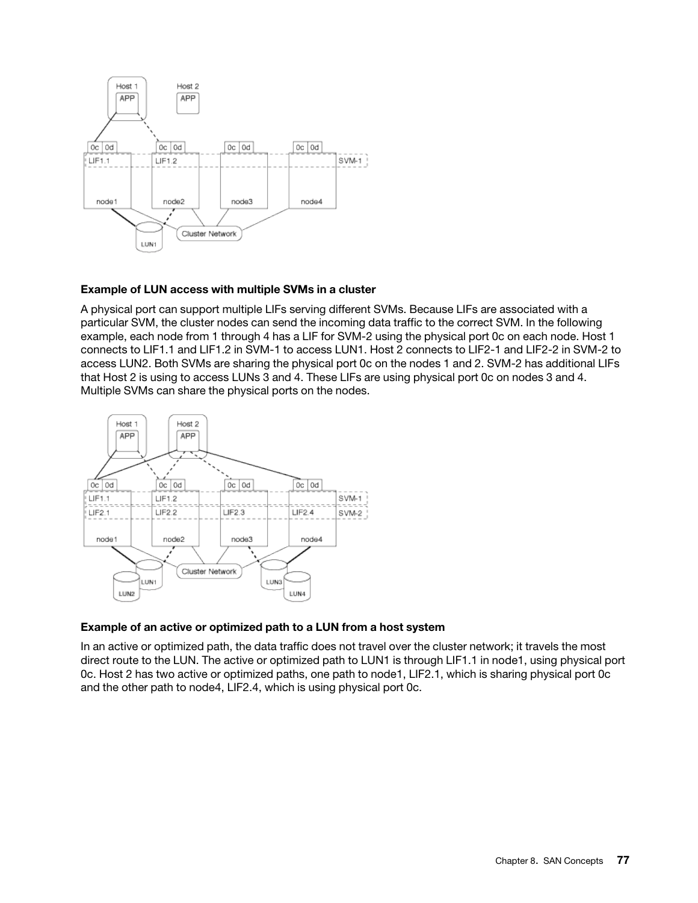### Example of LUN access with multiple SVMs in a cluster

A physical port can support multiple LIFs serving different SVMs. Because LIFs are associated with a particular SVM, the cluster nodes can send the incoming data traffic to the correct SVM. In the following example, each node from 1 through 4 has a LIF for SVM-2 using the physical port 0c on each node. Host 1 connects to LIF1.1 and LIF1.2 in SVM-1 to access LUN1. Host 2 connects to LIF2-1 and LIF2-2 in SVM-2 to access LUN2. Both SVMs are sharing the physical port 0c on the nodes 1 and 2. SVM-2 has additional LIFs that Host 2 is using to access LUNs 3 and 4. These LIFs are using physical port 0c on nodes 3 and 4. Multiple SVMs can share the physical ports on the nodes.

### Example of an active or optimized path to a LUN from a host system

In an active or optimized path, the data traffic does not travel over the cluster network; it travels the most direct route to the LUN. The active or optimized path to LUN1 is through LIF1.1 in node1, using physical port 0c. Host 2 has two active or optimized paths, one path to node1, LIF2.1, which is sharing physical port 0c and the other path to node4, LIF2.4, which is using physical port 0c.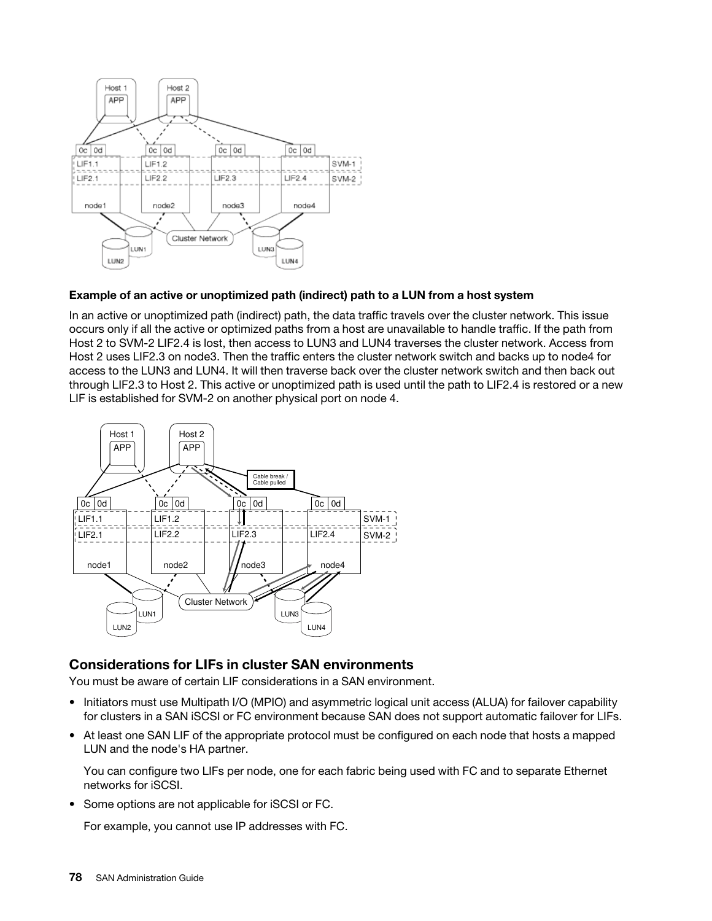**Example of an active or unoptimized path (indirect) path to a LUN from a host system**

In an active or unoptimized path (indirect) path, the data traffic travels over the cluster network. This issue occurs only if all the active or optimized paths from a host are unavailable to handle traffic. If the path from Host 2 to SVM-2 LIF2.4 is lost, then access to LUN3 and LUN4 traverses the cluster network. Access from Host 2 uses LIF2.3 on node3. Then the traffic enters the cluster network switch and backs up to node4 for access to the LUN3 and LUN4. It will then traverse back over the cluster network switch and then back out through LIF2.3 to Host 2. This active or unoptimized path is used until the path to LIF2.4 is restored or a new LIF is established for SVM-2 on another physical port on node 4.

## Considerations for LIFs in cluster SAN environments

You must be aware of certain LIF considerations in a SAN environment.

- Initiators must use Multipath I/O (MPIO) and asymmetric logical unit access (ALUA) for failover capability for clusters in a SAN iSCSI or FC environment because SAN does not support automatic failover for LIFs.
- At least one SAN LIF of the appropriate protocol must be configured on each node that hosts a mapped LUN and the node's HA partner.

  You can configure two LIFs per node, one for each fabric being used with FC and to separate Ethernet networks for iSCSI.
- Some options are not applicable for iSCSI or FC.

  For example, you cannot use IP addresses with FC.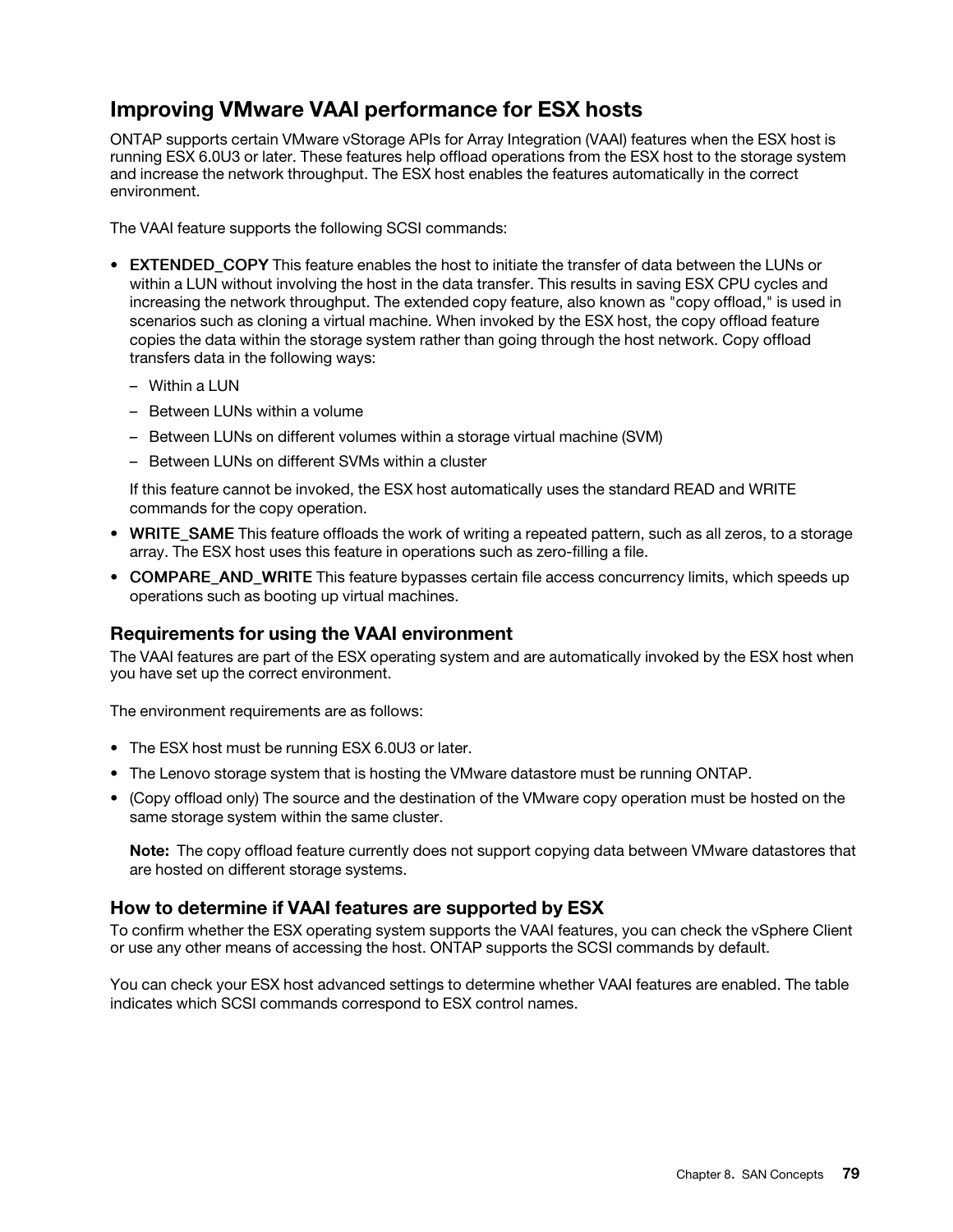## Improving VMware VAAI performance for ESX hosts

ONTAP supports certain VMware vStorage APIs for Array Integration (VAAI) features when the ESX host is running ESX 6.0U3 or later. These features help offload operations from the ESX host to the storage system and increase the network throughput. The ESX host enables the features automatically in the correct environment.

The VAAI feature supports the following SCSI commands:

- **EXTENDED_COPY** This feature enables the host to initiate the transfer of data between the LUNs or within a LUN without involving the host in the data transfer. This results in saving ESX CPU cycles and increasing the network throughput. The extended copy feature, also known as "copy offload," is used in scenarios such as cloning a virtual machine. When invoked by the ESX host, the copy offload feature copies the data within the storage system rather than going through the host network. Copy offload transfers data in the following ways:
  - Within a LUN
  - Between LUNs within a volume
  - Between LUNs on different volumes within a storage virtual machine (SVM)
  - Between LUNs on different SVMs within a cluster

  If this feature cannot be invoked, the ESX host automatically uses the standard READ and WRITE commands for the copy operation.
- **WRITE_SAME** This feature offloads the work of writing a repeated pattern, such as all zeros, to a storage array. The ESX host uses this feature in operations such as zero-filling a file.
- **COMPARE_AND_WRITE** This feature bypasses certain file access concurrency limits, which speeds up operations such as booting up virtual machines.

### Requirements for using the VAAI environment

The VAAI features are part of the ESX operating system and are automatically invoked by the ESX host when you have set up the correct environment.

The environment requirements are as follows:

- The ESX host must be running ESX 6.0U3 or later.
- The Lenovo storage system that is hosting the VMware datastore must be running ONTAP.
- (Copy offload only) The source and the destination of the VMware copy operation must be hosted on the same storage system within the same cluster.

  **Note:** The copy offload feature currently does not support copying data between VMware datastores that are hosted on different storage systems.

### How to determine if VAAI features are supported by ESX

To confirm whether the ESX operating system supports the VAAI features, you can check the vSphere Client or use any other means of accessing the host. ONTAP supports the SCSI commands by default.

You can check your ESX host advanced settings to determine whether VAAI features are enabled. The table indicates which SCSI commands correspond to ESX control names.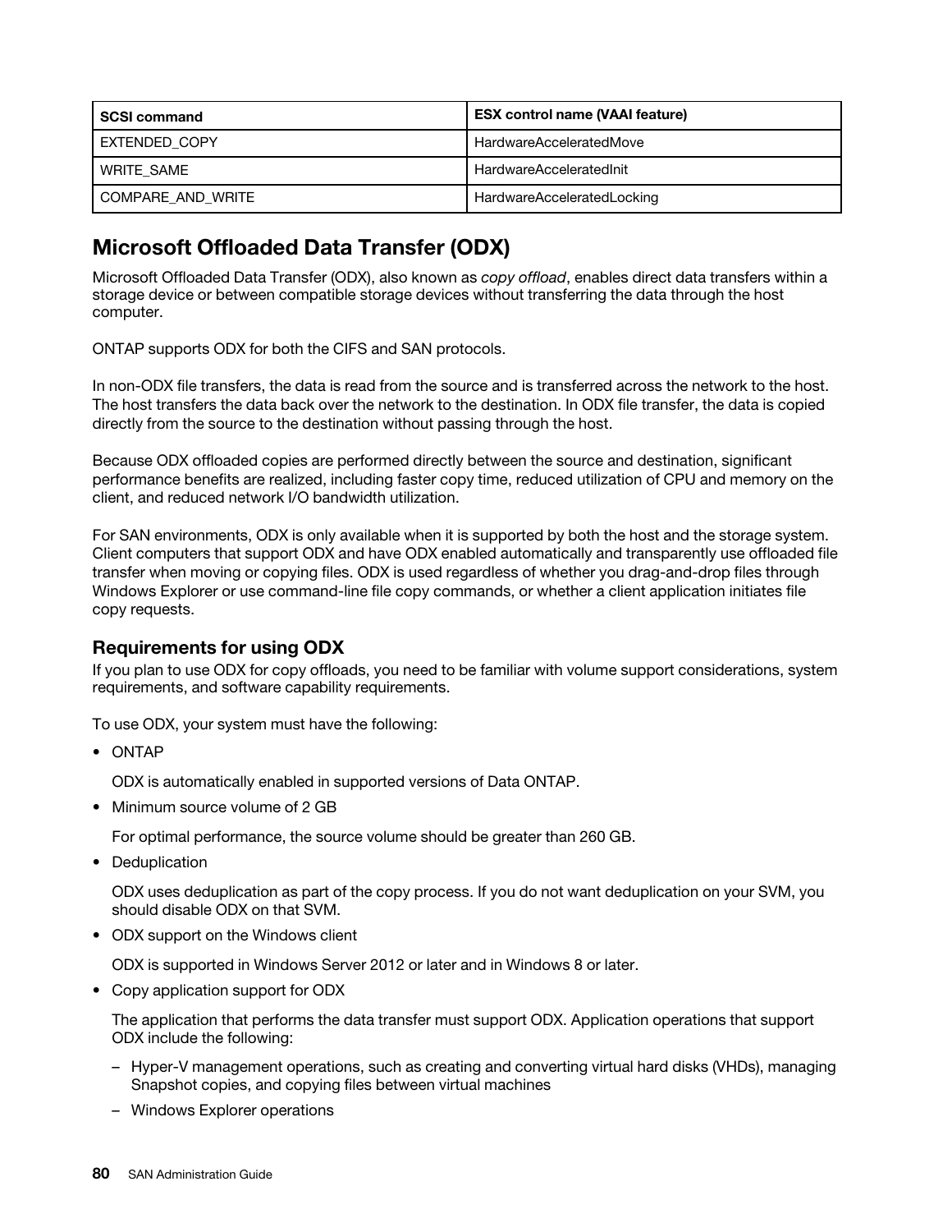| SCSI command | ESX control name (VAAI feature) |
|---|---|
| EXTENDED_COPY | HardwareAcceleratedMove |
| WRITE_SAME | HardwareAcceleratedInit |
| COMPARE_AND_WRITE | HardwareAcceleratedLocking |

## Microsoft Offloaded Data Transfer (ODX)

Microsoft Offloaded Data Transfer (ODX), also known as *copy offload*, enables direct data transfers within a storage device or between compatible storage devices without transferring the data through the host computer.

ONTAP supports ODX for both the CIFS and SAN protocols.

In non-ODX file transfers, the data is read from the source and is transferred across the network to the host. The host transfers the data back over the network to the destination. In ODX file transfer, the data is copied directly from the source to the destination without passing through the host.

Because ODX offloaded copies are performed directly between the source and destination, significant performance benefits are realized, including faster copy time, reduced utilization of CPU and memory on the client, and reduced network I/O bandwidth utilization.

For SAN environments, ODX is only available when it is supported by both the host and the storage system. Client computers that support ODX and have ODX enabled automatically and transparently use offloaded file transfer when moving or copying files. ODX is used regardless of whether you drag-and-drop files through Windows Explorer or use command-line file copy commands, or whether a client application initiates file copy requests.

### Requirements for using ODX

If you plan to use ODX for copy offloads, you need to be familiar with volume support considerations, system requirements, and software capability requirements.

To use ODX, your system must have the following:

- ONTAP

  ODX is automatically enabled in supported versions of Data ONTAP.

- Minimum source volume of 2 GB

  For optimal performance, the source volume should be greater than 260 GB.

- Deduplication

  ODX uses deduplication as part of the copy process. If you do not want deduplication on your SVM, you should disable ODX on that SVM.

- ODX support on the Windows client

  ODX is supported in Windows Server 2012 or later and in Windows 8 or later.

- Copy application support for ODX

  The application that performs the data transfer must support ODX. Application operations that support ODX include the following:

  – Hyper-V management operations, such as creating and converting virtual hard disks (VHDs), managing Snapshot copies, and copying files between virtual machines

  – Windows Explorer operations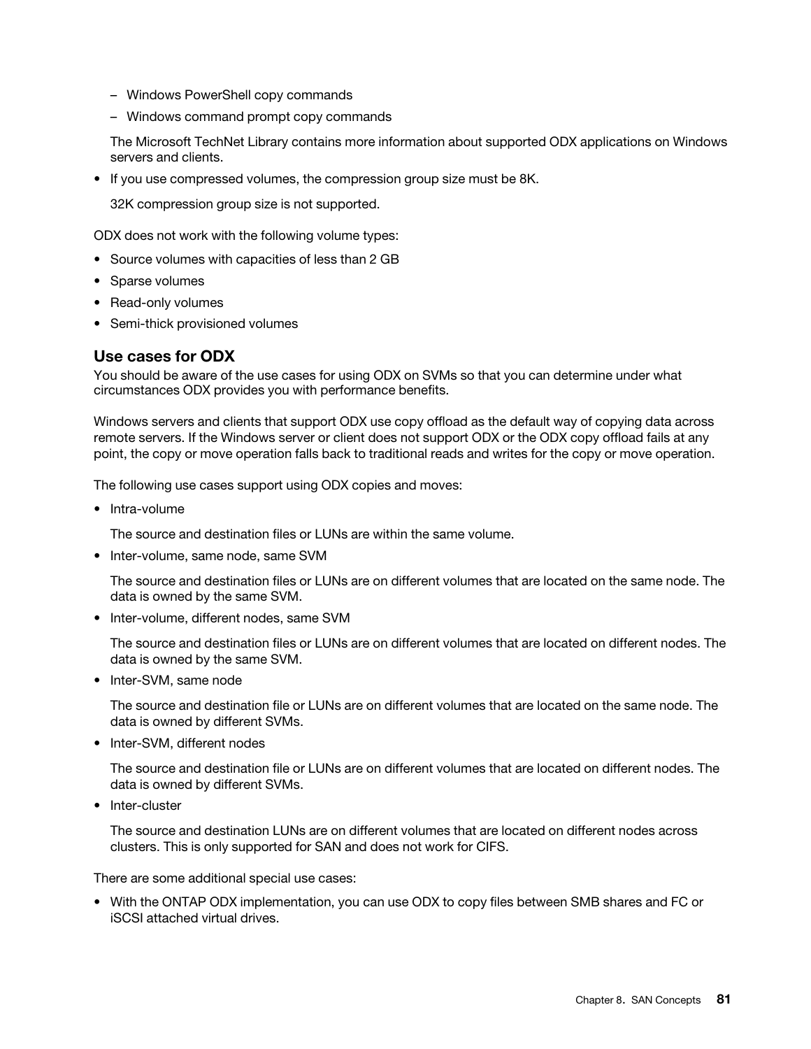- Windows PowerShell copy commands
  - Windows command prompt copy commands

  The Microsoft TechNet Library contains more information about supported ODX applications on Windows servers and clients.

- If you use compressed volumes, the compression group size must be 8K.

  32K compression group size is not supported.

ODX does not work with the following volume types:

- Source volumes with capacities of less than 2 GB
- Sparse volumes
- Read-only volumes
- Semi-thick provisioned volumes

### Use cases for ODX

You should be aware of the use cases for using ODX on SVMs so that you can determine under what circumstances ODX provides you with performance benefits.

Windows servers and clients that support ODX use copy offload as the default way of copying data across remote servers. If the Windows server or client does not support ODX or the ODX copy offload fails at any point, the copy or move operation falls back to traditional reads and writes for the copy or move operation.

The following use cases support using ODX copies and moves:

- Intra-volume

  The source and destination files or LUNs are within the same volume.

- Inter-volume, same node, same SVM

  The source and destination files or LUNs are on different volumes that are located on the same node. The data is owned by the same SVM.

- Inter-volume, different nodes, same SVM

  The source and destination files or LUNs are on different volumes that are located on different nodes. The data is owned by the same SVM.

- Inter-SVM, same node

  The source and destination file or LUNs are on different volumes that are located on the same node. The data is owned by different SVMs.

- Inter-SVM, different nodes

  The source and destination file or LUNs are on different volumes that are located on different nodes. The data is owned by different SVMs.

- Inter-cluster

  The source and destination LUNs are on different volumes that are located on different nodes across clusters. This is only supported for SAN and does not work for CIFS.

There are some additional special use cases:

- With the ONTAP ODX implementation, you can use ODX to copy files between SMB shares and FC or iSCSI attached virtual drives.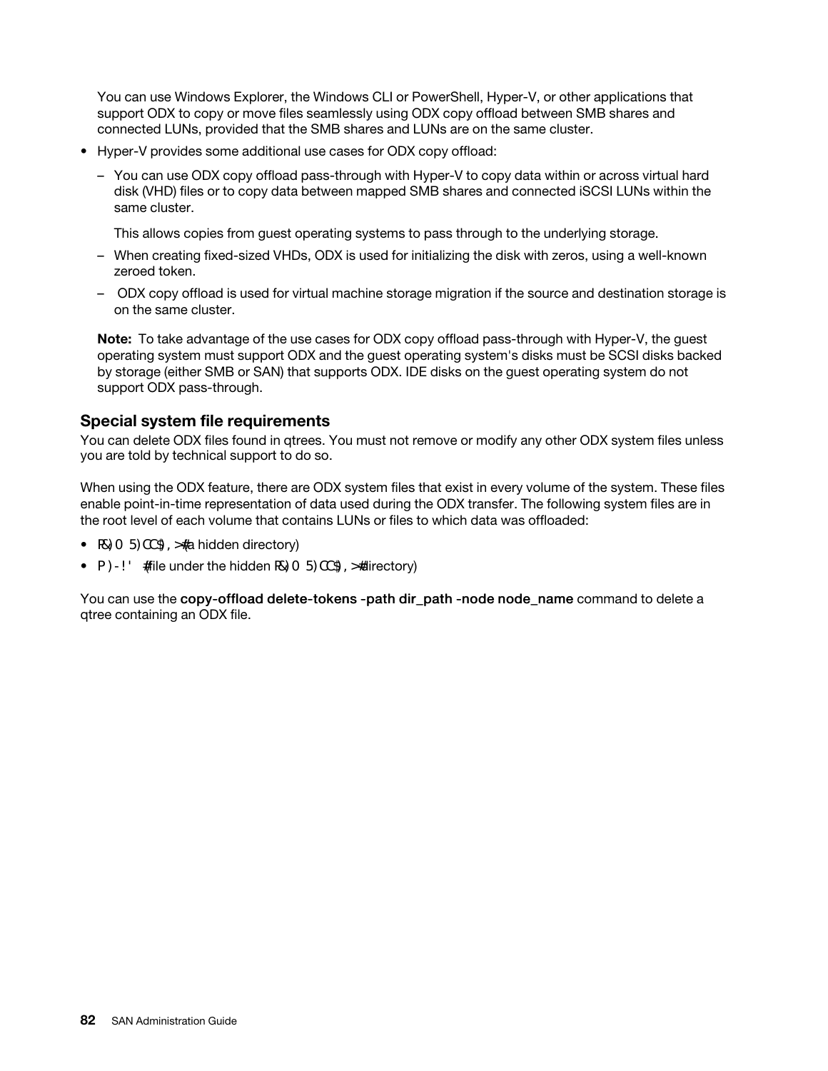You can use Windows Explorer, the Windows CLI or PowerShell, Hyper-V, or other applications that support ODX to copy or move files seamlessly using ODX copy offload between SMB shares and connected LUNs, provided that the SMB shares and LUNs are on the same cluster.

- Hyper-V provides some additional use cases for ODX copy offload:
  - You can use ODX copy offload pass-through with Hyper-V to copy data within or across virtual hard disk (VHD) files or to copy data between mapped SMB shares and connected iSCSI LUNs within the same cluster.

    This allows copies from guest operating systems to pass through to the underlying storage.
  - When creating fixed-sized VHDs, ODX is used for initializing the disk with zeros, using a well-known zeroed token.
  - ODX copy offload is used for virtual machine storage migration if the source and destination storage is on the same cluster.

**Note:** To take advantage of the use cases for ODX copy offload pass-through with Hyper-V, the guest operating system must support ODX and the guest operating system's disks must be SCSI disks backed by storage (either SMB or SAN) that supports ODX. IDE disks on the guest operating system do not support ODX pass-through.

### Special system file requirements

You can delete ODX files found in qtrees. You must not remove or modify any other ODX system files unless you are told by technical support to do so.

When using the ODX feature, there are ODX system files that exist in every volume of the system. These files enable point-in-time representation of data used during the ODX transfer. The following system files are in the root level of each volume that contains LUNs or files to which data was offloaded:

- .copy-offload (a hidden directory)
- .tokens (file under the hidden .copy-offload directory)

You can use the **copy-offload delete-tokens -path dir_path -node node_name** command to delete a qtree containing an ODX file.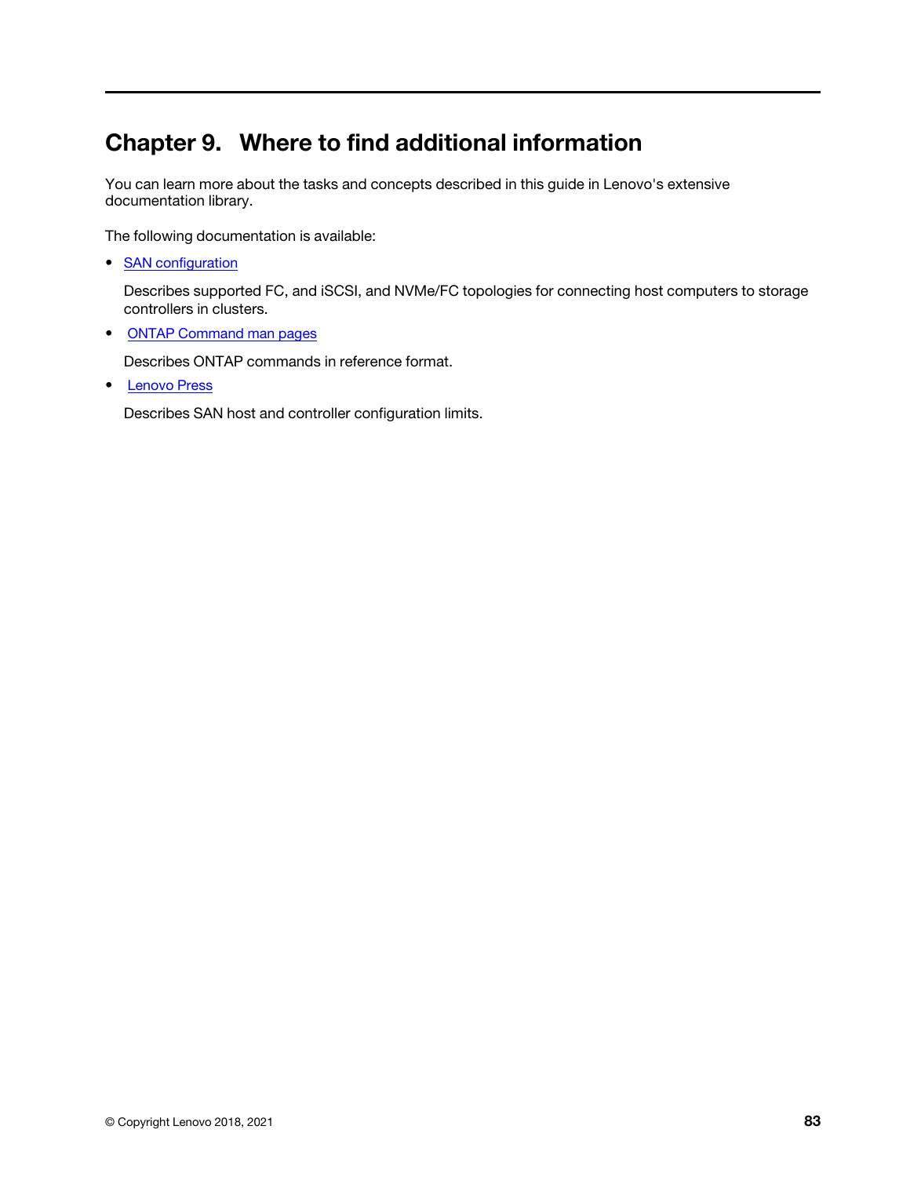# Chapter 9. Where to find additional information

You can learn more about the tasks and concepts described in this guide in Lenovo's extensive documentation library.

The following documentation is available:

- SAN configuration

  Describes supported FC, and iSCSI, and NVMe/FC topologies for connecting host computers to storage controllers in clusters.

- ONTAP Command man pages

  Describes ONTAP commands in reference format.

- Lenovo Press

  Describes SAN host and controller configuration limits.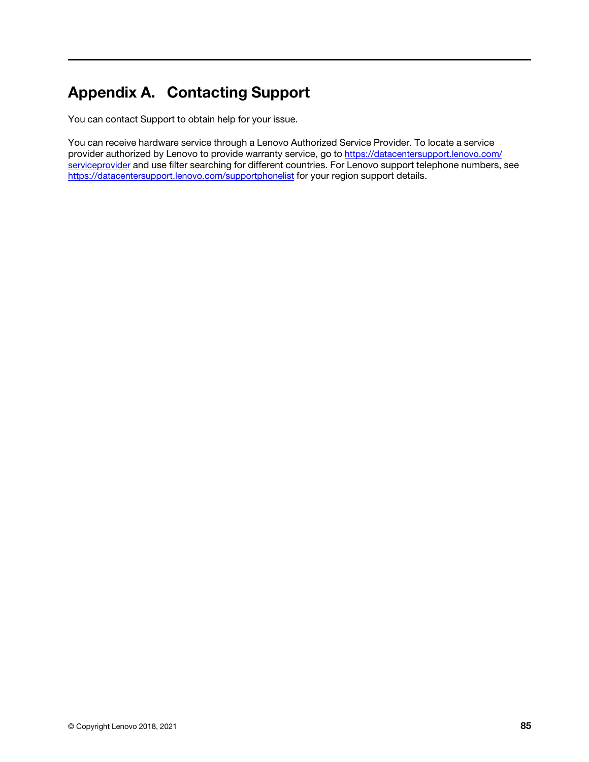# Appendix A. Contacting Support

You can contact Support to obtain help for your issue.

You can receive hardware service through a Lenovo Authorized Service Provider. To locate a service provider authorized by Lenovo to provide warranty service, go to https://datacentersupport.lenovo.com/serviceprovider and use filter searching for different countries. For Lenovo support telephone numbers, see https://datacentersupport.lenovo.com/supportphonelist for your region support details.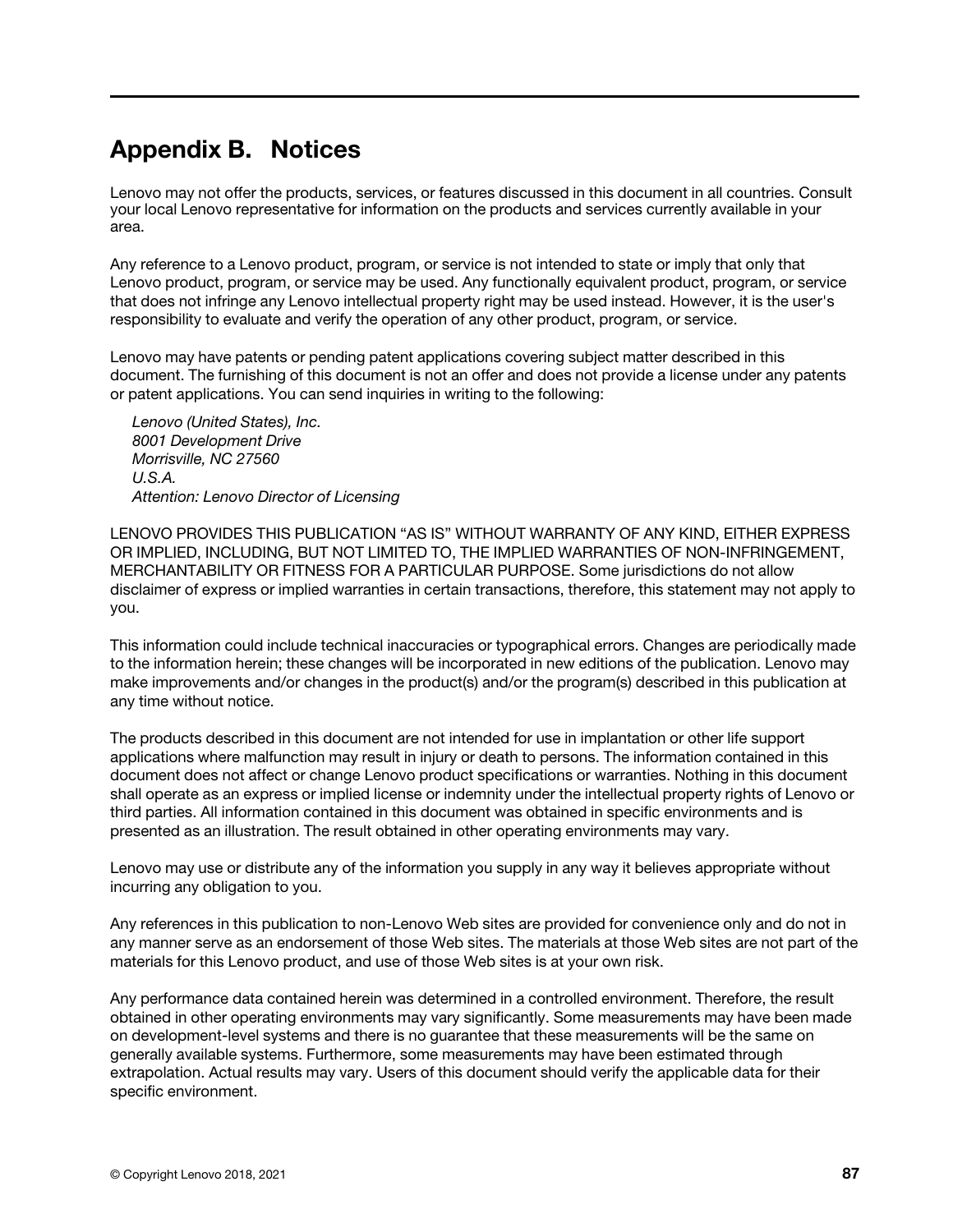# Appendix B. Notices

Lenovo may not offer the products, services, or features discussed in this document in all countries. Consult your local Lenovo representative for information on the products and services currently available in your area.

Any reference to a Lenovo product, program, or service is not intended to state or imply that only that Lenovo product, program, or service may be used. Any functionally equivalent product, program, or service that does not infringe any Lenovo intellectual property right may be used instead. However, it is the user's responsibility to evaluate and verify the operation of any other product, program, or service.

Lenovo may have patents or pending patent applications covering subject matter described in this document. The furnishing of this document is not an offer and does not provide a license under any patents or patent applications. You can send inquiries in writing to the following:

*Lenovo (United States), Inc.*
*8001 Development Drive*
*Morrisville, NC 27560*
*U.S.A.*
*Attention: Lenovo Director of Licensing*

LENOVO PROVIDES THIS PUBLICATION "AS IS" WITHOUT WARRANTY OF ANY KIND, EITHER EXPRESS OR IMPLIED, INCLUDING, BUT NOT LIMITED TO, THE IMPLIED WARRANTIES OF NON-INFRINGEMENT, MERCHANTABILITY OR FITNESS FOR A PARTICULAR PURPOSE. Some jurisdictions do not allow disclaimer of express or implied warranties in certain transactions, therefore, this statement may not apply to you.

This information could include technical inaccuracies or typographical errors. Changes are periodically made to the information herein; these changes will be incorporated in new editions of the publication. Lenovo may make improvements and/or changes in the product(s) and/or the program(s) described in this publication at any time without notice.

The products described in this document are not intended for use in implantation or other life support applications where malfunction may result in injury or death to persons. The information contained in this document does not affect or change Lenovo product specifications or warranties. Nothing in this document shall operate as an express or implied license or indemnity under the intellectual property rights of Lenovo or third parties. All information contained in this document was obtained in specific environments and is presented as an illustration. The result obtained in other operating environments may vary.

Lenovo may use or distribute any of the information you supply in any way it believes appropriate without incurring any obligation to you.

Any references in this publication to non-Lenovo Web sites are provided for convenience only and do not in any manner serve as an endorsement of those Web sites. The materials at those Web sites are not part of the materials for this Lenovo product, and use of those Web sites is at your own risk.

Any performance data contained herein was determined in a controlled environment. Therefore, the result obtained in other operating environments may vary significantly. Some measurements may have been made on development-level systems and there is no guarantee that these measurements will be the same on generally available systems. Furthermore, some measurements may have been estimated through extrapolation. Actual results may vary. Users of this document should verify the applicable data for their specific environment.

© Copyright Lenovo 2018, 2021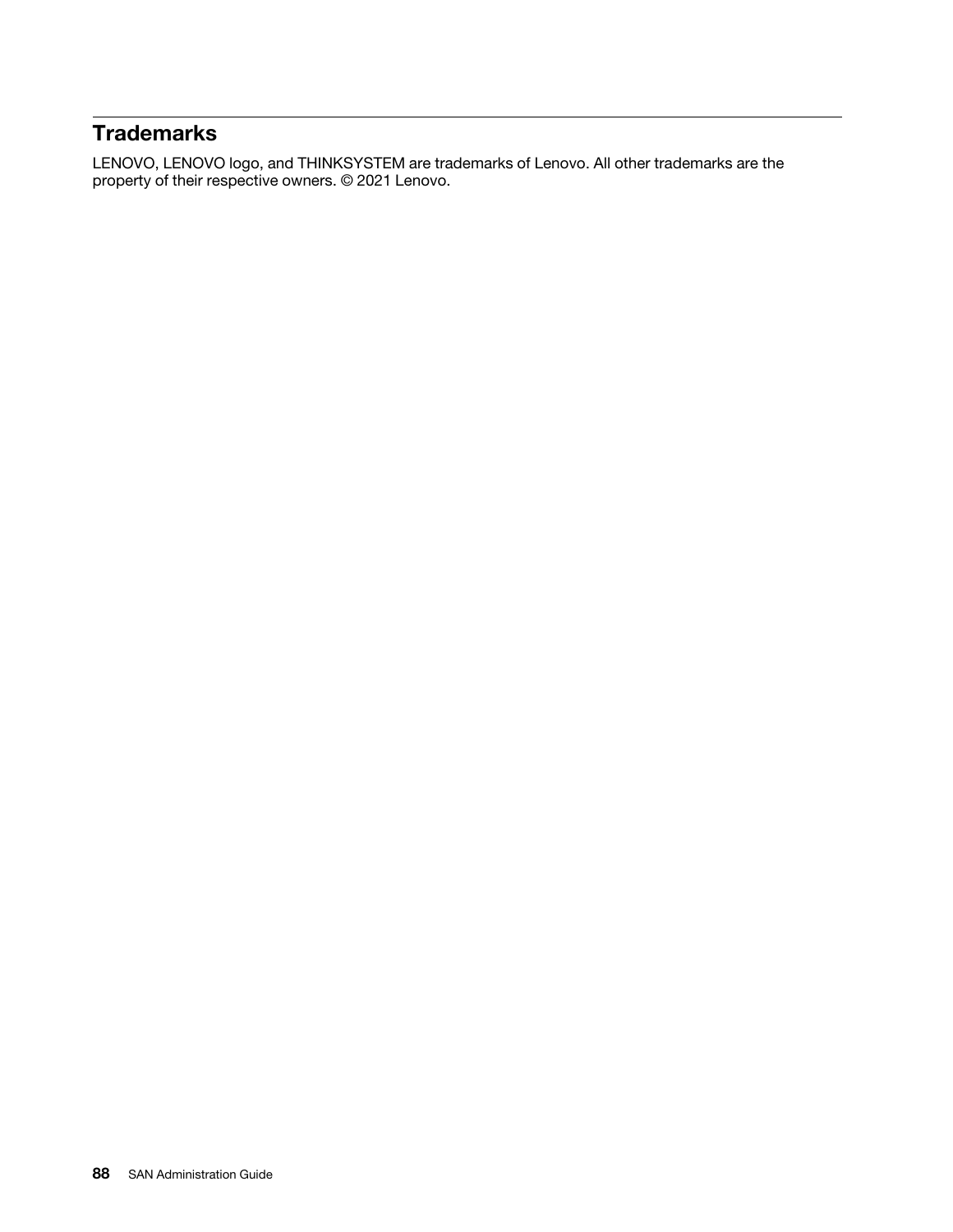## Trademarks

LENOVO, LENOVO logo, and THINKSYSTEM are trademarks of Lenovo. All other trademarks are the property of their respective owners. © 2021 Lenovo.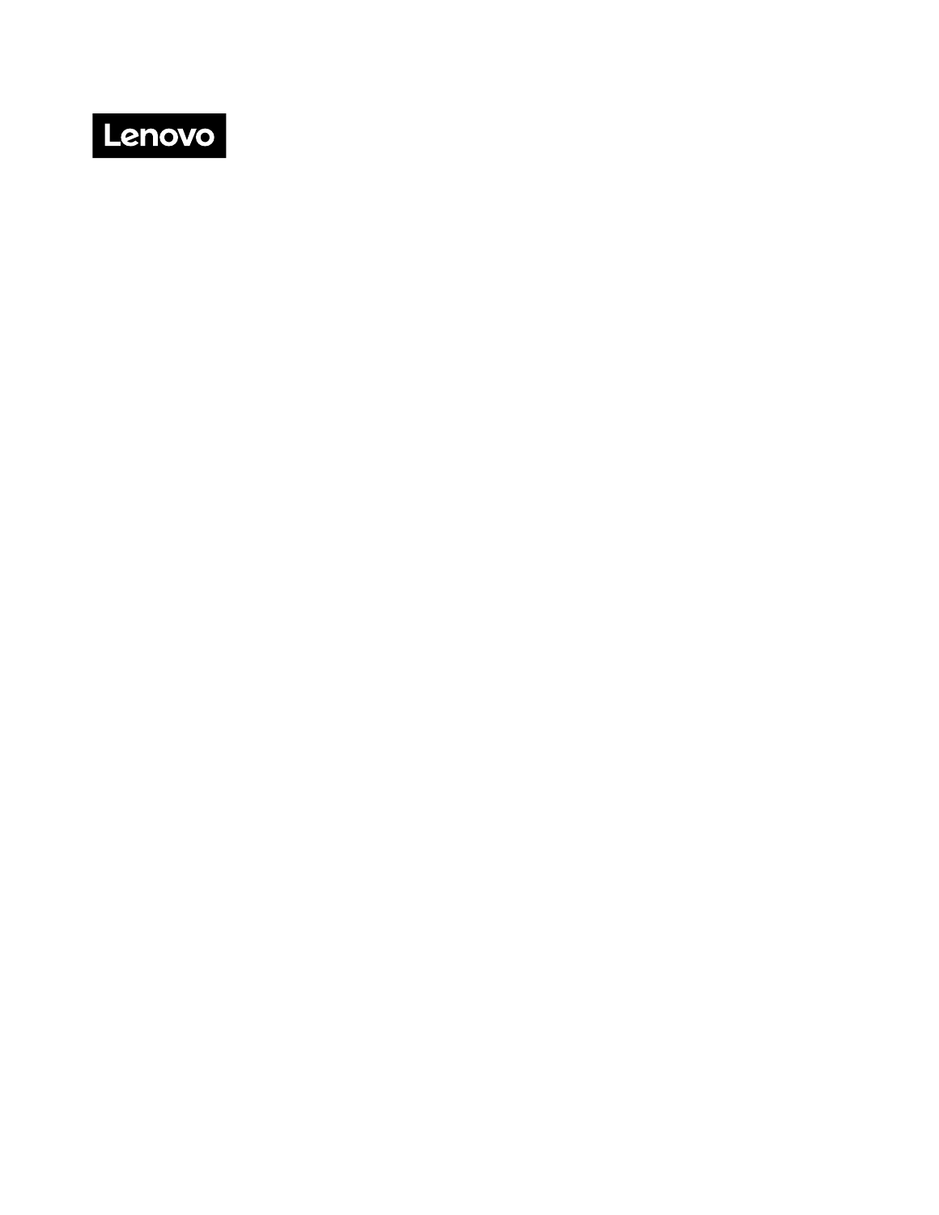Lenovo